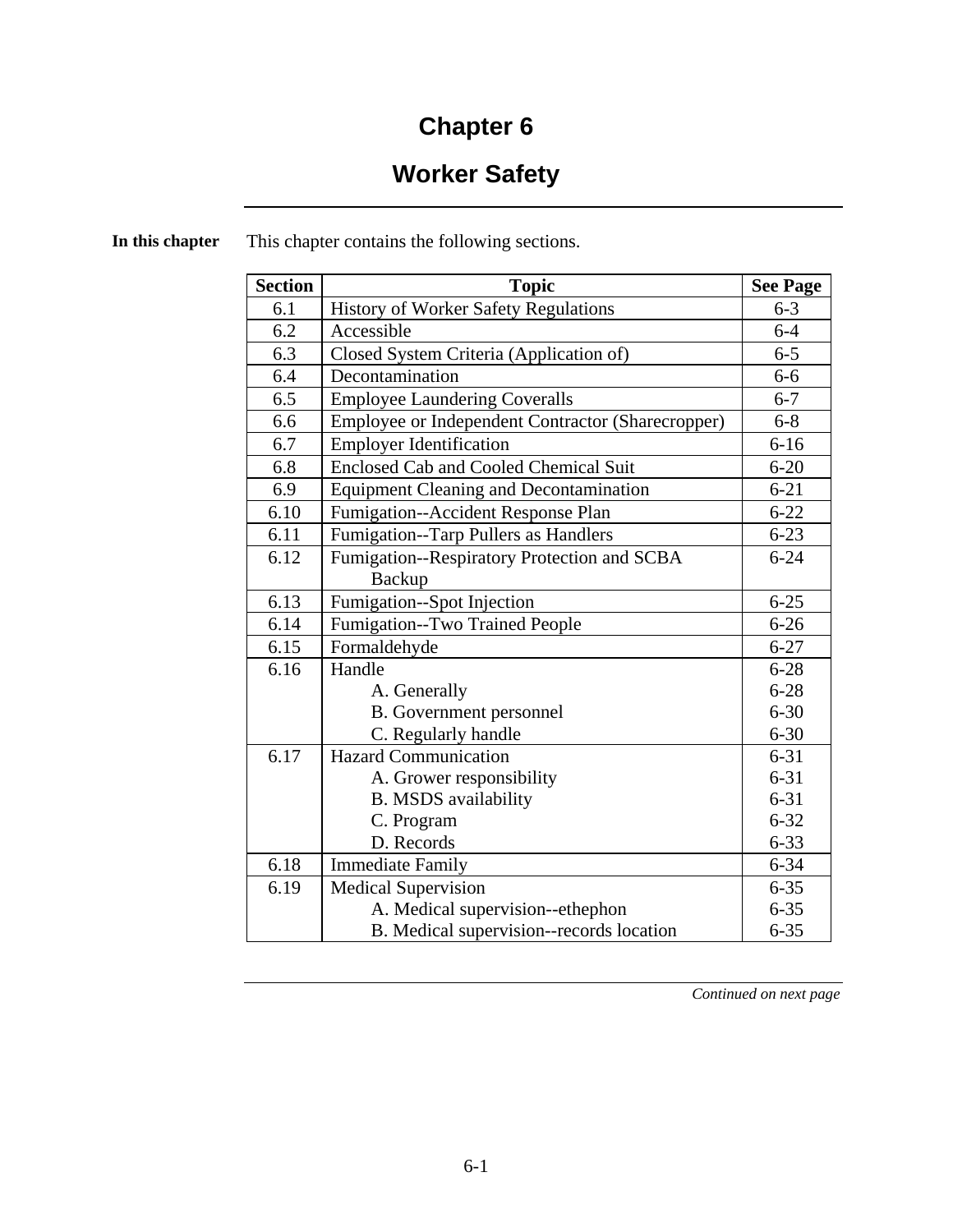# Chapter 6

# Worker Safety

**In this chapter** This chapter contains the following sections.

| Section | Topic | See Page |
|---|---|---|
| 6.1 | History of Worker Safety Regulations | 6-3 |
| 6.2 | Accessible | 6-4 |
| 6.3 | Closed System Criteria (Application of) | 6-5 |
| 6.4 | Decontamination | 6-6 |
| 6.5 | Employee Laundering Coveralls | 6-7 |
| 6.6 | Employee or Independent Contractor (Sharecropper) | 6-8 |
| 6.7 | Employer Identification | 6-16 |
| 6.8 | Enclosed Cab and Cooled Chemical Suit | 6-20 |
| 6.9 | Equipment Cleaning and Decontamination | 6-21 |
| 6.10 | Fumigation--Accident Response Plan | 6-22 |
| 6.11 | Fumigation--Tarp Pullers as Handlers | 6-23 |
| 6.12 | Fumigation--Respiratory Protection and SCBA Backup | 6-24 |
| 6.13 | Fumigation--Spot Injection | 6-25 |
| 6.14 | Fumigation--Two Trained People | 6-26 |
| 6.15 | Formaldehyde | 6-27 |
| 6.16 | Handle<br>A. Generally<br>B. Government personnel<br>C. Regularly handle | 6-28<br>6-28<br>6-30<br>6-30 |
| 6.17 | Hazard Communication<br>A. Grower responsibility<br>B. MSDS availability<br>C. Program<br>D. Records | 6-31<br>6-31<br>6-31<br>6-32<br>6-33 |
| 6.18 | Immediate Family | 6-34 |
| 6.19 | Medical Supervision<br>A. Medical supervision--ethephon<br>B. Medical supervision--records location | 6-35<br>6-35<br>6-35 |

*Continued on next page*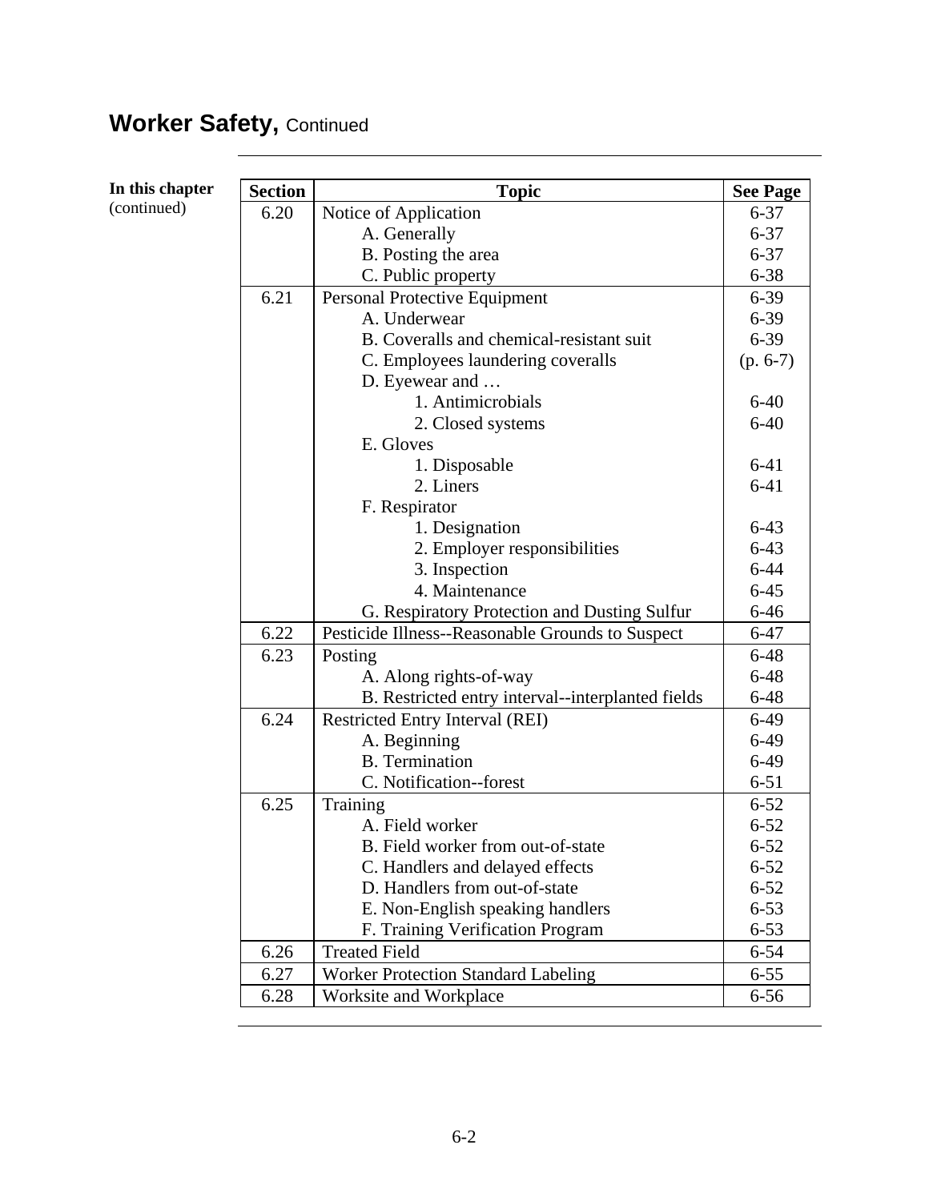## Worker Safety, Continued

**In this chapter** (continued)

| Section | Topic | See Page |
|---|---|---|
| 6.20 | Notice of Application | 6-37 |
| | A. Generally | 6-37 |
| | B. Posting the area | 6-37 |
| | C. Public property | 6-38 |
| 6.21 | Personal Protective Equipment | 6-39 |
| | A. Underwear | 6-39 |
| | B. Coveralls and chemical-resistant suit | 6-39 |
| | C. Employees laundering coveralls | (p. 6-7) |
| | D. Eyewear and … | |
| | 1. Antimicrobials | 6-40 |
| | 2. Closed systems | 6-40 |
| | E. Gloves | |
| | 1. Disposable | 6-41 |
| | 2. Liners | 6-41 |
| | F. Respirator | |
| | 1. Designation | 6-43 |
| | 2. Employer responsibilities | 6-43 |
| | 3. Inspection | 6-44 |
| | 4. Maintenance | 6-45 |
| | G. Respiratory Protection and Dusting Sulfur | 6-46 |
| 6.22 | Pesticide Illness--Reasonable Grounds to Suspect | 6-47 |
| 6.23 | Posting | 6-48 |
| | A. Along rights-of-way | 6-48 |
| | B. Restricted entry interval--interplanted fields | 6-48 |
| 6.24 | Restricted Entry Interval (REI) | 6-49 |
| | A. Beginning | 6-49 |
| | B. Termination | 6-49 |
| | C. Notification--forest | 6-51 |
| 6.25 | Training | 6-52 |
| | A. Field worker | 6-52 |
| | B. Field worker from out-of-state | 6-52 |
| | C. Handlers and delayed effects | 6-52 |
| | D. Handlers from out-of-state | 6-52 |
| | E. Non-English speaking handlers | 6-53 |
| | F. Training Verification Program | 6-53 |
| 6.26 | Treated Field | 6-54 |
| 6.27 | Worker Protection Standard Labeling | 6-55 |
| 6.28 | Worksite and Workplace | 6-56 |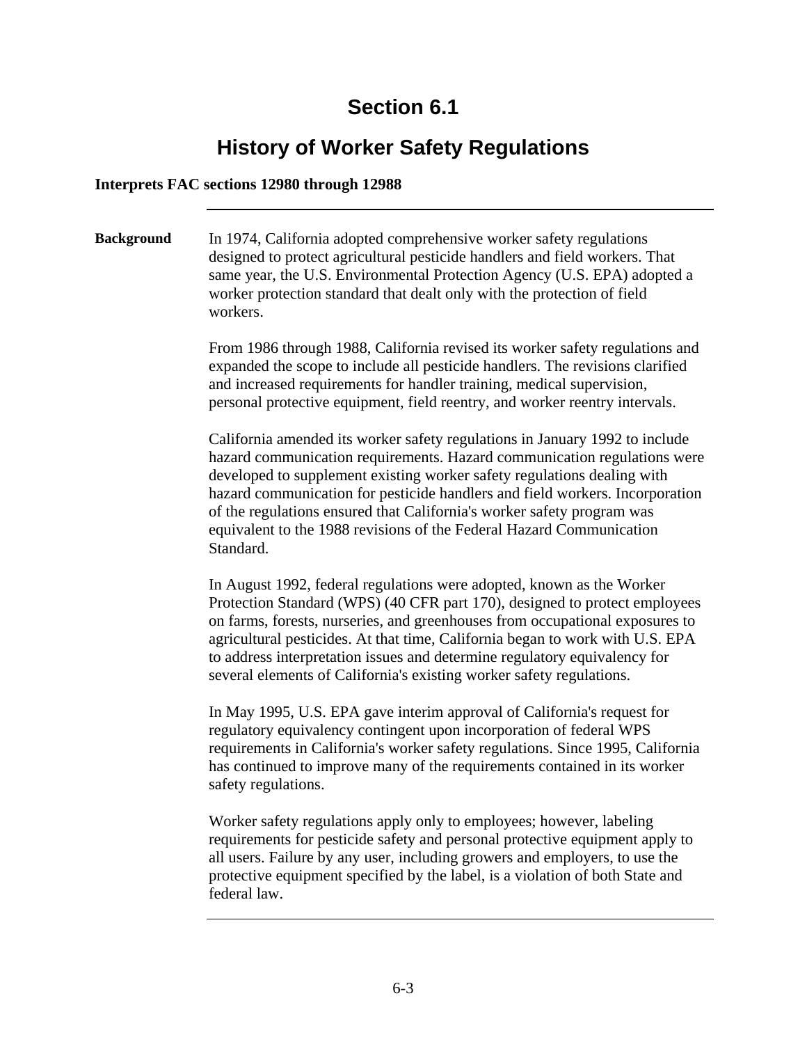# Section 6.1

## History of Worker Safety Regulations

**Interprets FAC sections 12980 through 12988**

---

**Background**

In 1974, California adopted comprehensive worker safety regulations designed to protect agricultural pesticide handlers and field workers. That same year, the U.S. Environmental Protection Agency (U.S. EPA) adopted a worker protection standard that dealt only with the protection of field workers.

From 1986 through 1988, California revised its worker safety regulations and expanded the scope to include all pesticide handlers. The revisions clarified and increased requirements for handler training, medical supervision, personal protective equipment, field reentry, and worker reentry intervals.

California amended its worker safety regulations in January 1992 to include hazard communication requirements. Hazard communication regulations were developed to supplement existing worker safety regulations dealing with hazard communication for pesticide handlers and field workers. Incorporation of the regulations ensured that California's worker safety program was equivalent to the 1988 revisions of the Federal Hazard Communication Standard.

In August 1992, federal regulations were adopted, known as the Worker Protection Standard (WPS) (40 CFR part 170), designed to protect employees on farms, forests, nurseries, and greenhouses from occupational exposures to agricultural pesticides. At that time, California began to work with U.S. EPA to address interpretation issues and determine regulatory equivalency for several elements of California's existing worker safety regulations.

In May 1995, U.S. EPA gave interim approval of California's request for regulatory equivalency contingent upon incorporation of federal WPS requirements in California's worker safety regulations. Since 1995, California has continued to improve many of the requirements contained in its worker safety regulations.

Worker safety regulations apply only to employees; however, labeling requirements for pesticide safety and personal protective equipment apply to all users. Failure by any user, including growers and employers, to use the protective equipment specified by the label, is a violation of both State and federal law.

---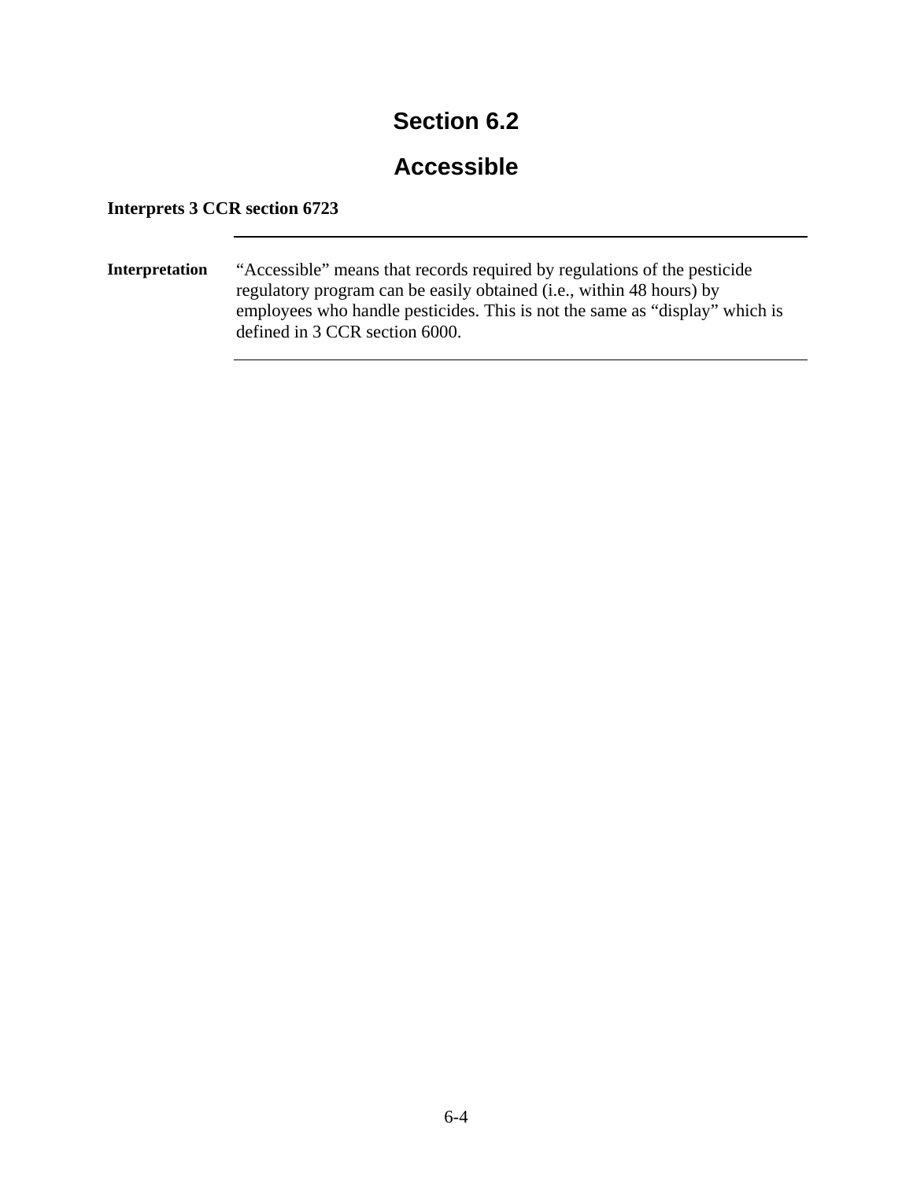# Section 6.2

# Accessible

**Interprets 3 CCR section 6723**

---

**Interpretation** “Accessible” means that records required by regulations of the pesticide regulatory program can be easily obtained (i.e., within 48 hours) by employees who handle pesticides. This is not the same as “display” which is defined in 3 CCR section 6000.

---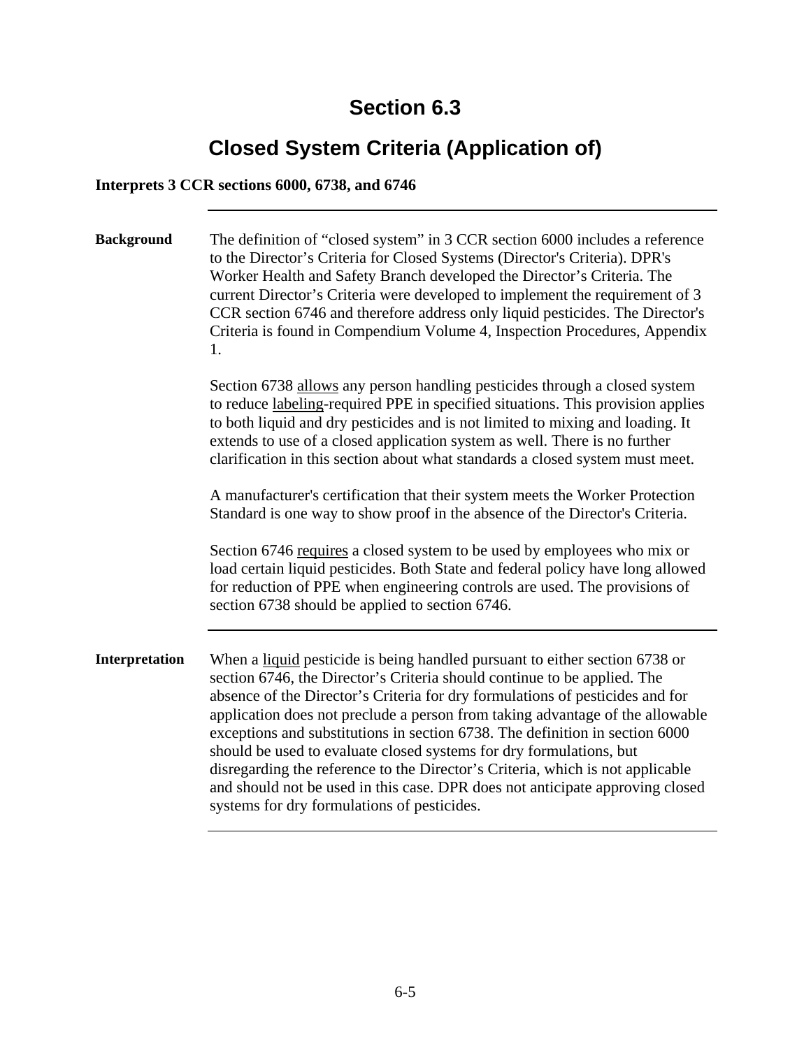# Section 6.3

## Closed System Criteria (Application of)

**Interprets 3 CCR sections 6000, 6738, and 6746**

---

**Background**

The definition of "closed system" in 3 CCR section 6000 includes a reference to the Director's Criteria for Closed Systems (Director's Criteria). DPR's Worker Health and Safety Branch developed the Director's Criteria. The current Director's Criteria were developed to implement the requirement of 3 CCR section 6746 and therefore address only liquid pesticides. The Director's Criteria is found in Compendium Volume 4, Inspection Procedures, Appendix 1.

Section 6738 <u>allows</u> any person handling pesticides through a closed system to reduce <u>labeling</u>-required PPE in specified situations. This provision applies to both liquid and dry pesticides and is not limited to mixing and loading. It extends to use of a closed application system as well. There is no further clarification in this section about what standards a closed system must meet.

A manufacturer's certification that their system meets the Worker Protection Standard is one way to show proof in the absence of the Director's Criteria.

Section 6746 <u>requires</u> a closed system to be used by employees who mix or load certain liquid pesticides. Both State and federal policy have long allowed for reduction of PPE when engineering controls are used. The provisions of section 6738 should be applied to section 6746.

---

**Interpretation**

When a <u>liquid</u> pesticide is being handled pursuant to either section 6738 or section 6746, the Director's Criteria should continue to be applied. The absence of the Director's Criteria for dry formulations of pesticides and for application does not preclude a person from taking advantage of the allowable exceptions and substitutions in section 6738. The definition in section 6000 should be used to evaluate closed systems for dry formulations, but disregarding the reference to the Director's Criteria, which is not applicable and should not be used in this case. DPR does not anticipate approving closed systems for dry formulations of pesticides.

---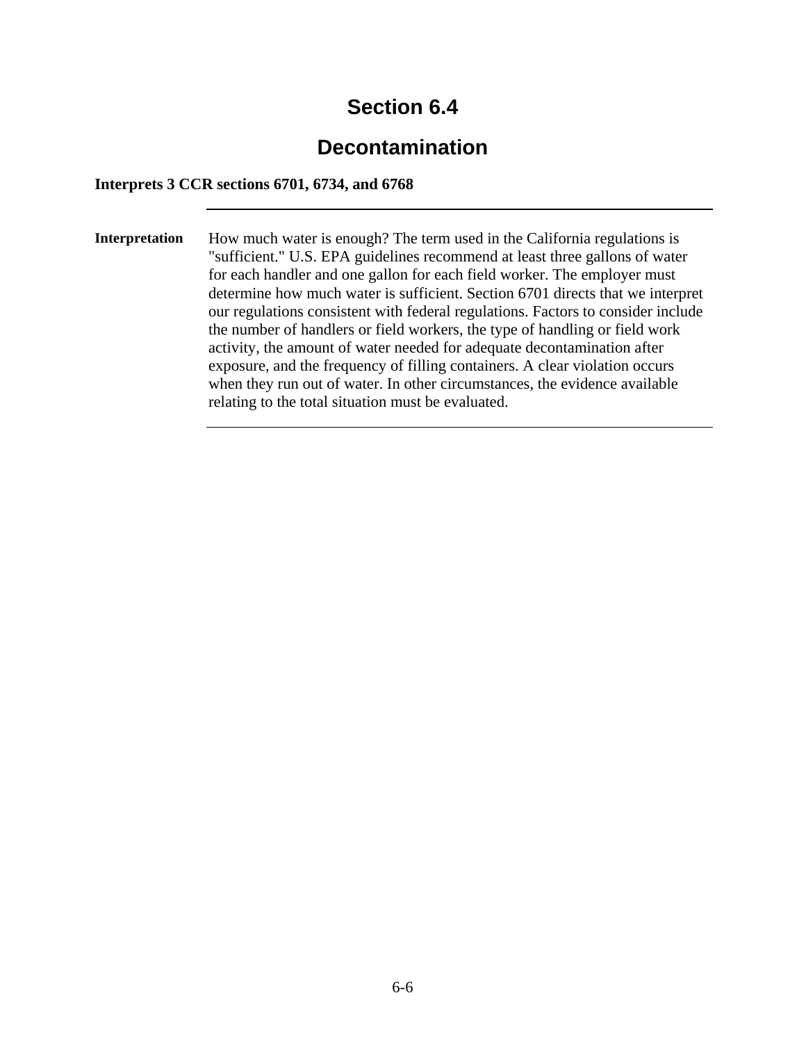# Section 6.4

# Decontamination

**Interprets 3 CCR sections 6701, 6734, and 6768**

---

**Interpretation**

How much water is enough? The term used in the California regulations is "sufficient." U.S. EPA guidelines recommend at least three gallons of water for each handler and one gallon for each field worker. The employer must determine how much water is sufficient. Section 6701 directs that we interpret our regulations consistent with federal regulations. Factors to consider include the number of handlers or field workers, the type of handling or field work activity, the amount of water needed for adequate decontamination after exposure, and the frequency of filling containers. A clear violation occurs when they run out of water. In other circumstances, the evidence available relating to the total situation must be evaluated.

---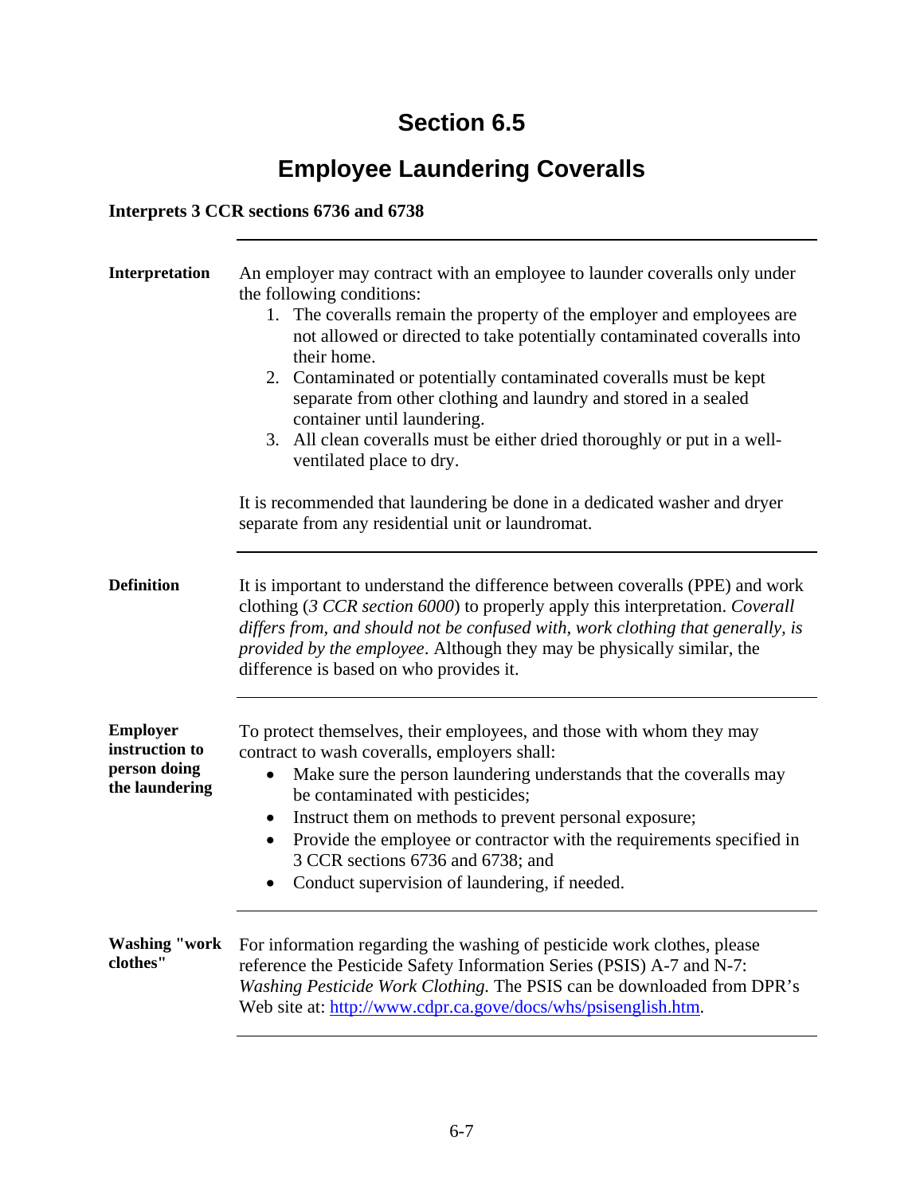# Section 6.5

## Employee Laundering Coveralls

**Interprets 3 CCR sections 6736 and 6738**

---

**Interpretation**

An employer may contract with an employee to launder coveralls only under the following conditions:

1. The coveralls remain the property of the employer and employees are not allowed or directed to take potentially contaminated coveralls into their home.
2. Contaminated or potentially contaminated coveralls must be kept separate from other clothing and laundry and stored in a sealed container until laundering.
3. All clean coveralls must be either dried thoroughly or put in a well-ventilated place to dry.

It is recommended that laundering be done in a dedicated washer and dryer separate from any residential unit or laundromat.

---

**Definition**

It is important to understand the difference between coveralls (PPE) and work clothing (*3 CCR section 6000*) to properly apply this interpretation. *Coverall differs from, and should not be confused with, work clothing that generally, is provided by the employee*. Although they may be physically similar, the difference is based on who provides it.

---

**Employer instruction to person doing the laundering**

To protect themselves, their employees, and those with whom they may contract to wash coveralls, employers shall:

- Make sure the person laundering understands that the coveralls may be contaminated with pesticides;
- Instruct them on methods to prevent personal exposure;
- Provide the employee or contractor with the requirements specified in 3 CCR sections 6736 and 6738; and
- Conduct supervision of laundering, if needed.

---

**Washing "work clothes"**

For information regarding the washing of pesticide work clothes, please reference the Pesticide Safety Information Series (PSIS) A-7 and N-7: *Washing Pesticide Work Clothing.* The PSIS can be downloaded from DPR's Web site at: http://www.cdpr.ca.gove/docs/whs/psisenglish.htm.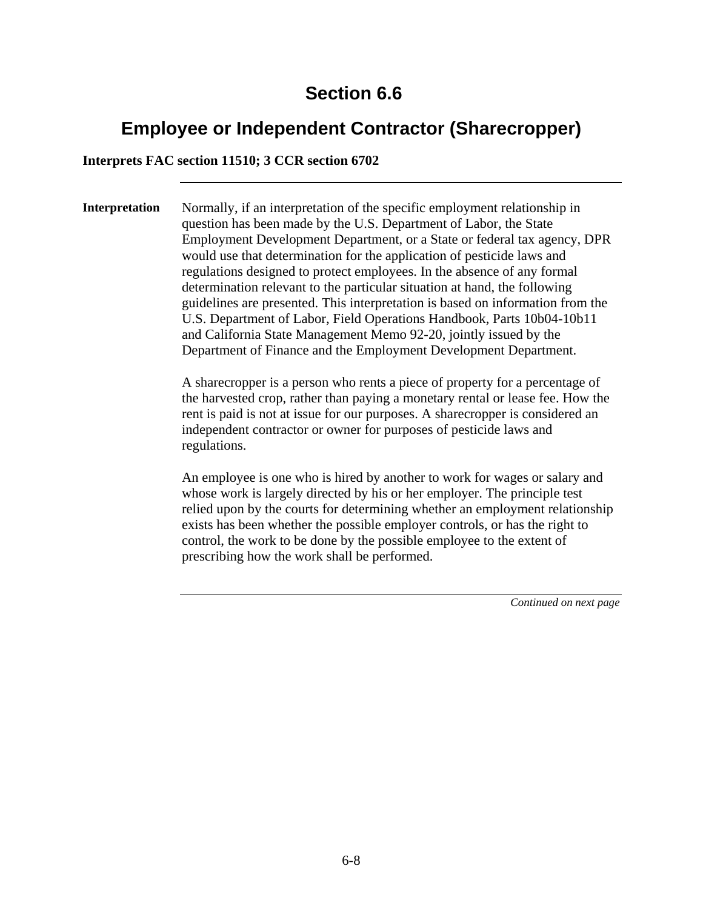# Section 6.6

## Employee or Independent Contractor (Sharecropper)

**Interprets FAC section 11510; 3 CCR section 6702**

---

**Interpretation**

Normally, if an interpretation of the specific employment relationship in question has been made by the U.S. Department of Labor, the State Employment Development Department, or a State or federal tax agency, DPR would use that determination for the application of pesticide laws and regulations designed to protect employees. In the absence of any formal determination relevant to the particular situation at hand, the following guidelines are presented. This interpretation is based on information from the U.S. Department of Labor, Field Operations Handbook, Parts 10b04-10b11 and California State Management Memo 92-20, jointly issued by the Department of Finance and the Employment Development Department.

A sharecropper is a person who rents a piece of property for a percentage of the harvested crop, rather than paying a monetary rental or lease fee. How the rent is paid is not at issue for our purposes. A sharecropper is considered an independent contractor or owner for purposes of pesticide laws and regulations.

An employee is one who is hired by another to work for wages or salary and whose work is largely directed by his or her employer. The principle test relied upon by the courts for determining whether an employment relationship exists has been whether the possible employer controls, or has the right to control, the work to be done by the possible employee to the extent of prescribing how the work shall be performed.

*Continued on next page*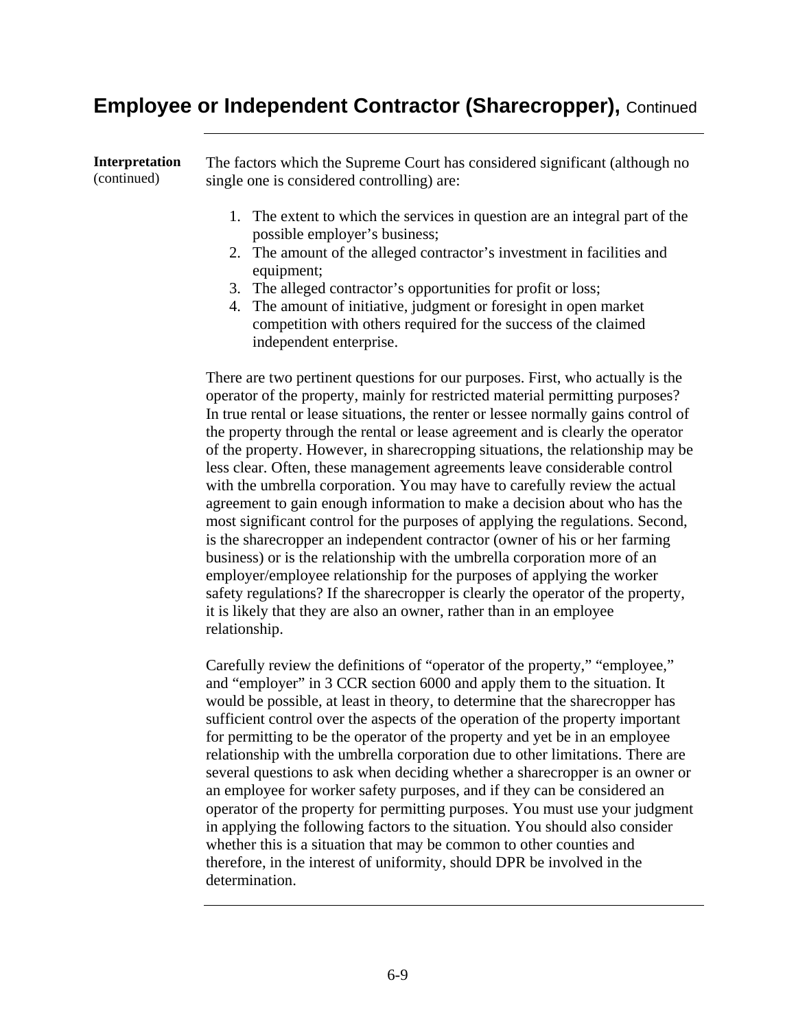## Employee or Independent Contractor (Sharecropper), Continued

**Interpretation** (continued)

The factors which the Supreme Court has considered significant (although no single one is considered controlling) are:

1. The extent to which the services in question are an integral part of the possible employer's business;
2. The amount of the alleged contractor's investment in facilities and equipment;
3. The alleged contractor's opportunities for profit or loss;
4. The amount of initiative, judgment or foresight in open market competition with others required for the success of the claimed independent enterprise.

There are two pertinent questions for our purposes. First, who actually is the operator of the property, mainly for restricted material permitting purposes? In true rental or lease situations, the renter or lessee normally gains control of the property through the rental or lease agreement and is clearly the operator of the property. However, in sharecropping situations, the relationship may be less clear. Often, these management agreements leave considerable control with the umbrella corporation. You may have to carefully review the actual agreement to gain enough information to make a decision about who has the most significant control for the purposes of applying the regulations. Second, is the sharecropper an independent contractor (owner of his or her farming business) or is the relationship with the umbrella corporation more of an employer/employee relationship for the purposes of applying the worker safety regulations? If the sharecropper is clearly the operator of the property, it is likely that they are also an owner, rather than in an employee relationship.

Carefully review the definitions of "operator of the property," "employee," and "employer" in 3 CCR section 6000 and apply them to the situation. It would be possible, at least in theory, to determine that the sharecropper has sufficient control over the aspects of the operation of the property important for permitting to be the operator of the property and yet be in an employee relationship with the umbrella corporation due to other limitations. There are several questions to ask when deciding whether a sharecropper is an owner or an employee for worker safety purposes, and if they can be considered an operator of the property for permitting purposes. You must use your judgment in applying the following factors to the situation. You should also consider whether this is a situation that may be common to other counties and therefore, in the interest of uniformity, should DPR be involved in the determination.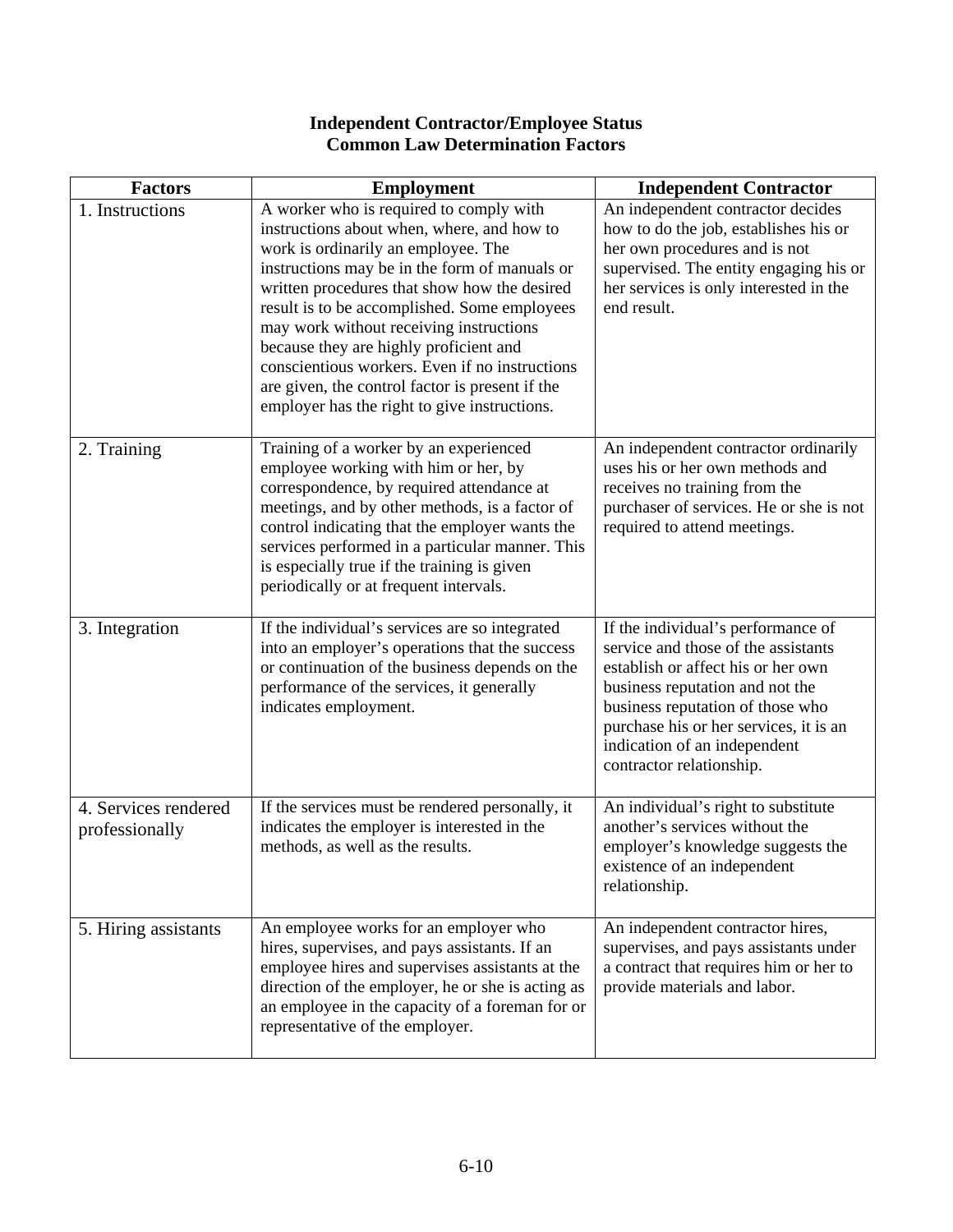# Independent Contractor/Employee Status
## Common Law Determination Factors

| Factors | Employment | Independent Contractor |
|---|---|---|
| 1. Instructions | A worker who is required to comply with instructions about when, where, and how to work is ordinarily an employee. The instructions may be in the form of manuals or written procedures that show how the desired result is to be accomplished. Some employees may work without receiving instructions because they are highly proficient and conscientious workers. Even if no instructions are given, the control factor is present if the employer has the right to give instructions. | An independent contractor decides how to do the job, establishes his or her own procedures and is not supervised. The entity engaging his or her services is only interested in the end result. |
| 2. Training | Training of a worker by an experienced employee working with him or her, by correspondence, by required attendance at meetings, and by other methods, is a factor of control indicating that the employer wants the services performed in a particular manner. This is especially true if the training is given periodically or at frequent intervals. | An independent contractor ordinarily uses his or her own methods and receives no training from the purchaser of services. He or she is not required to attend meetings. |
| 3. Integration | If the individual's services are so integrated into an employer's operations that the success or continuation of the business depends on the performance of the services, it generally indicates employment. | If the individual's performance of service and those of the assistants establish or affect his or her own business reputation and not the business reputation of those who purchase his or her services, it is an indication of an independent contractor relationship. |
| 4. Services rendered professionally | If the services must be rendered personally, it indicates the employer is interested in the methods, as well as the results. | An individual's right to substitute another's services without the employer's knowledge suggests the existence of an independent relationship. |
| 5. Hiring assistants | An employee works for an employer who hires, supervises, and pays assistants. If an employee hires and supervises assistants at the direction of the employer, he or she is acting as an employee in the capacity of a foreman for or representative of the employer. | An independent contractor hires, supervises, and pays assistants under a contract that requires him or her to provide materials and labor. |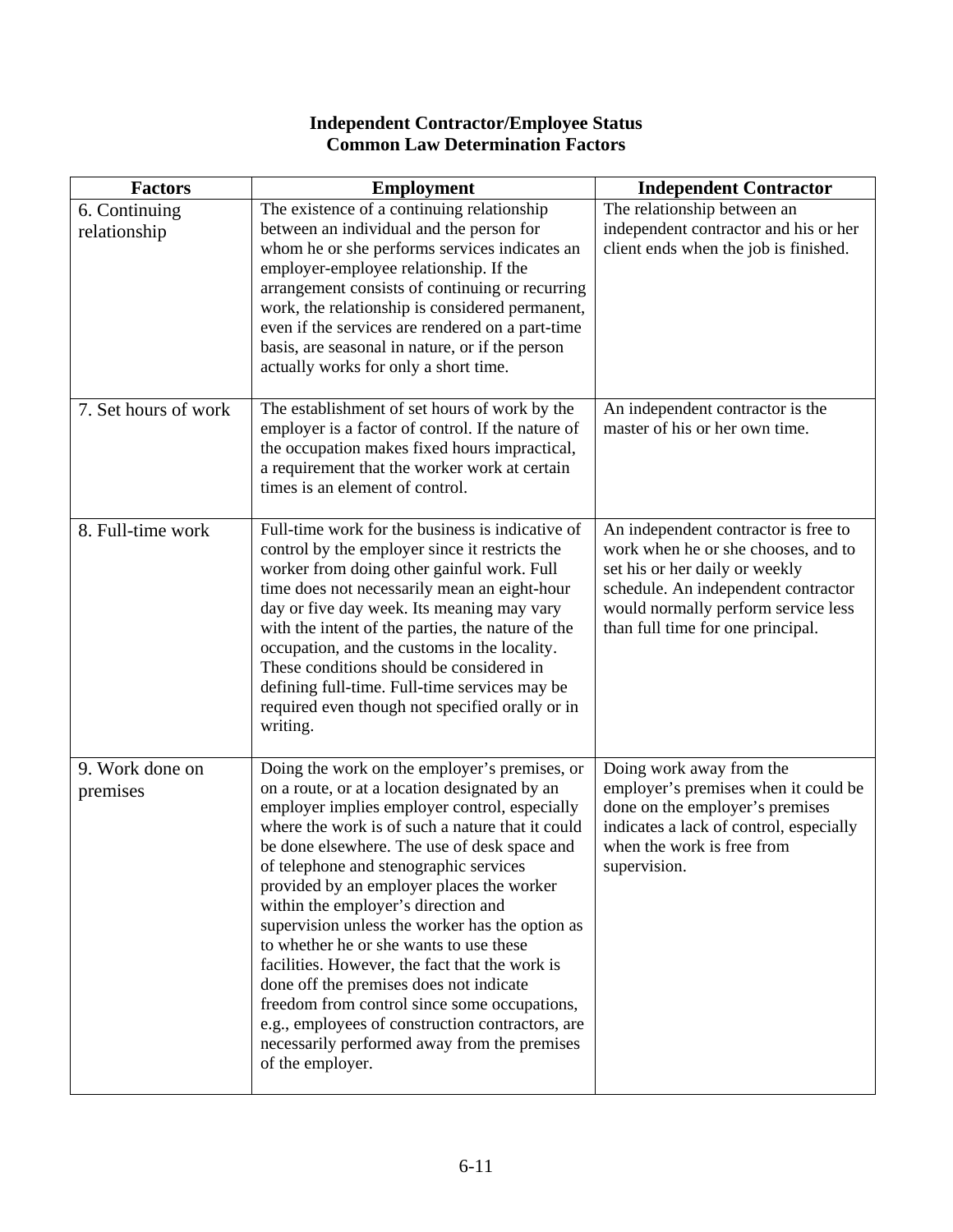**Independent Contractor/Employee Status**
**Common Law Determination Factors**

| Factors | Employment | Independent Contractor |
|---|---|---|
| 6. Continuing relationship | The existence of a continuing relationship between an individual and the person for whom he or she performs services indicates an employer-employee relationship. If the arrangement consists of continuing or recurring work, the relationship is considered permanent, even if the services are rendered on a part-time basis, are seasonal in nature, or if the person actually works for only a short time. | The relationship between an independent contractor and his or her client ends when the job is finished. |
| 7. Set hours of work | The establishment of set hours of work by the employer is a factor of control. If the nature of the occupation makes fixed hours impractical, a requirement that the worker work at certain times is an element of control. | An independent contractor is the master of his or her own time. |
| 8. Full-time work | Full-time work for the business is indicative of control by the employer since it restricts the worker from doing other gainful work. Full time does not necessarily mean an eight-hour day or five day week. Its meaning may vary with the intent of the parties, the nature of the occupation, and the customs in the locality. These conditions should be considered in defining full-time. Full-time services may be required even though not specified orally or in writing. | An independent contractor is free to work when he or she chooses, and to set his or her daily or weekly schedule. An independent contractor would normally perform service less than full time for one principal. |
| 9. Work done on premises | Doing the work on the employer's premises, or on a route, or at a location designated by an employer implies employer control, especially where the work is of such a nature that it could be done elsewhere. The use of desk space and of telephone and stenographic services provided by an employer places the worker within the employer's direction and supervision unless the worker has the option as to whether he or she wants to use these facilities. However, the fact that the work is done off the premises does not indicate freedom from control since some occupations, e.g., employees of construction contractors, are necessarily performed away from the premises of the employer. | Doing work away from the employer's premises when it could be done on the employer's premises indicates a lack of control, especially when the work is free from supervision. |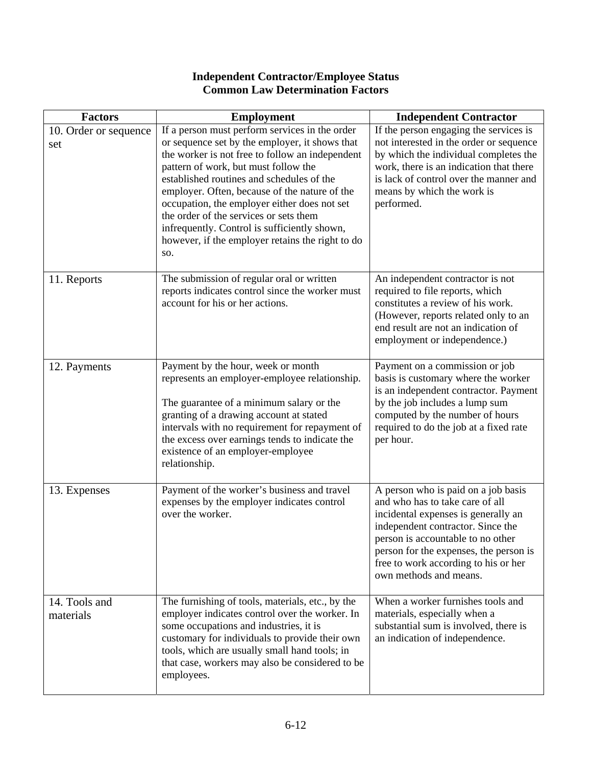**Independent Contractor/Employee Status**
**Common Law Determination Factors**

| Factors | Employment | Independent Contractor |
|---|---|---|
| 10. Order or sequence set | If a person must perform services in the order or sequence set by the employer, it shows that the worker is not free to follow an independent pattern of work, but must follow the established routines and schedules of the employer. Often, because of the nature of the occupation, the employer either does not set the order of the services or sets them infrequently. Control is sufficiently shown, however, if the employer retains the right to do so. | If the person engaging the services is not interested in the order or sequence by which the individual completes the work, there is an indication that there is lack of control over the manner and means by which the work is performed. |
| 11. Reports | The submission of regular oral or written reports indicates control since the worker must account for his or her actions. | An independent contractor is not required to file reports, which constitutes a review of his work. (However, reports related only to an end result are not an indication of employment or independence.) |
| 12. Payments | Payment by the hour, week or month represents an employer-employee relationship.<br><br>The guarantee of a minimum salary or the granting of a drawing account at stated intervals with no requirement for repayment of the excess over earnings tends to indicate the existence of an employer-employee relationship. | Payment on a commission or job basis is customary where the worker is an independent contractor. Payment by the job includes a lump sum computed by the number of hours required to do the job at a fixed rate per hour. |
| 13. Expenses | Payment of the worker's business and travel expenses by the employer indicates control over the worker. | A person who is paid on a job basis and who has to take care of all incidental expenses is generally an independent contractor. Since the person is accountable to no other person for the expenses, the person is free to work according to his or her own methods and means. |
| 14. Tools and materials | The furnishing of tools, materials, etc., by the employer indicates control over the worker. In some occupations and industries, it is customary for individuals to provide their own tools, which are usually small hand tools; in that case, workers may also be considered to be employees. | When a worker furnishes tools and materials, especially when a substantial sum is involved, there is an indication of independence. |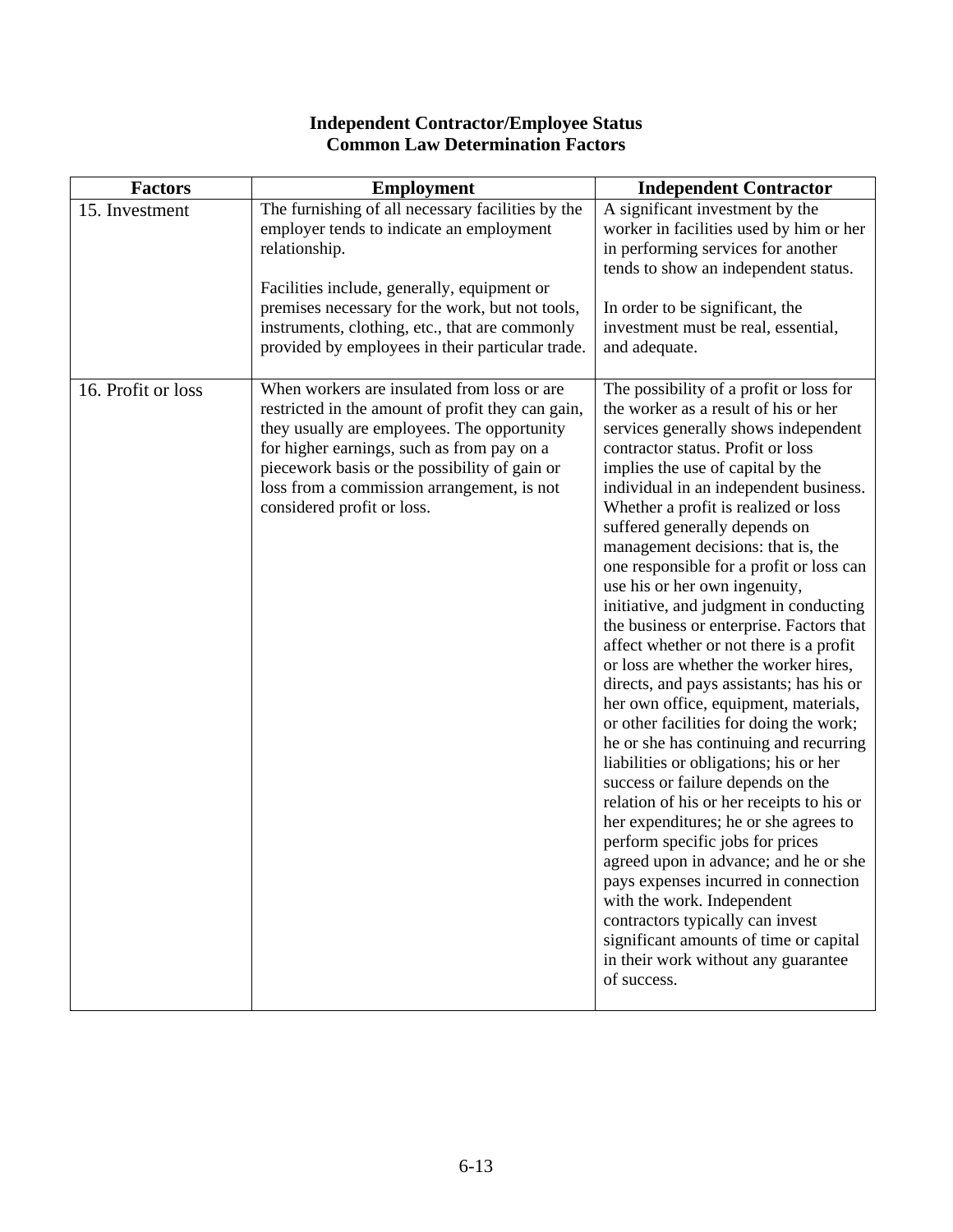**Independent Contractor/Employee Status**
**Common Law Determination Factors**

| Factors | Employment | Independent Contractor |
|---|---|---|
| 15. Investment | The furnishing of all necessary facilities by the employer tends to indicate an employment relationship.<br><br>Facilities include, generally, equipment or premises necessary for the work, but not tools, instruments, clothing, etc., that are commonly provided by employees in their particular trade. | A significant investment by the worker in facilities used by him or her in performing services for another tends to show an independent status.<br><br>In order to be significant, the investment must be real, essential, and adequate. |
| 16. Profit or loss | When workers are insulated from loss or are restricted in the amount of profit they can gain, they usually are employees. The opportunity for higher earnings, such as from pay on a piecework basis or the possibility of gain or loss from a commission arrangement, is not considered profit or loss. | The possibility of a profit or loss for the worker as a result of his or her services generally shows independent contractor status. Profit or loss implies the use of capital by the individual in an independent business. Whether a profit is realized or loss suffered generally depends on management decisions: that is, the one responsible for a profit or loss can use his or her own ingenuity, initiative, and judgment in conducting the business or enterprise. Factors that affect whether or not there is a profit or loss are whether the worker hires, directs, and pays assistants; has his or her own office, equipment, materials, or other facilities for doing the work; he or she has continuing and recurring liabilities or obligations; his or her success or failure depends on the relation of his or her receipts to his or her expenditures; he or she agrees to perform specific jobs for prices agreed upon in advance; and he or she pays expenses incurred in connection with the work. Independent contractors typically can invest significant amounts of time or capital in their work without any guarantee of success. |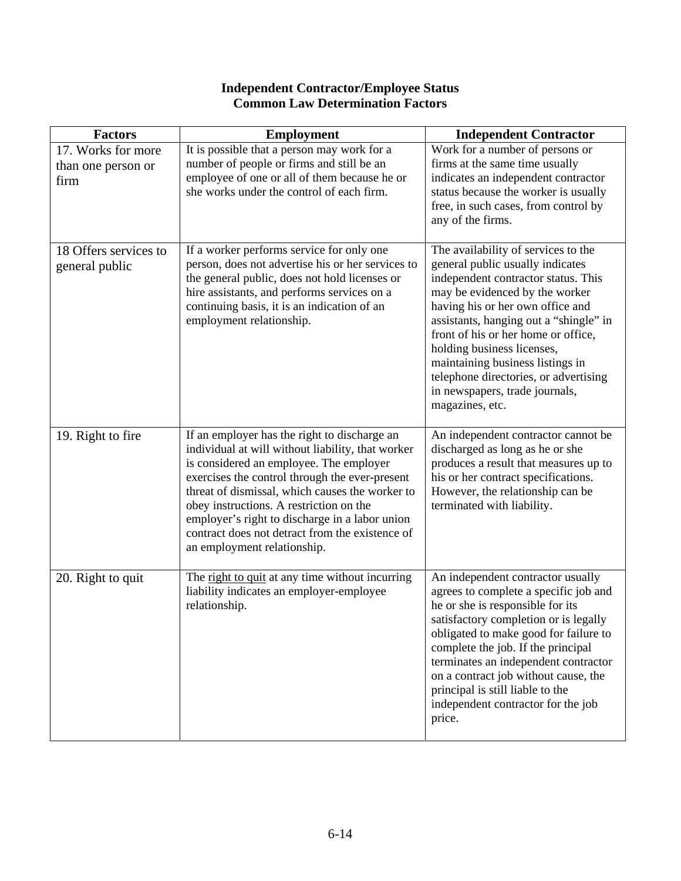**Independent Contractor/Employee Status**
**Common Law Determination Factors**

| Factors | Employment | Independent Contractor |
| --- | --- | --- |
| 17. Works for more than one person or firm | It is possible that a person may work for a number of people or firms and still be an employee of one or all of them because he or she works under the control of each firm. | Work for a number of persons or firms at the same time usually indicates an independent contractor status because the worker is usually free, in such cases, from control by any of the firms. |
| 18 Offers services to general public | If a worker performs service for only one person, does not advertise his or her services to the general public, does not hold licenses or hire assistants, and performs services on a continuing basis, it is an indication of an employment relationship. | The availability of services to the general public usually indicates independent contractor status. This may be evidenced by the worker having his or her own office and assistants, hanging out a "shingle" in front of his or her home or office, holding business licenses, maintaining business listings in telephone directories, or advertising in newspapers, trade journals, magazines, etc. |
| 19. Right to fire | If an employer has the right to discharge an individual at will without liability, that worker is considered an employee. The employer exercises the control through the ever-present threat of dismissal, which causes the worker to obey instructions. A restriction on the employer's right to discharge in a labor union contract does not detract from the existence of an employment relationship. | An independent contractor cannot be discharged as long as he or she produces a result that measures up to his or her contract specifications. However, the relationship can be terminated with liability. |
| 20. Right to quit | The right to quit at any time without incurring liability indicates an employer-employee relationship. | An independent contractor usually agrees to complete a specific job and he or she is responsible for its satisfactory completion or is legally obligated to make good for failure to complete the job. If the principal terminates an independent contractor on a contract job without cause, the principal is still liable to the independent contractor for the job price. |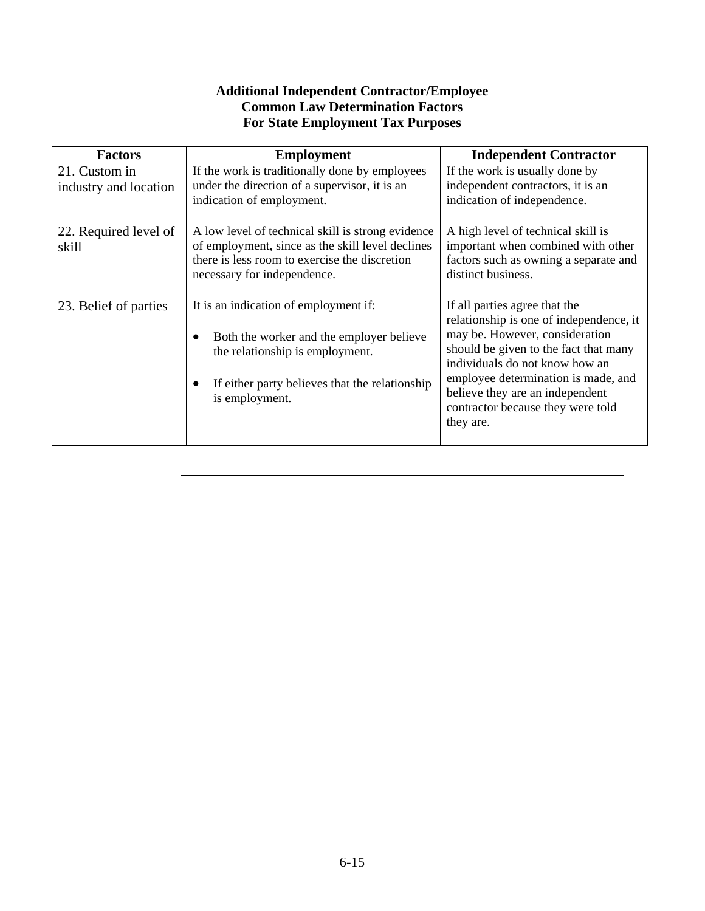**Additional Independent Contractor/Employee**
**Common Law Determination Factors**
**For State Employment Tax Purposes**

| Factors | Employment | Independent Contractor |
|---|---|---|
| 21. Custom in industry and location | If the work is traditionally done by employees under the direction of a supervisor, it is an indication of employment. | If the work is usually done by independent contractors, it is an indication of independence. |
| 22. Required level of skill | A low level of technical skill is strong evidence of employment, since as the skill level declines there is less room to exercise the discretion necessary for independence. | A high level of technical skill is important when combined with other factors such as owning a separate and distinct business. |
| 23. Belief of parties | It is an indication of employment if:<br><br>• Both the worker and the employer believe the relationship is employment.<br><br>• If either party believes that the relationship is employment. | If all parties agree that the relationship is one of independence, it may be. However, consideration should be given to the fact that many individuals do not know how an employee determination is made, and believe they are an independent contractor because they were told they are. |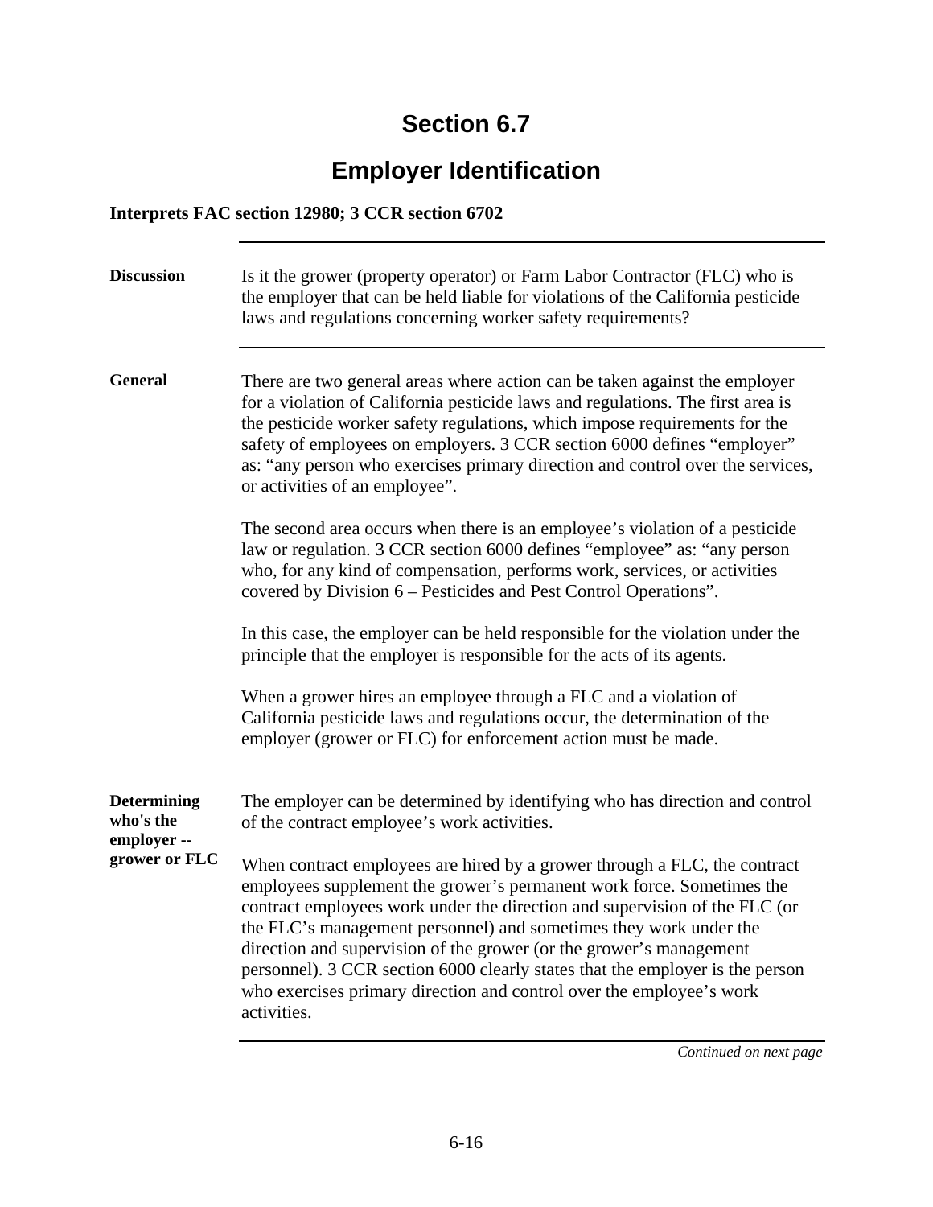# Section 6.7

## Employer Identification

**Interprets FAC section 12980; 3 CCR section 6702**

---

**Discussion**

Is it the grower (property operator) or Farm Labor Contractor (FLC) who is the employer that can be held liable for violations of the California pesticide laws and regulations concerning worker safety requirements?

---

**General**

There are two general areas where action can be taken against the employer for a violation of California pesticide laws and regulations. The first area is the pesticide worker safety regulations, which impose requirements for the safety of employees on employers. 3 CCR section 6000 defines "employer" as: "any person who exercises primary direction and control over the services, or activities of an employee".

The second area occurs when there is an employee's violation of a pesticide law or regulation. 3 CCR section 6000 defines "employee" as: "any person who, for any kind of compensation, performs work, services, or activities covered by Division 6 – Pesticides and Pest Control Operations".

In this case, the employer can be held responsible for the violation under the principle that the employer is responsible for the acts of its agents.

When a grower hires an employee through a FLC and a violation of California pesticide laws and regulations occur, the determination of the employer (grower or FLC) for enforcement action must be made.

---

**Determining who's the employer -- grower or FLC**

The employer can be determined by identifying who has direction and control of the contract employee's work activities.

When contract employees are hired by a grower through a FLC, the contract employees supplement the grower's permanent work force. Sometimes the contract employees work under the direction and supervision of the FLC (or the FLC's management personnel) and sometimes they work under the direction and supervision of the grower (or the grower's management personnel). 3 CCR section 6000 clearly states that the employer is the person who exercises primary direction and control over the employee's work activities.

*Continued on next page*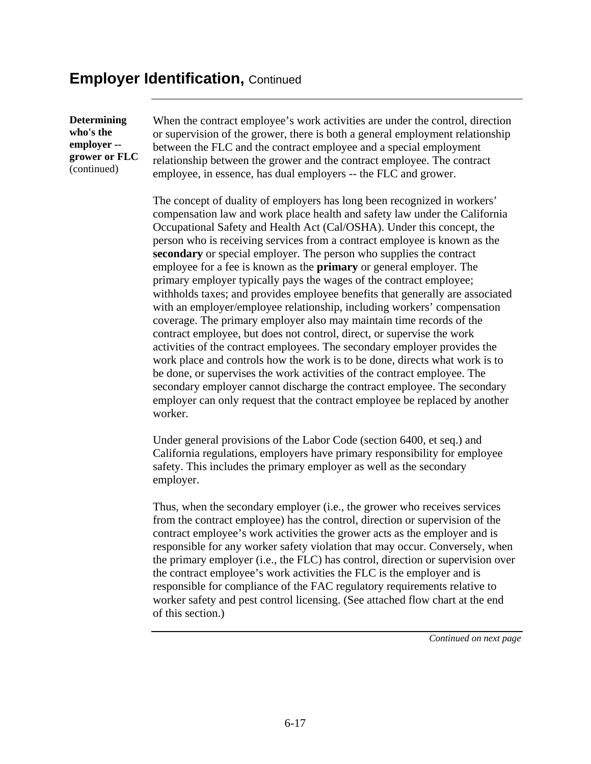## Employer Identification, Continued

**Determining who's the employer -- grower or FLC** (continued)

When the contract employee's work activities are under the control, direction or supervision of the grower, there is both a general employment relationship between the FLC and the contract employee and a special employment relationship between the grower and the contract employee. The contract employee, in essence, has dual employers -- the FLC and grower.

The concept of duality of employers has long been recognized in workers' compensation law and work place health and safety law under the California Occupational Safety and Health Act (Cal/OSHA). Under this concept, the person who is receiving services from a contract employee is known as the **secondary** or special employer. The person who supplies the contract employee for a fee is known as the **primary** or general employer. The primary employer typically pays the wages of the contract employee; withholds taxes; and provides employee benefits that generally are associated with an employer/employee relationship, including workers' compensation coverage. The primary employer also may maintain time records of the contract employee, but does not control, direct, or supervise the work activities of the contract employees. The secondary employer provides the work place and controls how the work is to be done, directs what work is to be done, or supervises the work activities of the contract employee. The secondary employer cannot discharge the contract employee. The secondary employer can only request that the contract employee be replaced by another worker.

Under general provisions of the Labor Code (section 6400, et seq.) and California regulations, employers have primary responsibility for employee safety. This includes the primary employer as well as the secondary employer.

Thus, when the secondary employer (i.e., the grower who receives services from the contract employee) has the control, direction or supervision of the contract employee's work activities the grower acts as the employer and is responsible for any worker safety violation that may occur. Conversely, when the primary employer (i.e., the FLC) has control, direction or supervision over the contract employee's work activities the FLC is the employer and is responsible for compliance of the FAC regulatory requirements relative to worker safety and pest control licensing. (See attached flow chart at the end of this section.)

*Continued on next page*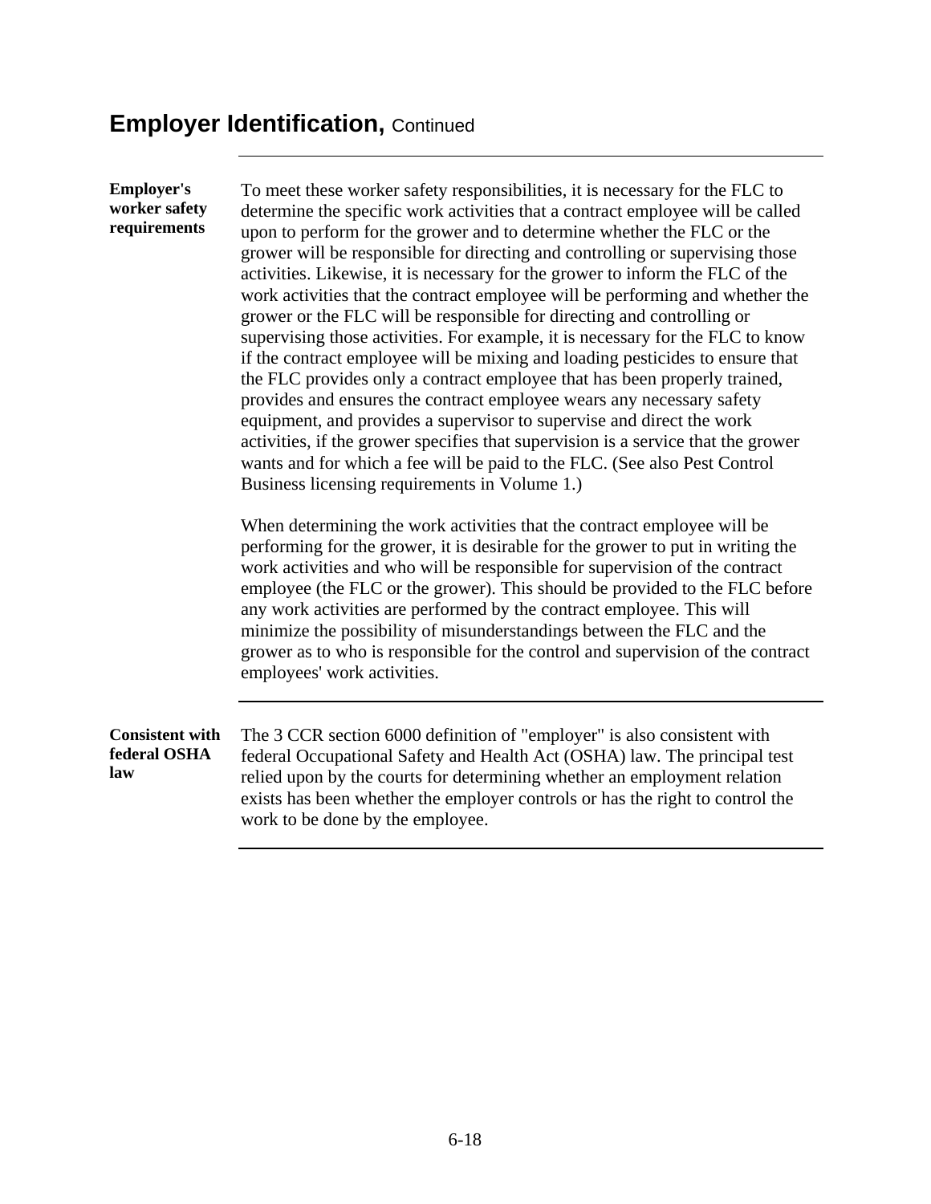## Employer Identification, Continued

**Employer's worker safety requirements**

To meet these worker safety responsibilities, it is necessary for the FLC to determine the specific work activities that a contract employee will be called upon to perform for the grower and to determine whether the FLC or the grower will be responsible for directing and controlling or supervising those activities. Likewise, it is necessary for the grower to inform the FLC of the work activities that the contract employee will be performing and whether the grower or the FLC will be responsible for directing and controlling or supervising those activities. For example, it is necessary for the FLC to know if the contract employee will be mixing and loading pesticides to ensure that the FLC provides only a contract employee that has been properly trained, provides and ensures the contract employee wears any necessary safety equipment, and provides a supervisor to supervise and direct the work activities, if the grower specifies that supervision is a service that the grower wants and for which a fee will be paid to the FLC. (See also Pest Control Business licensing requirements in Volume 1.)

When determining the work activities that the contract employee will be performing for the grower, it is desirable for the grower to put in writing the work activities and who will be responsible for supervision of the contract employee (the FLC or the grower). This should be provided to the FLC before any work activities are performed by the contract employee. This will minimize the possibility of misunderstandings between the FLC and the grower as to who is responsible for the control and supervision of the contract employees' work activities.

**Consistent with federal OSHA law**

The 3 CCR section 6000 definition of "employer" is also consistent with federal Occupational Safety and Health Act (OSHA) law. The principal test relied upon by the courts for determining whether an employment relation exists has been whether the employer controls or has the right to control the work to be done by the employee.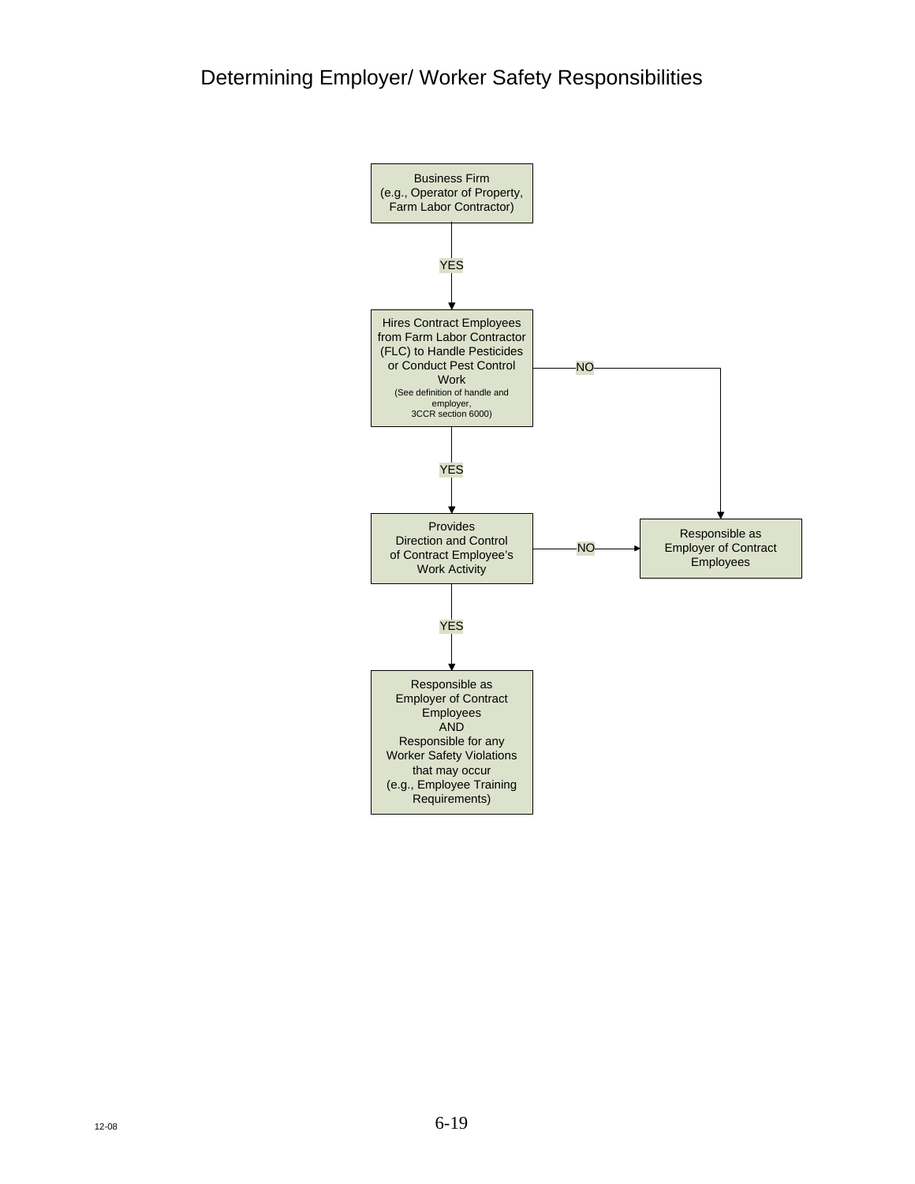# Determining Employer/ Worker Safety Responsibilities

Business Firm
(e.g., Operator of Property, Farm Labor Contractor)

YES

Hires Contract Employees from Farm Labor Contractor (FLC) to Handle Pesticides or Conduct Pest Control Work
(See definition of handle and employer, 3CCR section 6000)

NO → Responsible as Employer of Contract Employees

YES

Provides Direction and Control of Contract Employee's Work Activity

NO → Responsible as Employer of Contract Employees

YES

Responsible as Employer of Contract Employees
AND
Responsible for any Worker Safety Violations that may occur
(e.g., Employee Training Requirements)

12-08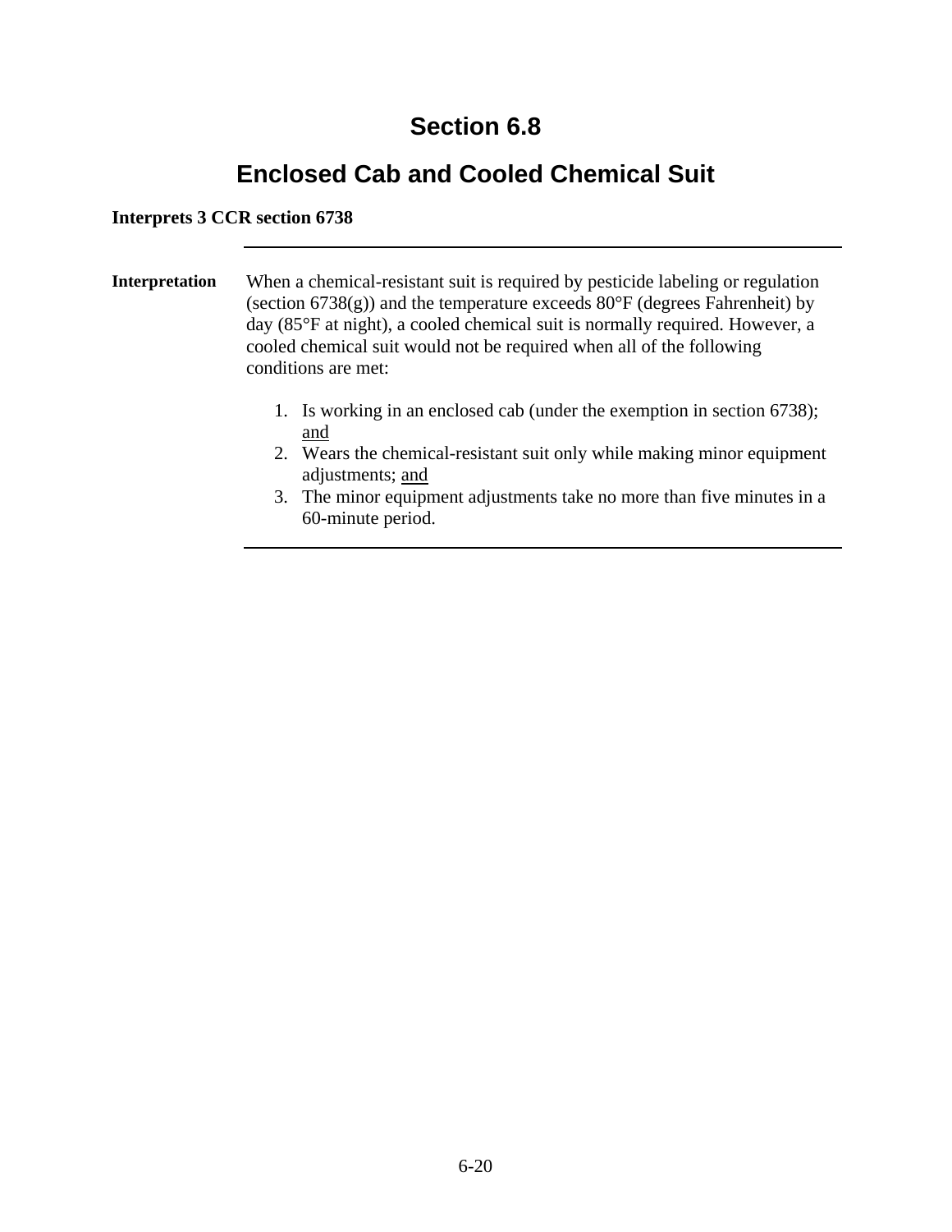# Section 6.8

## Enclosed Cab and Cooled Chemical Suit

**Interprets 3 CCR section 6738**

---

**Interpretation**

When a chemical-resistant suit is required by pesticide labeling or regulation (section 6738(g)) and the temperature exceeds 80°F (degrees Fahrenheit) by day (85°F at night), a cooled chemical suit is normally required. However, a cooled chemical suit would not be required when all of the following conditions are met:

1. Is working in an enclosed cab (under the exemption in section 6738); and
2. Wears the chemical-resistant suit only while making minor equipment adjustments; and
3. The minor equipment adjustments take no more than five minutes in a 60-minute period.

---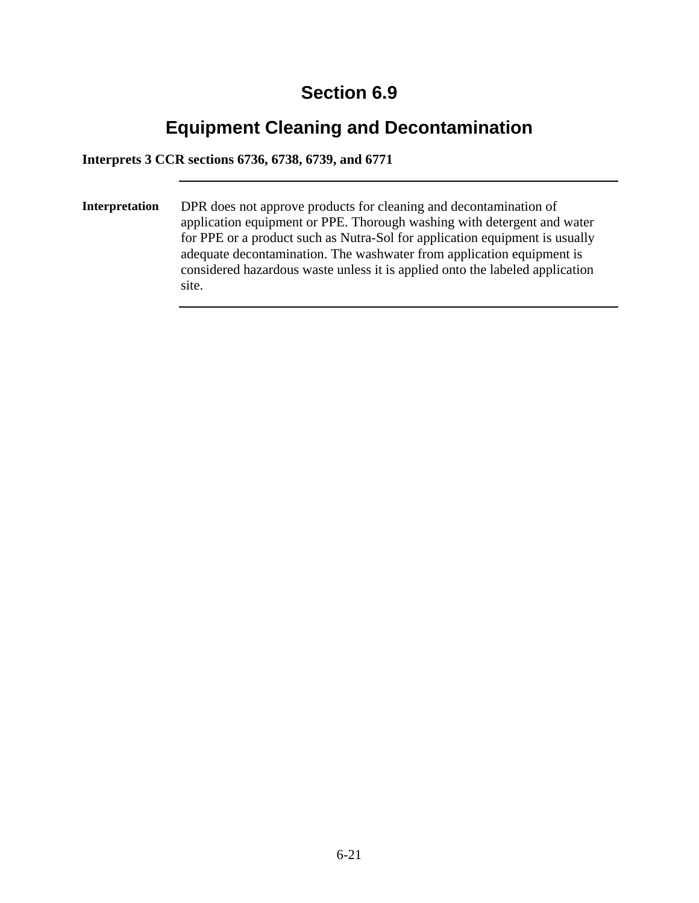# Section 6.9

# Equipment Cleaning and Decontamination

**Interprets 3 CCR sections 6736, 6738, 6739, and 6771**

---

**Interpretation**

DPR does not approve products for cleaning and decontamination of application equipment or PPE. Thorough washing with detergent and water for PPE or a product such as Nutra-Sol for application equipment is usually adequate decontamination. The washwater from application equipment is considered hazardous waste unless it is applied onto the labeled application site.

---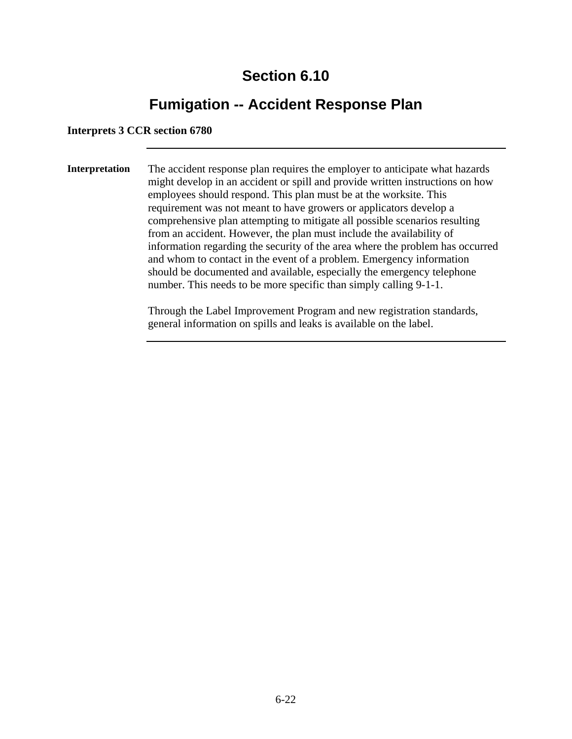# Section 6.10

# Fumigation -- Accident Response Plan

**Interprets 3 CCR section 6780**

---

**Interpretation**

The accident response plan requires the employer to anticipate what hazards might develop in an accident or spill and provide written instructions on how employees should respond. This plan must be at the worksite. This requirement was not meant to have growers or applicators develop a comprehensive plan attempting to mitigate all possible scenarios resulting from an accident. However, the plan must include the availability of information regarding the security of the area where the problem has occurred and whom to contact in the event of a problem. Emergency information should be documented and available, especially the emergency telephone number. This needs to be more specific than simply calling 9-1-1.

Through the Label Improvement Program and new registration standards, general information on spills and leaks is available on the label.

---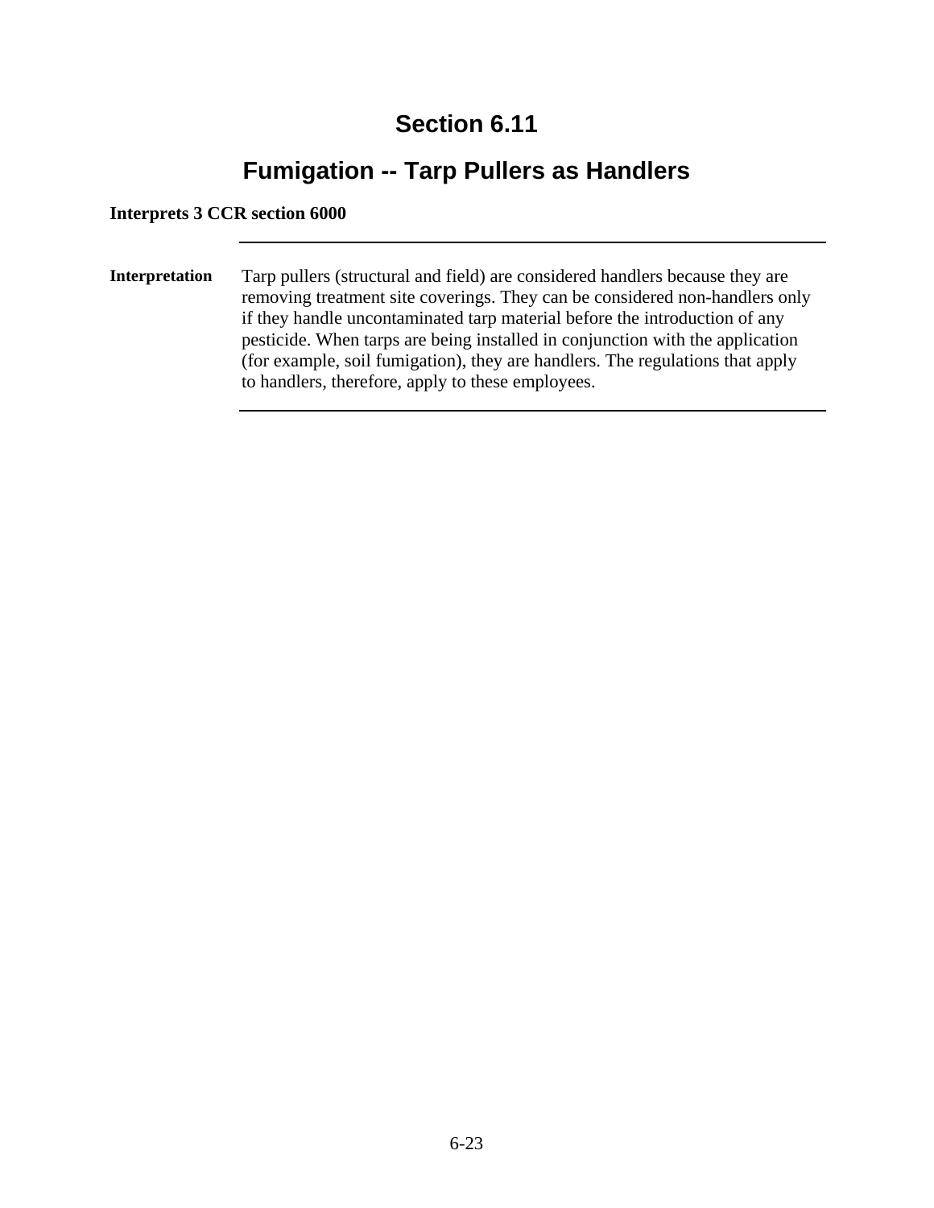# Section 6.11

## Fumigation -- Tarp Pullers as Handlers

**Interprets 3 CCR section 6000**

---

**Interpretation**

Tarp pullers (structural and field) are considered handlers because they are removing treatment site coverings. They can be considered non-handlers only if they handle uncontaminated tarp material before the introduction of any pesticide. When tarps are being installed in conjunction with the application (for example, soil fumigation), they are handlers. The regulations that apply to handlers, therefore, apply to these employees.

---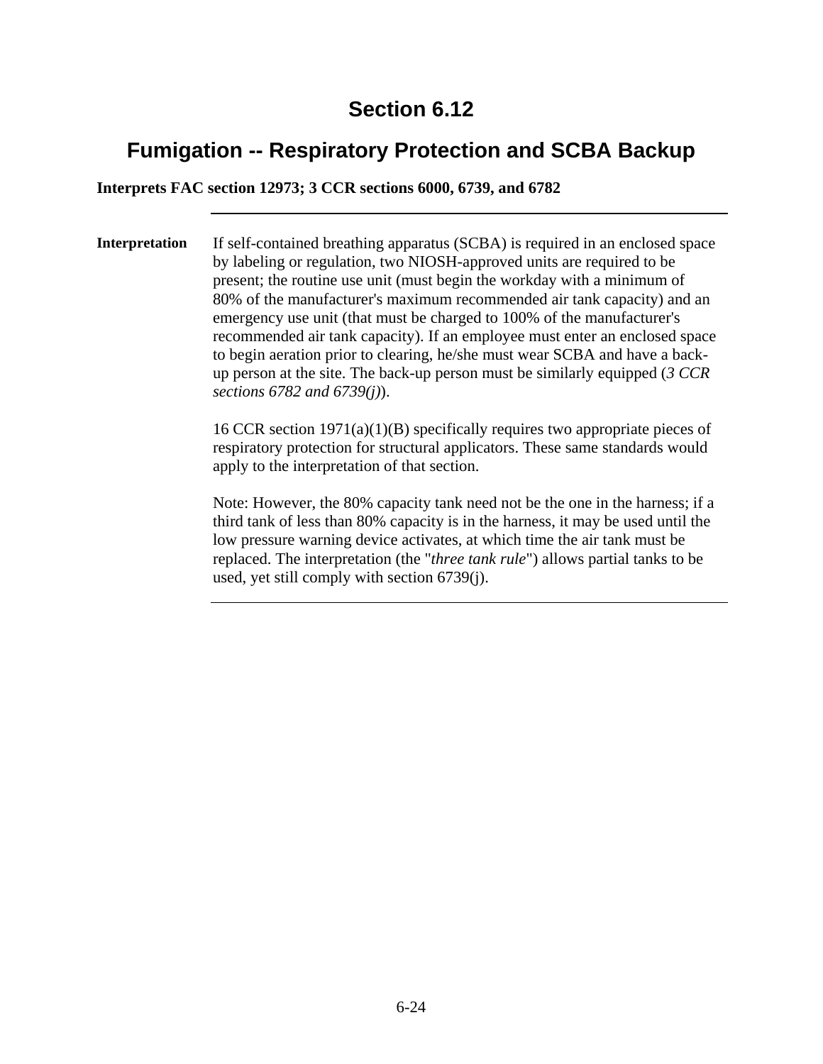# Section 6.12

## Fumigation -- Respiratory Protection and SCBA Backup

**Interprets FAC section 12973; 3 CCR sections 6000, 6739, and 6782**

---

**Interpretation**

If self-contained breathing apparatus (SCBA) is required in an enclosed space by labeling or regulation, two NIOSH-approved units are required to be present; the routine use unit (must begin the workday with a minimum of 80% of the manufacturer's maximum recommended air tank capacity) and an emergency use unit (that must be charged to 100% of the manufacturer's recommended air tank capacity). If an employee must enter an enclosed space to begin aeration prior to clearing, he/she must wear SCBA and have a back-up person at the site. The back-up person must be similarly equipped (*3 CCR sections 6782 and 6739(j)*).

16 CCR section 1971(a)(1)(B) specifically requires two appropriate pieces of respiratory protection for structural applicators. These same standards would apply to the interpretation of that section.

Note: However, the 80% capacity tank need not be the one in the harness; if a third tank of less than 80% capacity is in the harness, it may be used until the low pressure warning device activates, at which time the air tank must be replaced. The interpretation (the "*three tank rule*") allows partial tanks to be used, yet still comply with section 6739(j).

---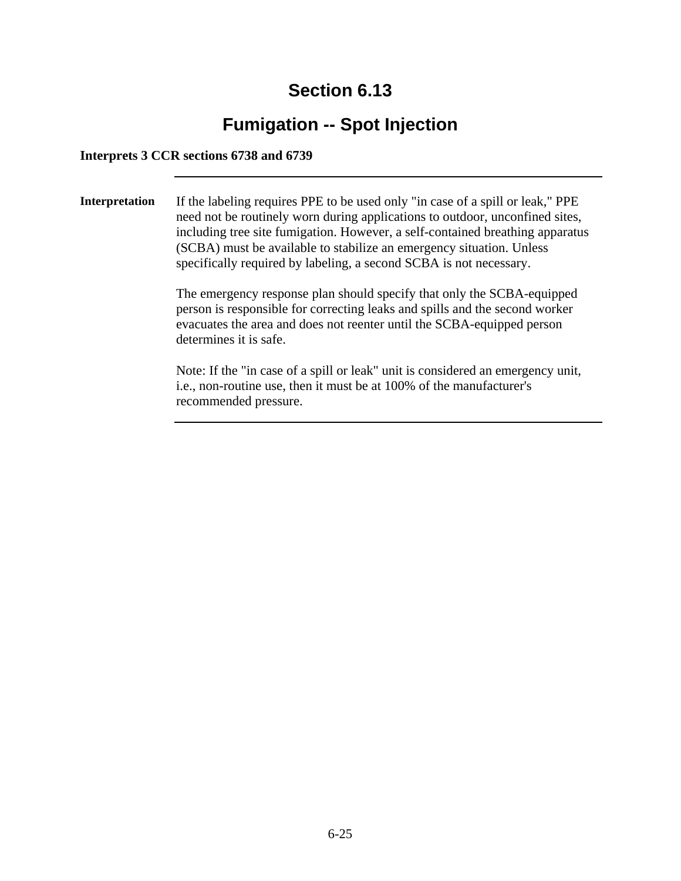# Section 6.13

# Fumigation -- Spot Injection

**Interprets 3 CCR sections 6738 and 6739**

---

**Interpretation**

If the labeling requires PPE to be used only "in case of a spill or leak," PPE need not be routinely worn during applications to outdoor, unconfined sites, including tree site fumigation. However, a self-contained breathing apparatus (SCBA) must be available to stabilize an emergency situation. Unless specifically required by labeling, a second SCBA is not necessary.

The emergency response plan should specify that only the SCBA-equipped person is responsible for correcting leaks and spills and the second worker evacuates the area and does not reenter until the SCBA-equipped person determines it is safe.

Note: If the "in case of a spill or leak" unit is considered an emergency unit, i.e., non-routine use, then it must be at 100% of the manufacturer's recommended pressure.

---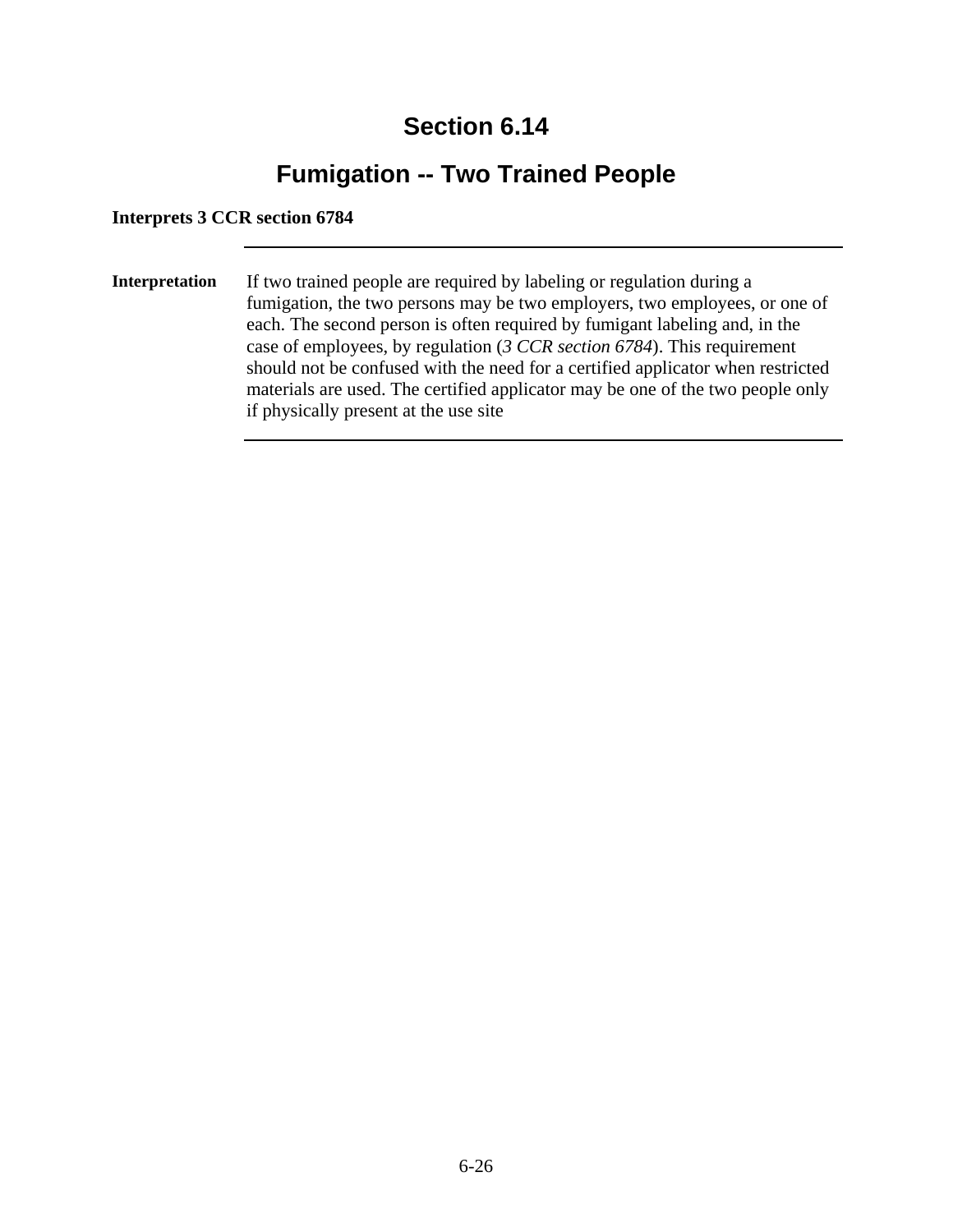# Section 6.14

## Fumigation -- Two Trained People

**Interprets 3 CCR section 6784**

---

**Interpretation**

If two trained people are required by labeling or regulation during a fumigation, the two persons may be two employers, two employees, or one of each. The second person is often required by fumigant labeling and, in the case of employees, by regulation (*3 CCR section 6784*). This requirement should not be confused with the need for a certified applicator when restricted materials are used. The certified applicator may be one of the two people only if physically present at the use site

---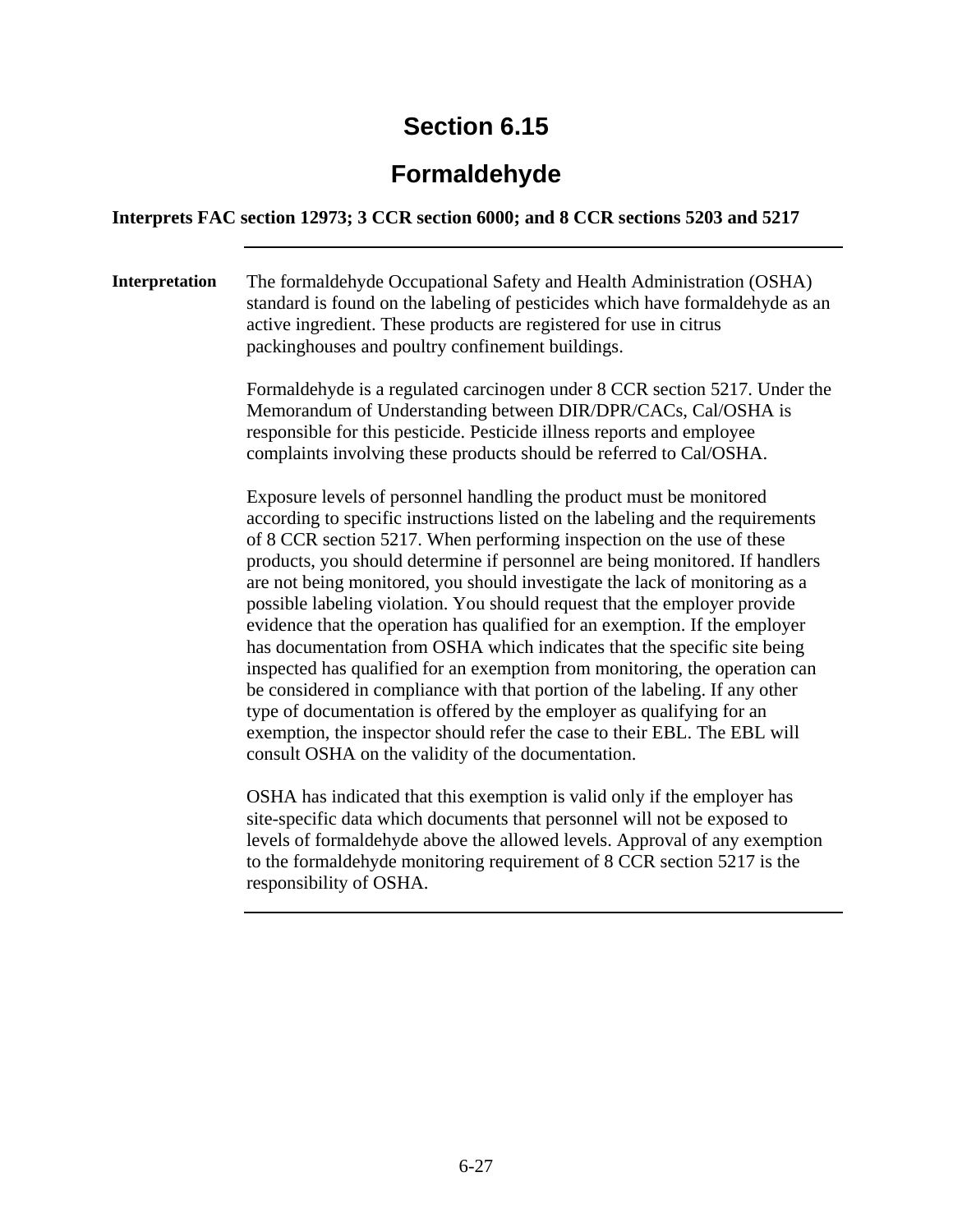# Section 6.15

# Formaldehyde

**Interprets FAC section 12973; 3 CCR section 6000; and 8 CCR sections 5203 and 5217**

---

**Interpretation**

The formaldehyde Occupational Safety and Health Administration (OSHA) standard is found on the labeling of pesticides which have formaldehyde as an active ingredient. These products are registered for use in citrus packinghouses and poultry confinement buildings.

Formaldehyde is a regulated carcinogen under 8 CCR section 5217. Under the Memorandum of Understanding between DIR/DPR/CACs, Cal/OSHA is responsible for this pesticide. Pesticide illness reports and employee complaints involving these products should be referred to Cal/OSHA.

Exposure levels of personnel handling the product must be monitored according to specific instructions listed on the labeling and the requirements of 8 CCR section 5217. When performing inspection on the use of these products, you should determine if personnel are being monitored. If handlers are not being monitored, you should investigate the lack of monitoring as a possible labeling violation. You should request that the employer provide evidence that the operation has qualified for an exemption. If the employer has documentation from OSHA which indicates that the specific site being inspected has qualified for an exemption from monitoring, the operation can be considered in compliance with that portion of the labeling. If any other type of documentation is offered by the employer as qualifying for an exemption, the inspector should refer the case to their EBL. The EBL will consult OSHA on the validity of the documentation.

OSHA has indicated that this exemption is valid only if the employer has site-specific data which documents that personnel will not be exposed to levels of formaldehyde above the allowed levels. Approval of any exemption to the formaldehyde monitoring requirement of 8 CCR section 5217 is the responsibility of OSHA.

---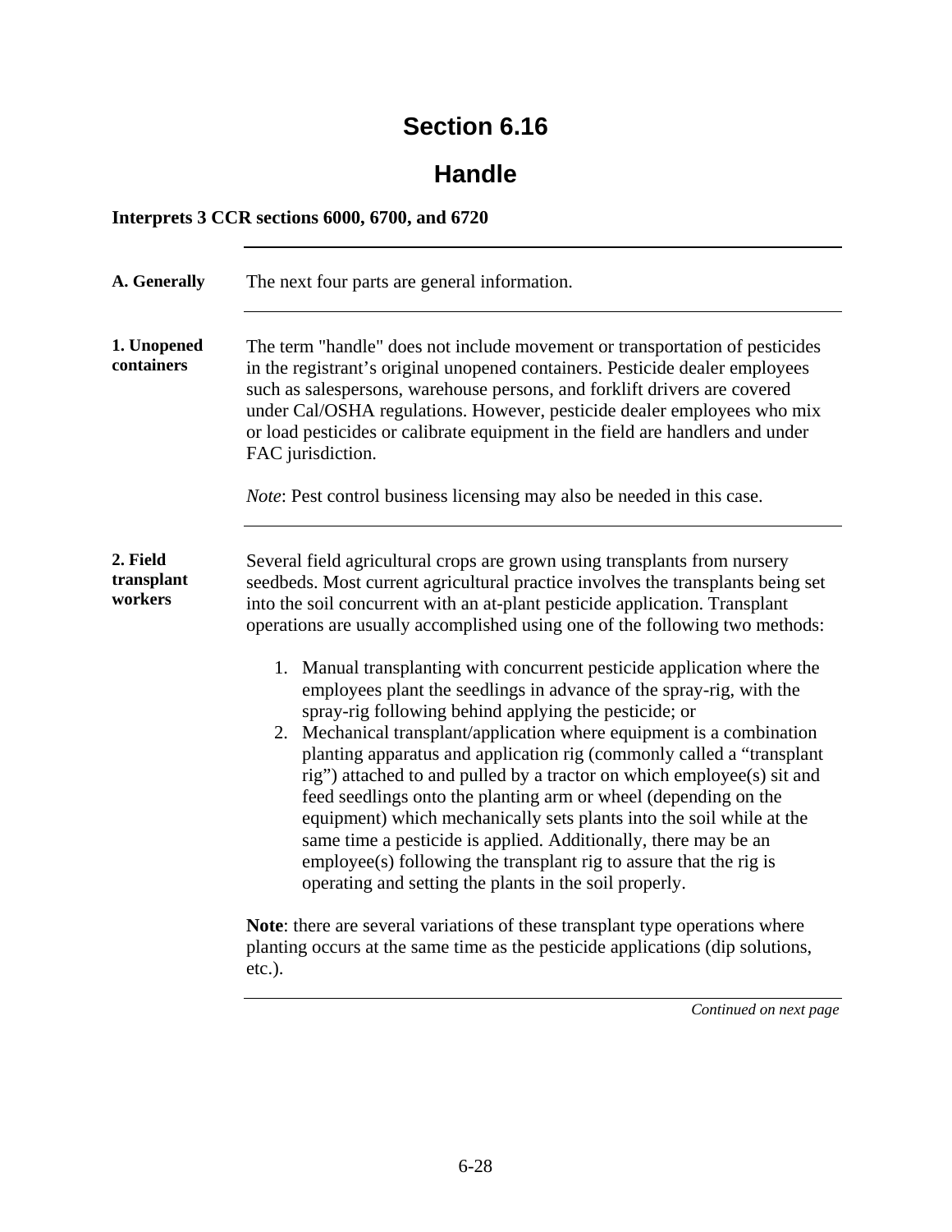# Section 6.16

## Handle

**Interprets 3 CCR sections 6000, 6700, and 6720**

---

**A. Generally**

The next four parts are general information.

---

**1. Unopened containers**

The term "handle" does not include movement or transportation of pesticides in the registrant's original unopened containers. Pesticide dealer employees such as salespersons, warehouse persons, and forklift drivers are covered under Cal/OSHA regulations. However, pesticide dealer employees who mix or load pesticides or calibrate equipment in the field are handlers and under FAC jurisdiction.

*Note*: Pest control business licensing may also be needed in this case.

---

**2. Field transplant workers**

Several field agricultural crops are grown using transplants from nursery seedbeds. Most current agricultural practice involves the transplants being set into the soil concurrent with an at-plant pesticide application. Transplant operations are usually accomplished using one of the following two methods:

1. Manual transplanting with concurrent pesticide application where the employees plant the seedlings in advance of the spray-rig, with the spray-rig following behind applying the pesticide; or
2. Mechanical transplant/application where equipment is a combination planting apparatus and application rig (commonly called a "transplant rig") attached to and pulled by a tractor on which employee(s) sit and feed seedlings onto the planting arm or wheel (depending on the equipment) which mechanically sets plants into the soil while at the same time a pesticide is applied. Additionally, there may be an employee(s) following the transplant rig to assure that the rig is operating and setting the plants in the soil properly.

**Note**: there are several variations of these transplant type operations where planting occurs at the same time as the pesticide applications (dip solutions, etc.).

*Continued on next page*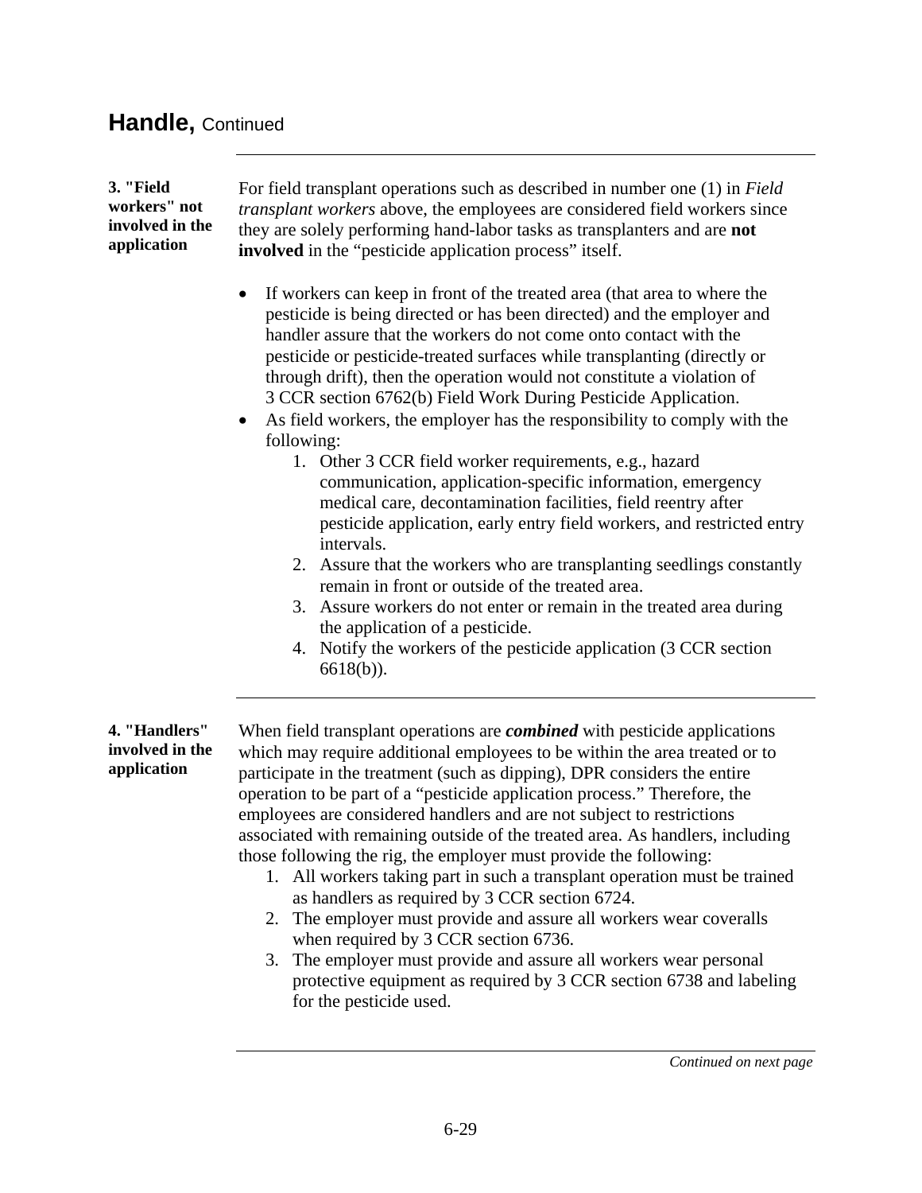## Handle, Continued

**3. "Field workers" not involved in the application**

For field transplant operations such as described in number one (1) in *Field transplant workers* above, the employees are considered field workers since they are solely performing hand-labor tasks as transplanters and are **not involved** in the "pesticide application process" itself.

- If workers can keep in front of the treated area (that area to where the pesticide is being directed or has been directed) and the employer and handler assure that the workers do not come onto contact with the pesticide or pesticide-treated surfaces while transplanting (directly or through drift), then the operation would not constitute a violation of 3 CCR section 6762(b) Field Work During Pesticide Application.
- As field workers, the employer has the responsibility to comply with the following:
    1. Other 3 CCR field worker requirements, e.g., hazard communication, application-specific information, emergency medical care, decontamination facilities, field reentry after pesticide application, early entry field workers, and restricted entry intervals.
    2. Assure that the workers who are transplanting seedlings constantly remain in front or outside of the treated area.
    3. Assure workers do not enter or remain in the treated area during the application of a pesticide.
    4. Notify the workers of the pesticide application (3 CCR section 6618(b)).

**4. "Handlers" involved in the application**

When field transplant operations are ***combined*** with pesticide applications which may require additional employees to be within the area treated or to participate in the treatment (such as dipping), DPR considers the entire operation to be part of a "pesticide application process." Therefore, the employees are considered handlers and are not subject to restrictions associated with remaining outside of the treated area. As handlers, including those following the rig, the employer must provide the following:

1. All workers taking part in such a transplant operation must be trained as handlers as required by 3 CCR section 6724.
2. The employer must provide and assure all workers wear coveralls when required by 3 CCR section 6736.
3. The employer must provide and assure all workers wear personal protective equipment as required by 3 CCR section 6738 and labeling for the pesticide used.

*Continued on next page*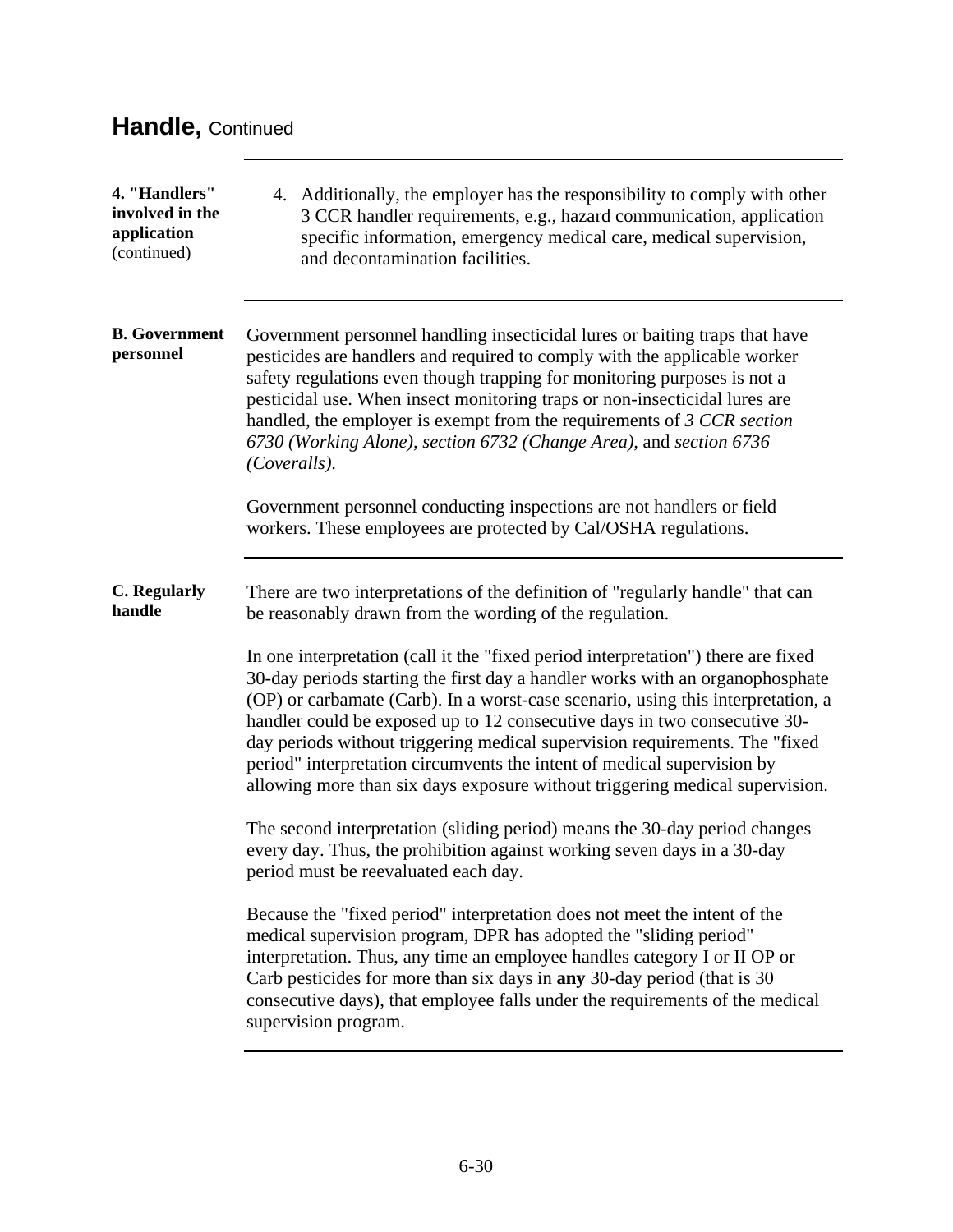## Handle, Continued

**4. "Handlers" involved in the application** (continued)

4. Additionally, the employer has the responsibility to comply with other 3 CCR handler requirements, e.g., hazard communication, application specific information, emergency medical care, medical supervision, and decontamination facilities.

**B. Government personnel**

Government personnel handling insecticidal lures or baiting traps that have pesticides are handlers and required to comply with the applicable worker safety regulations even though trapping for monitoring purposes is not a pesticidal use. When insect monitoring traps or non-insecticidal lures are handled, the employer is exempt from the requirements of *3 CCR section 6730 (Working Alone), section 6732 (Change Area),* and *section 6736 (Coveralls).*

Government personnel conducting inspections are not handlers or field workers. These employees are protected by Cal/OSHA regulations.

**C. Regularly handle**

There are two interpretations of the definition of "regularly handle" that can be reasonably drawn from the wording of the regulation.

In one interpretation (call it the "fixed period interpretation") there are fixed 30-day periods starting the first day a handler works with an organophosphate (OP) or carbamate (Carb). In a worst-case scenario, using this interpretation, a handler could be exposed up to 12 consecutive days in two consecutive 30-day periods without triggering medical supervision requirements. The "fixed period" interpretation circumvents the intent of medical supervision by allowing more than six days exposure without triggering medical supervision.

The second interpretation (sliding period) means the 30-day period changes every day. Thus, the prohibition against working seven days in a 30-day period must be reevaluated each day.

Because the "fixed period" interpretation does not meet the intent of the medical supervision program, DPR has adopted the "sliding period" interpretation. Thus, any time an employee handles category I or II OP or Carb pesticides for more than six days in **any** 30-day period (that is 30 consecutive days), that employee falls under the requirements of the medical supervision program.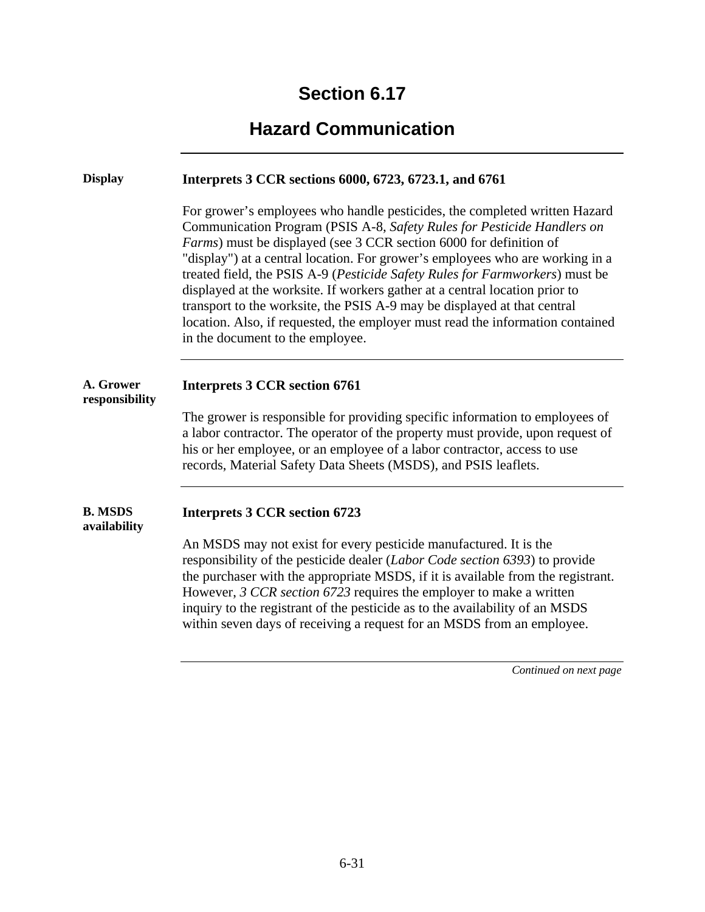# Section 6.17

## Hazard Communication

### Display

**Interprets 3 CCR sections 6000, 6723, 6723.1, and 6761**

For grower's employees who handle pesticides, the completed written Hazard Communication Program (PSIS A-8, *Safety Rules for Pesticide Handlers on Farms*) must be displayed (see 3 CCR section 6000 for definition of "display") at a central location. For grower's employees who are working in a treated field, the PSIS A-9 (*Pesticide Safety Rules for Farmworkers*) must be displayed at the worksite. If workers gather at a central location prior to transport to the worksite, the PSIS A-9 may be displayed at that central location. Also, if requested, the employer must read the information contained in the document to the employee.

### A. Grower responsibility

**Interprets 3 CCR section 6761**

The grower is responsible for providing specific information to employees of a labor contractor. The operator of the property must provide, upon request of his or her employee, or an employee of a labor contractor, access to use records, Material Safety Data Sheets (MSDS), and PSIS leaflets.

### B. MSDS availability

**Interprets 3 CCR section 6723**

An MSDS may not exist for every pesticide manufactured. It is the responsibility of the pesticide dealer (*Labor Code section 6393*) to provide the purchaser with the appropriate MSDS, if it is available from the registrant. However, *3 CCR section 6723* requires the employer to make a written inquiry to the registrant of the pesticide as to the availability of an MSDS within seven days of receiving a request for an MSDS from an employee.

*Continued on next page*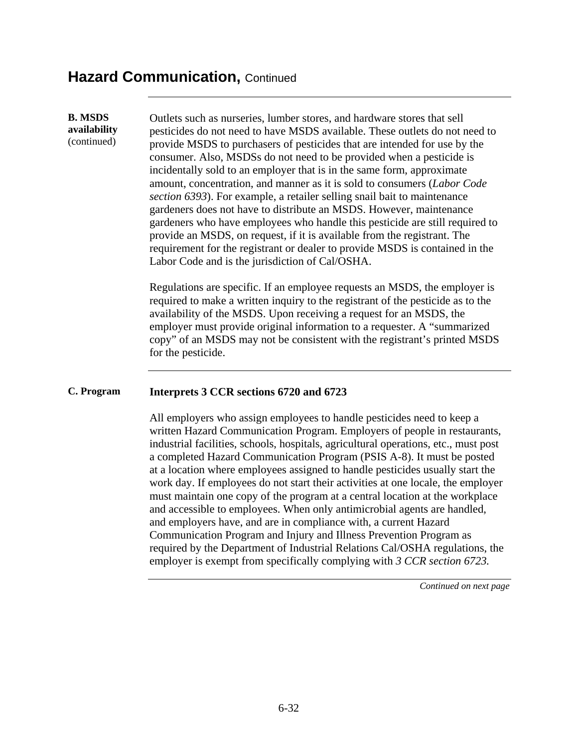## Hazard Communication, Continued

**B. MSDS availability** (continued)

Outlets such as nurseries, lumber stores, and hardware stores that sell pesticides do not need to have MSDS available. These outlets do not need to provide MSDS to purchasers of pesticides that are intended for use by the consumer. Also, MSDSs do not need to be provided when a pesticide is incidentally sold to an employer that is in the same form, approximate amount, concentration, and manner as it is sold to consumers (*Labor Code section 6393*). For example, a retailer selling snail bait to maintenance gardeners does not have to distribute an MSDS. However, maintenance gardeners who have employees who handle this pesticide are still required to provide an MSDS, on request, if it is available from the registrant. The requirement for the registrant or dealer to provide MSDS is contained in the Labor Code and is the jurisdiction of Cal/OSHA.

Regulations are specific. If an employee requests an MSDS, the employer is required to make a written inquiry to the registrant of the pesticide as to the availability of the MSDS. Upon receiving a request for an MSDS, the employer must provide original information to a requester. A "summarized copy" of an MSDS may not be consistent with the registrant's printed MSDS for the pesticide.

**C. Program**

**Interprets 3 CCR sections 6720 and 6723**

All employers who assign employees to handle pesticides need to keep a written Hazard Communication Program. Employers of people in restaurants, industrial facilities, schools, hospitals, agricultural operations, etc., must post a completed Hazard Communication Program (PSIS A-8). It must be posted at a location where employees assigned to handle pesticides usually start the work day. If employees do not start their activities at one locale, the employer must maintain one copy of the program at a central location at the workplace and accessible to employees. When only antimicrobial agents are handled, and employers have, and are in compliance with, a current Hazard Communication Program and Injury and Illness Prevention Program as required by the Department of Industrial Relations Cal/OSHA regulations, the employer is exempt from specifically complying with *3 CCR section 6723.*

*Continued on next page*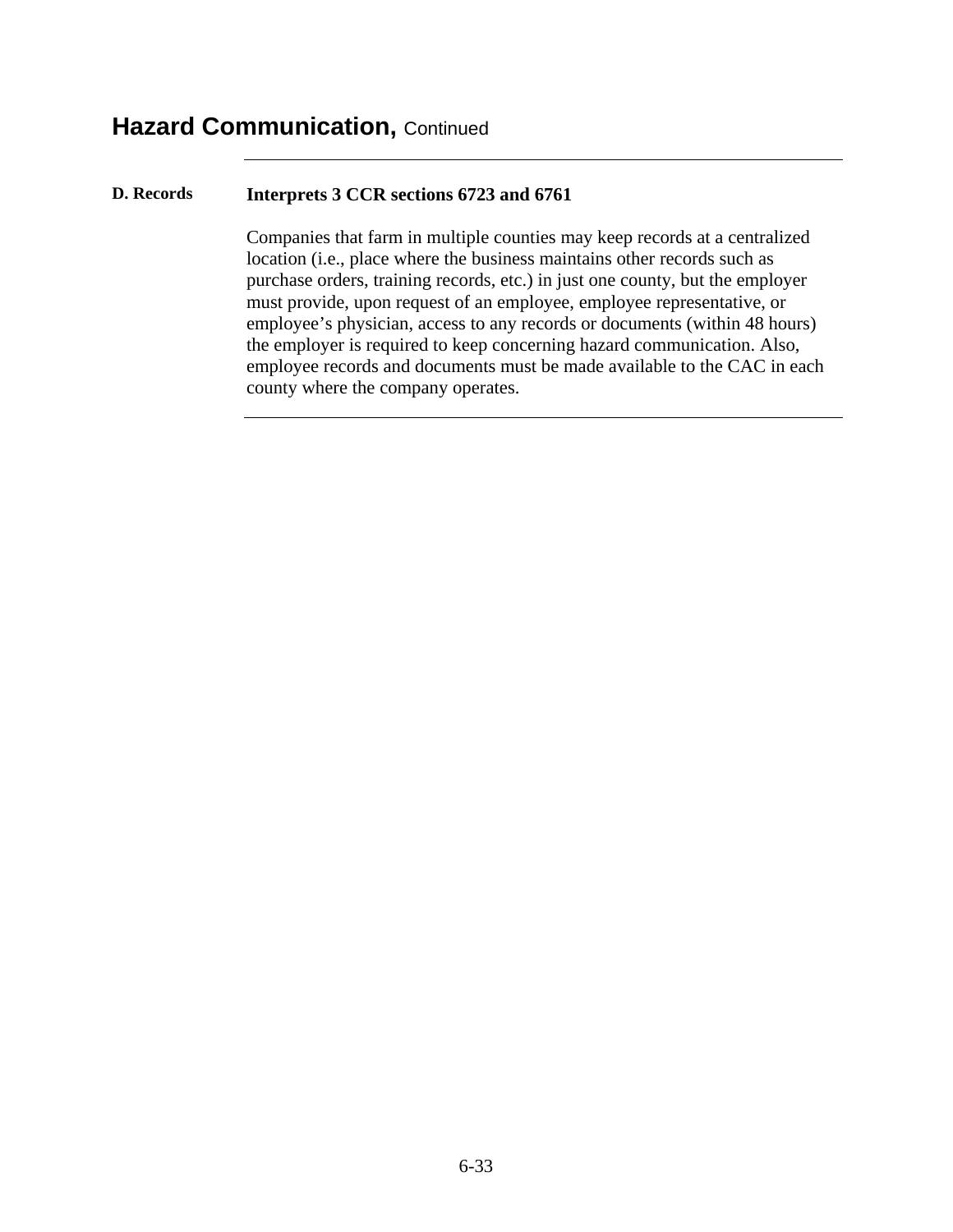## Hazard Communication, Continued

---

**D. Records**

**Interprets 3 CCR sections 6723 and 6761**

Companies that farm in multiple counties may keep records at a centralized location (i.e., place where the business maintains other records such as purchase orders, training records, etc.) in just one county, but the employer must provide, upon request of an employee, employee representative, or employee's physician, access to any records or documents (within 48 hours) the employer is required to keep concerning hazard communication. Also, employee records and documents must be made available to the CAC in each county where the company operates.

---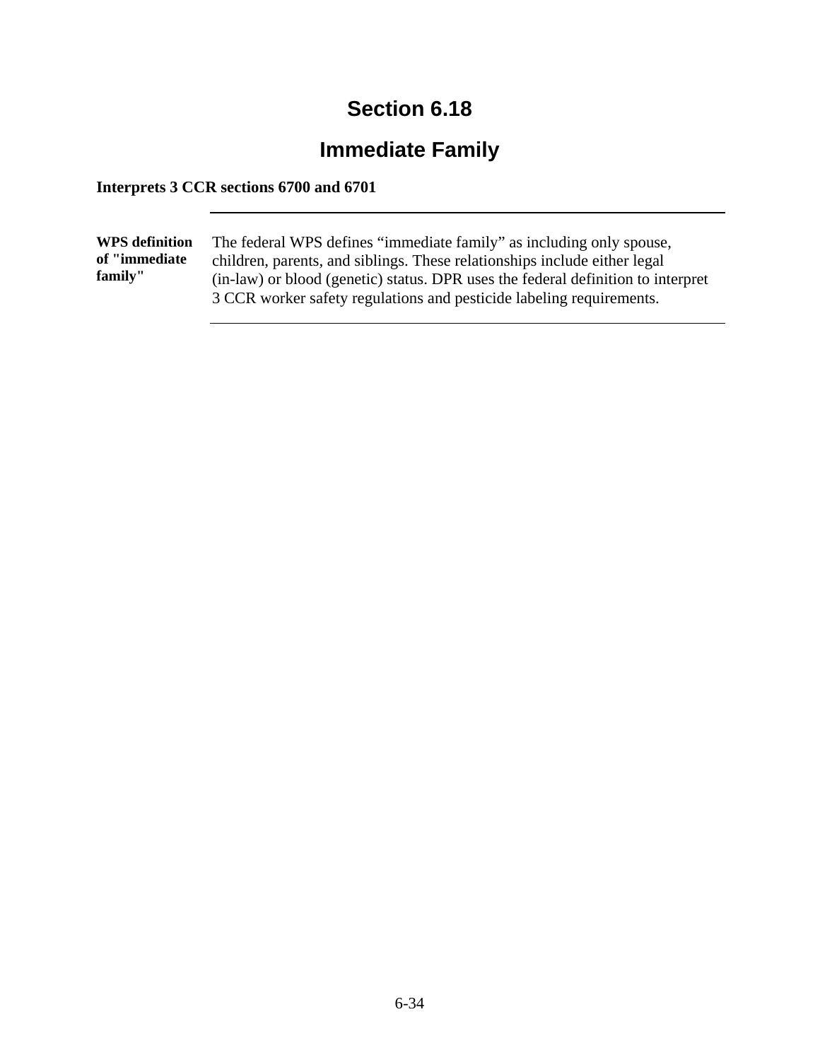# Section 6.18

# Immediate Family

**Interprets 3 CCR sections 6700 and 6701**

---

**WPS definition of "immediate family"**

The federal WPS defines “immediate family” as including only spouse, children, parents, and siblings. These relationships include either legal (in-law) or blood (genetic) status. DPR uses the federal definition to interpret 3 CCR worker safety regulations and pesticide labeling requirements.

---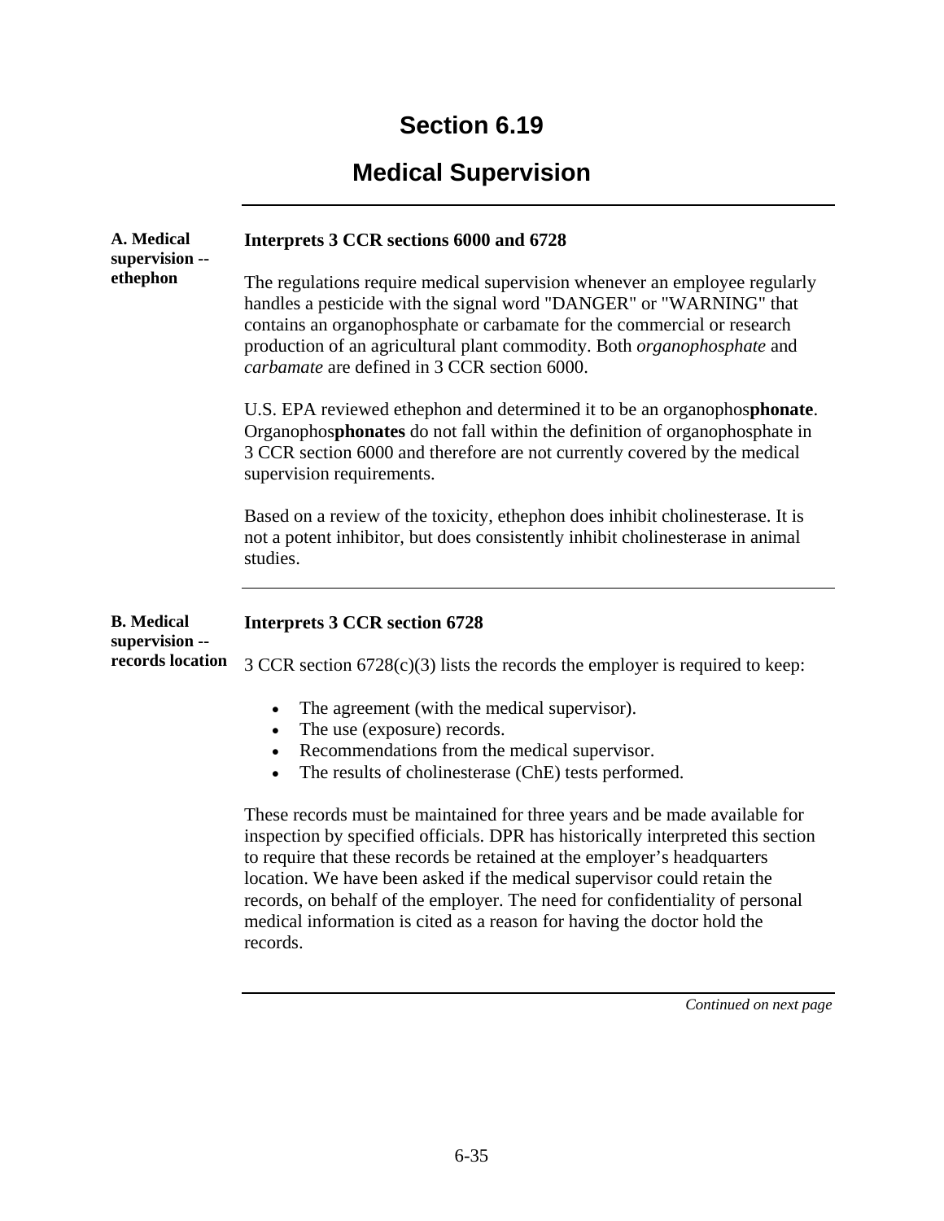# Section 6.19

## Medical Supervision

### A. Medical supervision -- ethephon

**Interprets 3 CCR sections 6000 and 6728**

The regulations require medical supervision whenever an employee regularly handles a pesticide with the signal word "DANGER" or "WARNING" that contains an organophosphate or carbamate for the commercial or research production of an agricultural plant commodity. Both *organophosphate* and *carbamate* are defined in 3 CCR section 6000.

U.S. EPA reviewed ethephon and determined it to be an organophos**phonate**. Organophos**phonates** do not fall within the definition of organophosphate in 3 CCR section 6000 and therefore are not currently covered by the medical supervision requirements.

Based on a review of the toxicity, ethephon does inhibit cholinesterase. It is not a potent inhibitor, but does consistently inhibit cholinesterase in animal studies.

### B. Medical supervision -- records location

**Interprets 3 CCR section 6728**

3 CCR section 6728(c)(3) lists the records the employer is required to keep:

- The agreement (with the medical supervisor).
- The use (exposure) records.
- Recommendations from the medical supervisor.
- The results of cholinesterase (ChE) tests performed.

These records must be maintained for three years and be made available for inspection by specified officials. DPR has historically interpreted this section to require that these records be retained at the employer's headquarters location. We have been asked if the medical supervisor could retain the records, on behalf of the employer. The need for confidentiality of personal medical information is cited as a reason for having the doctor hold the records.

*Continued on next page*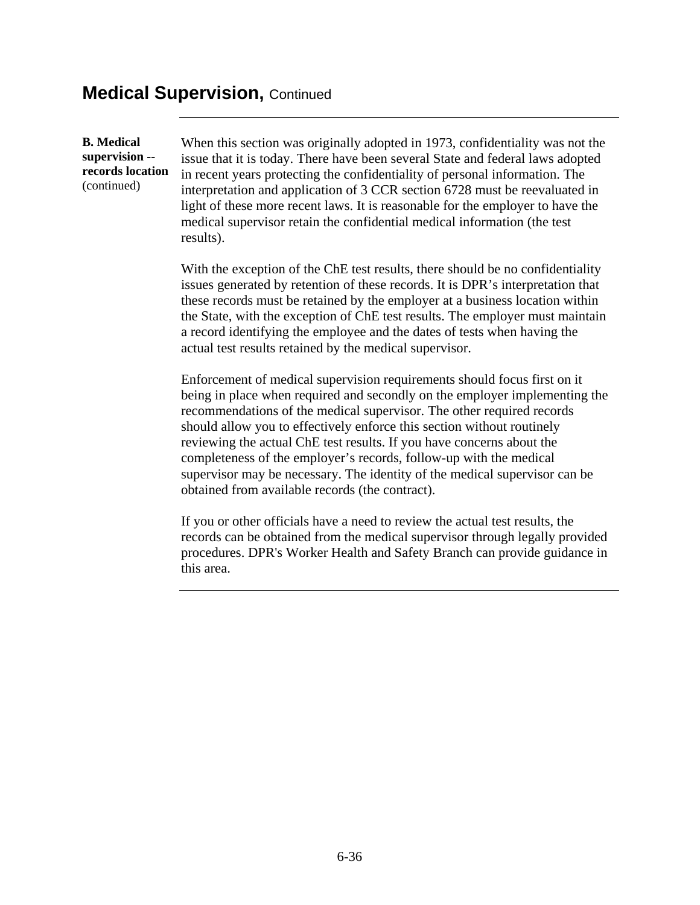## Medical Supervision, Continued

**B. Medical supervision -- records location** (continued)

When this section was originally adopted in 1973, confidentiality was not the issue that it is today. There have been several State and federal laws adopted in recent years protecting the confidentiality of personal information. The interpretation and application of 3 CCR section 6728 must be reevaluated in light of these more recent laws. It is reasonable for the employer to have the medical supervisor retain the confidential medical information (the test results).

With the exception of the ChE test results, there should be no confidentiality issues generated by retention of these records. It is DPR's interpretation that these records must be retained by the employer at a business location within the State, with the exception of ChE test results. The employer must maintain a record identifying the employee and the dates of tests when having the actual test results retained by the medical supervisor.

Enforcement of medical supervision requirements should focus first on it being in place when required and secondly on the employer implementing the recommendations of the medical supervisor. The other required records should allow you to effectively enforce this section without routinely reviewing the actual ChE test results. If you have concerns about the completeness of the employer's records, follow-up with the medical supervisor may be necessary. The identity of the medical supervisor can be obtained from available records (the contract).

If you or other officials have a need to review the actual test results, the records can be obtained from the medical supervisor through legally provided procedures. DPR's Worker Health and Safety Branch can provide guidance in this area.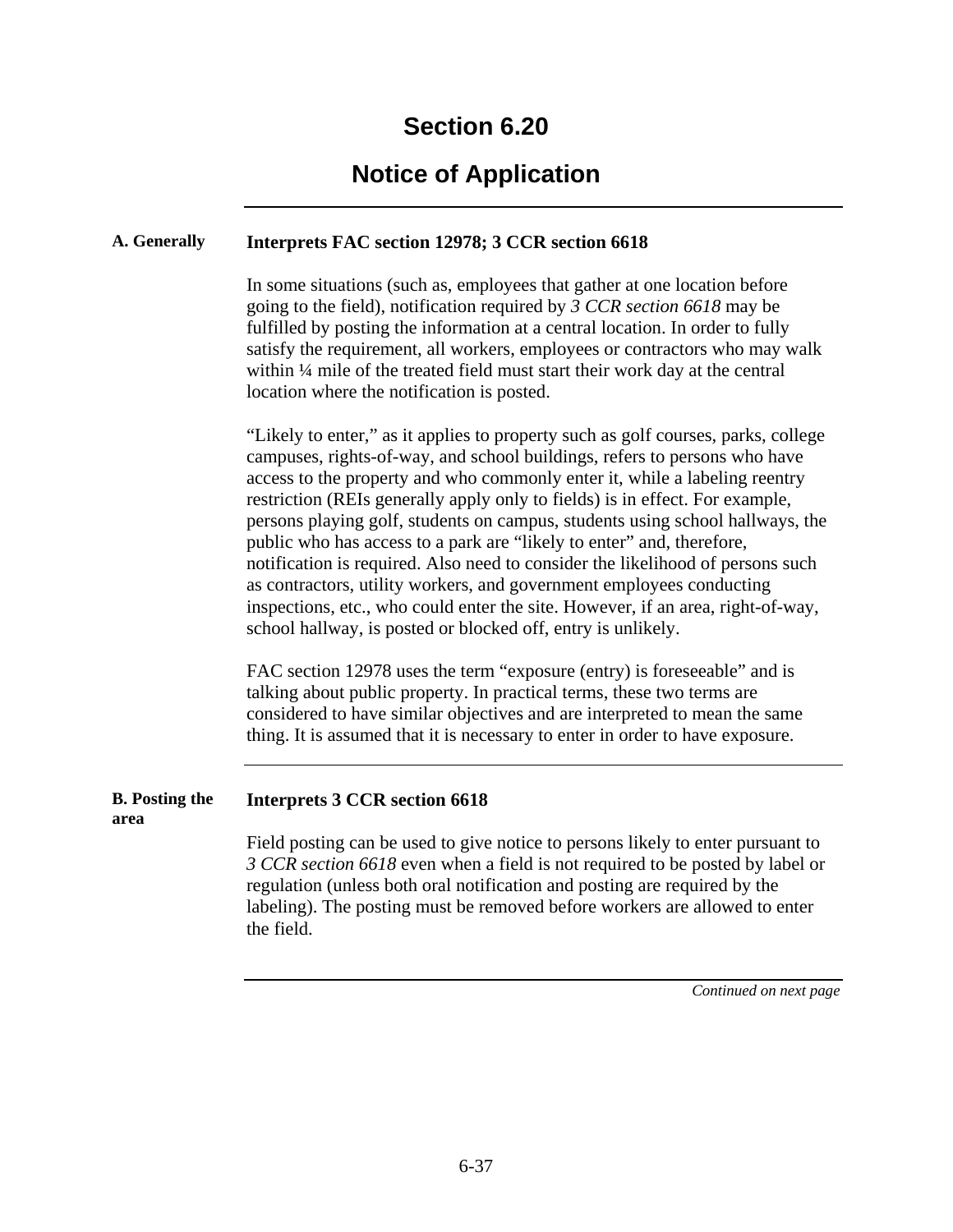# Section 6.20

## Notice of Application

### A. Generally

**Interprets FAC section 12978; 3 CCR section 6618**

In some situations (such as, employees that gather at one location before going to the field), notification required by *3 CCR section 6618* may be fulfilled by posting the information at a central location. In order to fully satisfy the requirement, all workers, employees or contractors who may walk within ¼ mile of the treated field must start their work day at the central location where the notification is posted.

“Likely to enter,” as it applies to property such as golf courses, parks, college campuses, rights-of-way, and school buildings, refers to persons who have access to the property and who commonly enter it, while a labeling reentry restriction (REIs generally apply only to fields) is in effect. For example, persons playing golf, students on campus, students using school hallways, the public who has access to a park are “likely to enter” and, therefore, notification is required. Also need to consider the likelihood of persons such as contractors, utility workers, and government employees conducting inspections, etc., who could enter the site. However, if an area, right-of-way, school hallway, is posted or blocked off, entry is unlikely.

FAC section 12978 uses the term “exposure (entry) is foreseeable” and is talking about public property. In practical terms, these two terms are considered to have similar objectives and are interpreted to mean the same thing. It is assumed that it is necessary to enter in order to have exposure.

### B. Posting the area

**Interprets 3 CCR section 6618**

Field posting can be used to give notice to persons likely to enter pursuant to *3 CCR section 6618* even when a field is not required to be posted by label or regulation (unless both oral notification and posting are required by the labeling). The posting must be removed before workers are allowed to enter the field.

*Continued on next page*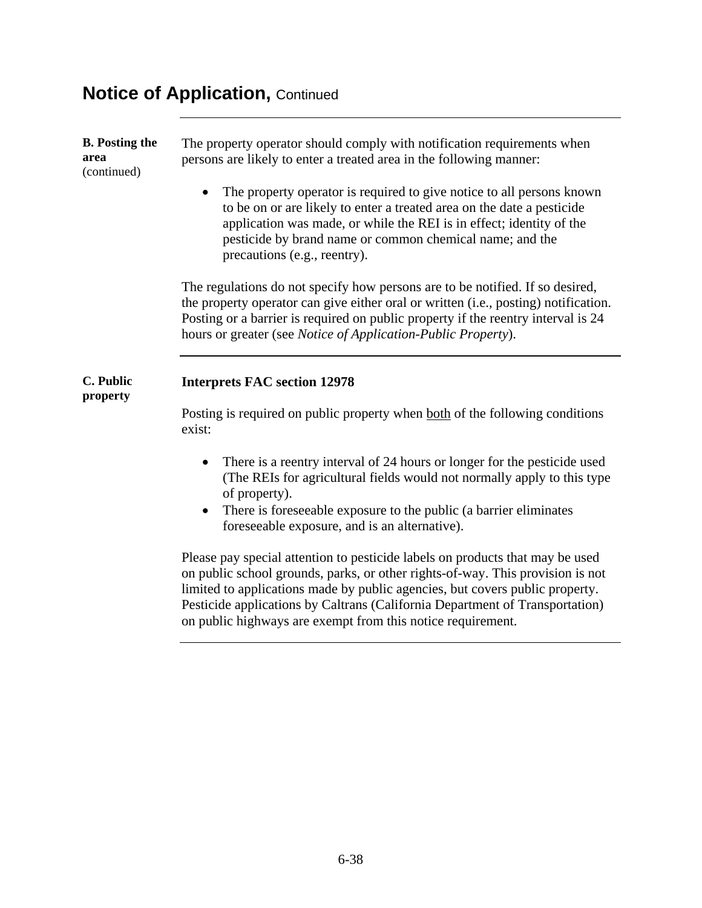# Notice of Application, Continued

**B. Posting the area** (continued)

The property operator should comply with notification requirements when persons are likely to enter a treated area in the following manner:

- The property operator is required to give notice to all persons known to be on or are likely to enter a treated area on the date a pesticide application was made, or while the REI is in effect; identity of the pesticide by brand name or common chemical name; and the precautions (e.g., reentry).

The regulations do not specify how persons are to be notified. If so desired, the property operator can give either oral or written (i.e., posting) notification. Posting or a barrier is required on public property if the reentry interval is 24 hours or greater (see *Notice of Application-Public Property*).

**C. Public property**

**Interprets FAC section 12978**

Posting is required on public property when <u>both</u> of the following conditions exist:

- There is a reentry interval of 24 hours or longer for the pesticide used (The REIs for agricultural fields would not normally apply to this type of property).
- There is foreseeable exposure to the public (a barrier eliminates foreseeable exposure, and is an alternative).

Please pay special attention to pesticide labels on products that may be used on public school grounds, parks, or other rights-of-way. This provision is not limited to applications made by public agencies, but covers public property. Pesticide applications by Caltrans (California Department of Transportation) on public highways are exempt from this notice requirement.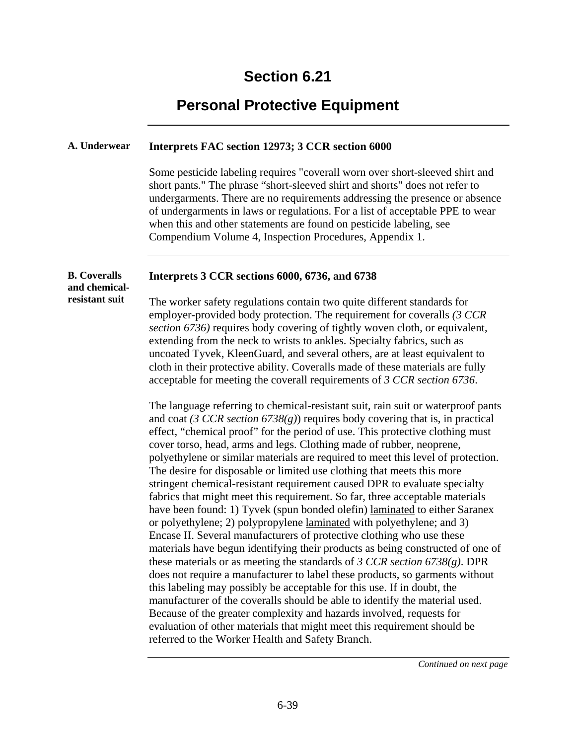# Section 6.21

## Personal Protective Equipment

### A. Underwear

**Interprets FAC section 12973; 3 CCR section 6000**

Some pesticide labeling requires "coverall worn over short-sleeved shirt and short pants." The phrase "short-sleeved shirt and shorts" does not refer to undergarments. There are no requirements addressing the presence or absence of undergarments in laws or regulations. For a list of acceptable PPE to wear when this and other statements are found on pesticide labeling, see Compendium Volume 4, Inspection Procedures, Appendix 1.

### B. Coveralls and chemical-resistant suit

**Interprets 3 CCR sections 6000, 6736, and 6738**

The worker safety regulations contain two quite different standards for employer-provided body protection. The requirement for coveralls *(3 CCR section 6736)* requires body covering of tightly woven cloth, or equivalent, extending from the neck to wrists to ankles. Specialty fabrics, such as uncoated Tyvek, KleenGuard, and several others, are at least equivalent to cloth in their protective ability. Coveralls made of these materials are fully acceptable for meeting the coverall requirements of *3 CCR section 6736*.

The language referring to chemical-resistant suit, rain suit or waterproof pants and coat *(3 CCR section 6738(g)*) requires body covering that is, in practical effect, "chemical proof" for the period of use. This protective clothing must cover torso, head, arms and legs. Clothing made of rubber, neoprene, polyethylene or similar materials are required to meet this level of protection. The desire for disposable or limited use clothing that meets this more stringent chemical-resistant requirement caused DPR to evaluate specialty fabrics that might meet this requirement. So far, three acceptable materials have been found: 1) Tyvek (spun bonded olefin) laminated to either Saranex or polyethylene; 2) polypropylene laminated with polyethylene; and 3) Encase II. Several manufacturers of protective clothing who use these materials have begun identifying their products as being constructed of one of these materials or as meeting the standards of *3 CCR section 6738(g)*. DPR does not require a manufacturer to label these products, so garments without this labeling may possibly be acceptable for this use. If in doubt, the manufacturer of the coveralls should be able to identify the material used. Because of the greater complexity and hazards involved, requests for evaluation of other materials that might meet this requirement should be referred to the Worker Health and Safety Branch.

*Continued on next page*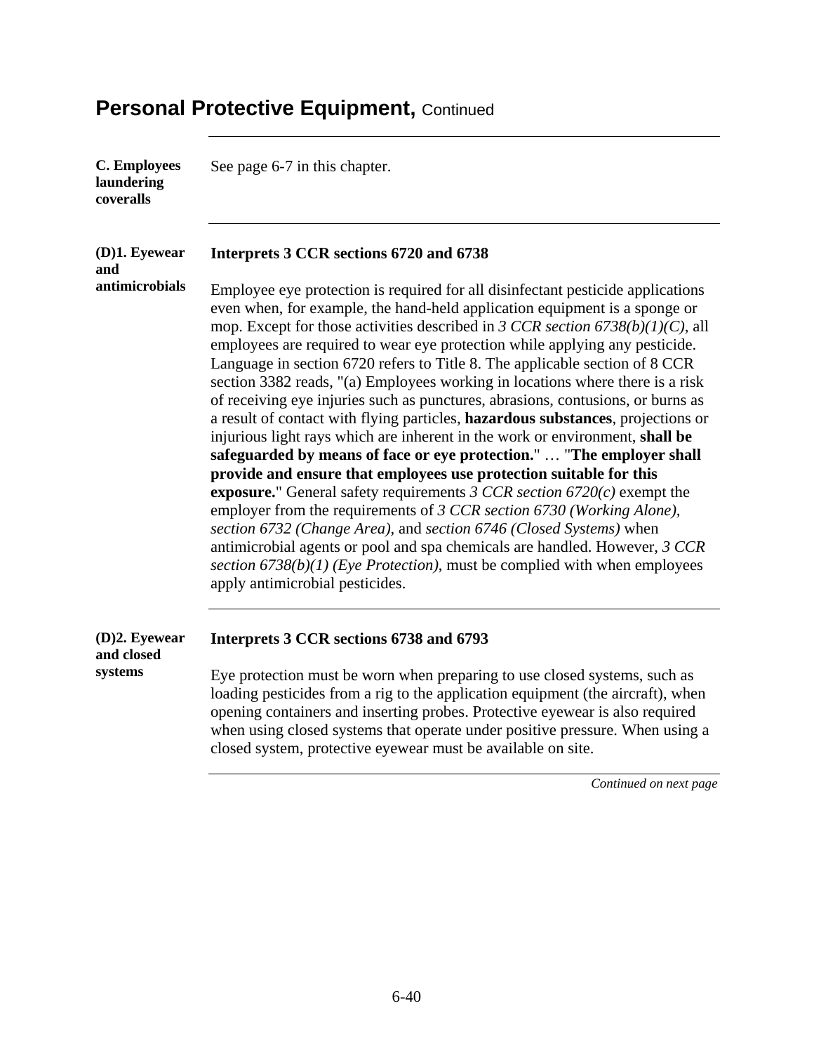# Personal Protective Equipment, Continued

**C. Employees laundering coveralls**

See page 6-7 in this chapter.

---

**(D)1. Eyewear and antimicrobials**

**Interprets 3 CCR sections 6720 and 6738**

Employee eye protection is required for all disinfectant pesticide applications even when, for example, the hand-held application equipment is a sponge or mop. Except for those activities described in *3 CCR section 6738(b)(1)(C)*, all employees are required to wear eye protection while applying any pesticide. Language in section 6720 refers to Title 8. The applicable section of 8 CCR section 3382 reads, "(a) Employees working in locations where there is a risk of receiving eye injuries such as punctures, abrasions, contusions, or burns as a result of contact with flying particles, **hazardous substances**, projections or injurious light rays which are inherent in the work or environment, **shall be safeguarded by means of face or eye protection.**" … "**The employer shall provide and ensure that employees use protection suitable for this exposure.**" General safety requirements *3 CCR section 6720(c)* exempt the employer from the requirements of *3 CCR section 6730 (Working Alone), section 6732 (Change Area),* and *section 6746 (Closed Systems)* when antimicrobial agents or pool and spa chemicals are handled. However, *3 CCR section 6738(b)(1) (Eye Protection)*, must be complied with when employees apply antimicrobial pesticides.

---

**(D)2. Eyewear and closed systems**

**Interprets 3 CCR sections 6738 and 6793**

Eye protection must be worn when preparing to use closed systems, such as loading pesticides from a rig to the application equipment (the aircraft), when opening containers and inserting probes. Protective eyewear is also required when using closed systems that operate under positive pressure. When using a closed system, protective eyewear must be available on site.

*Continued on next page*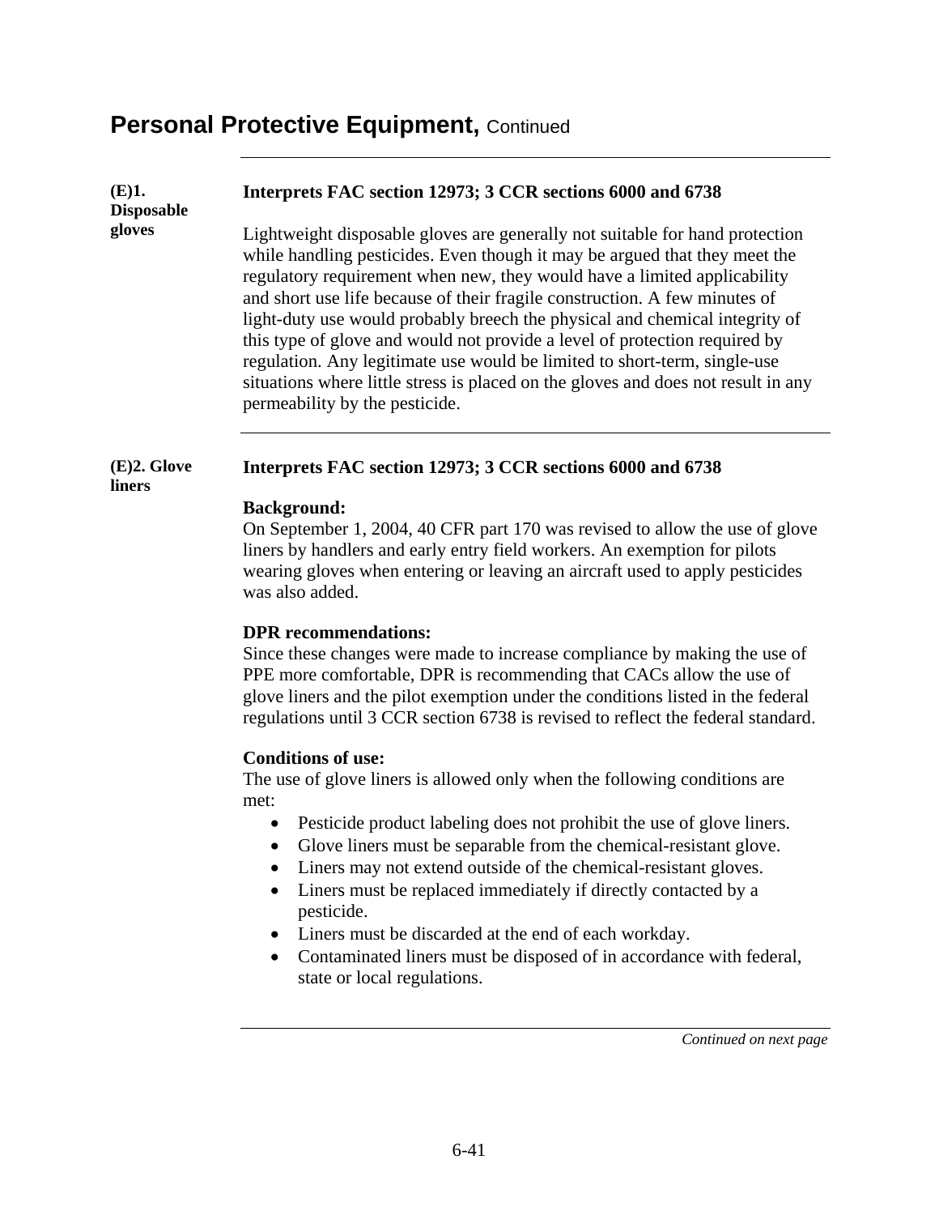# Personal Protective Equipment, Continued

**(E)1. Disposable gloves**

**Interprets FAC section 12973; 3 CCR sections 6000 and 6738**

Lightweight disposable gloves are generally not suitable for hand protection while handling pesticides. Even though it may be argued that they meet the regulatory requirement when new, they would have a limited applicability and short use life because of their fragile construction. A few minutes of light-duty use would probably breech the physical and chemical integrity of this type of glove and would not provide a level of protection required by regulation. Any legitimate use would be limited to short-term, single-use situations where little stress is placed on the gloves and does not result in any permeability by the pesticide.

**(E)2. Glove liners**

**Interprets FAC section 12973; 3 CCR sections 6000 and 6738**

**Background:**
On September 1, 2004, 40 CFR part 170 was revised to allow the use of glove liners by handlers and early entry field workers. An exemption for pilots wearing gloves when entering or leaving an aircraft used to apply pesticides was also added.

**DPR recommendations:**
Since these changes were made to increase compliance by making the use of PPE more comfortable, DPR is recommending that CACs allow the use of glove liners and the pilot exemption under the conditions listed in the federal regulations until 3 CCR section 6738 is revised to reflect the federal standard.

**Conditions of use:**
The use of glove liners is allowed only when the following conditions are met:

- Pesticide product labeling does not prohibit the use of glove liners.
- Glove liners must be separable from the chemical-resistant glove.
- Liners may not extend outside of the chemical-resistant gloves.
- Liners must be replaced immediately if directly contacted by a pesticide.
- Liners must be discarded at the end of each workday.
- Contaminated liners must be disposed of in accordance with federal, state or local regulations.

*Continued on next page*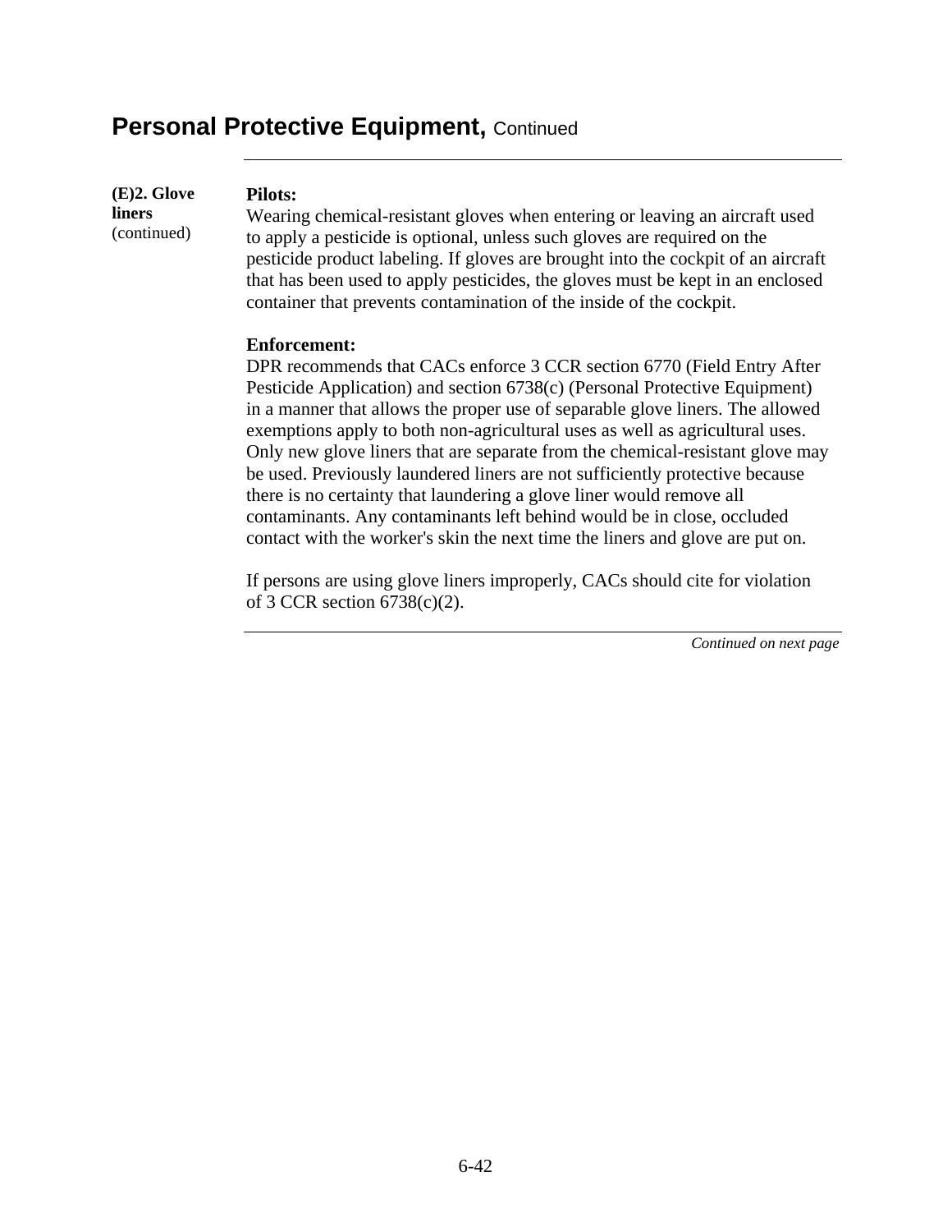## Personal Protective Equipment, Continued

**(E)2. Glove liners** (continued)

**Pilots:**
Wearing chemical-resistant gloves when entering or leaving an aircraft used to apply a pesticide is optional, unless such gloves are required on the pesticide product labeling. If gloves are brought into the cockpit of an aircraft that has been used to apply pesticides, the gloves must be kept in an enclosed container that prevents contamination of the inside of the cockpit.

**Enforcement:**
DPR recommends that CACs enforce 3 CCR section 6770 (Field Entry After Pesticide Application) and section 6738(c) (Personal Protective Equipment) in a manner that allows the proper use of separable glove liners. The allowed exemptions apply to both non-agricultural uses as well as agricultural uses. Only new glove liners that are separate from the chemical-resistant glove may be used. Previously laundered liners are not sufficiently protective because there is no certainty that laundering a glove liner would remove all contaminants. Any contaminants left behind would be in close, occluded contact with the worker's skin the next time the liners and glove are put on.

If persons are using glove liners improperly, CACs should cite for violation of 3 CCR section 6738(c)(2).

*Continued on next page*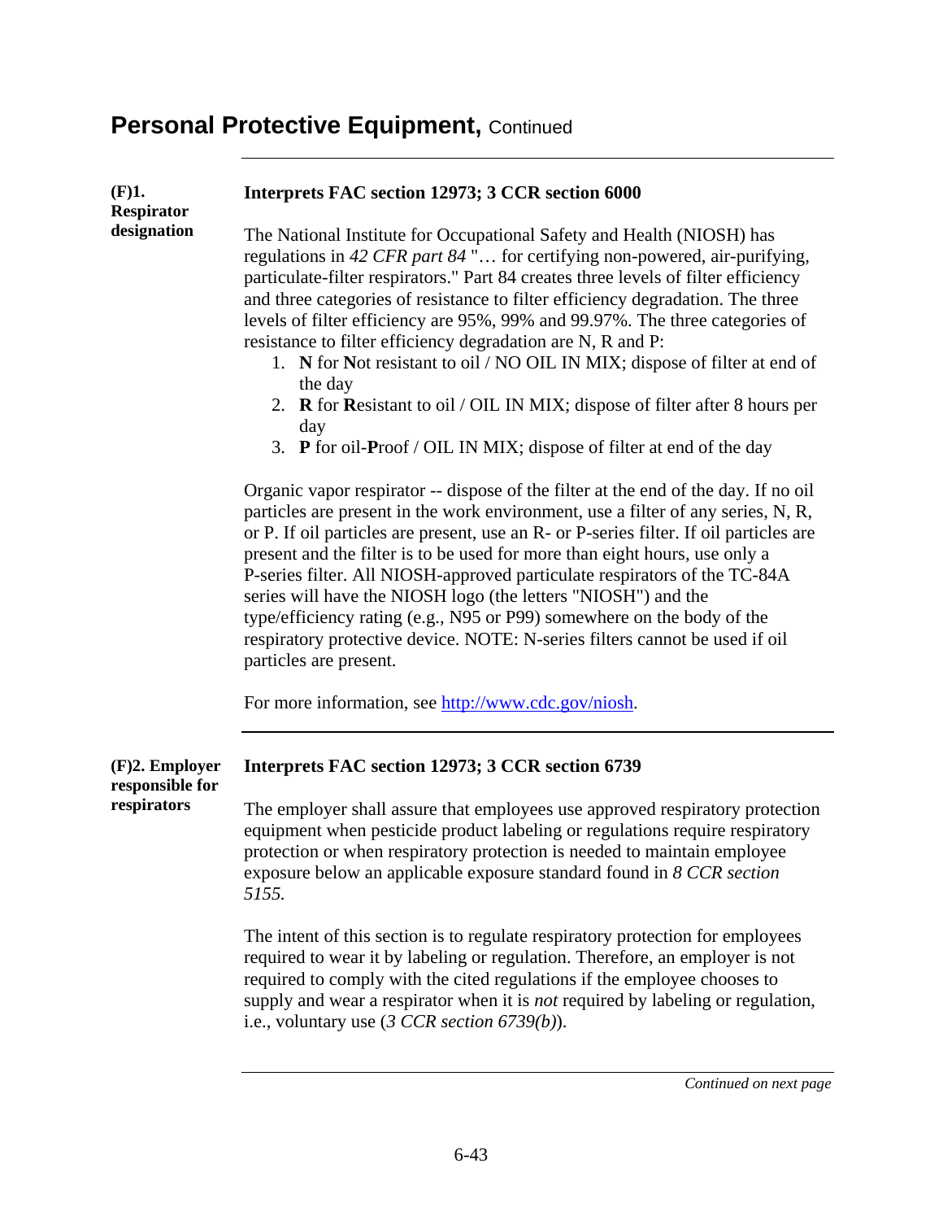# Personal Protective Equipment, Continued

**(F)1. Respirator designation**

**Interprets FAC section 12973; 3 CCR section 6000**

The National Institute for Occupational Safety and Health (NIOSH) has regulations in *42 CFR part 84* "… for certifying non-powered, air-purifying, particulate-filter respirators." Part 84 creates three levels of filter efficiency and three categories of resistance to filter efficiency degradation. The three levels of filter efficiency are 95%, 99% and 99.97%. The three categories of resistance to filter efficiency degradation are N, R and P:

1. **N** for **N**ot resistant to oil / NO OIL IN MIX; dispose of filter at end of the day
2. **R** for **R**esistant to oil / OIL IN MIX; dispose of filter after 8 hours per day
3. **P** for oil-**P**roof / OIL IN MIX; dispose of filter at end of the day

Organic vapor respirator -- dispose of the filter at the end of the day. If no oil particles are present in the work environment, use a filter of any series, N, R, or P. If oil particles are present, use an R- or P-series filter. If oil particles are present and the filter is to be used for more than eight hours, use only a P-series filter. All NIOSH-approved particulate respirators of the TC-84A series will have the NIOSH logo (the letters "NIOSH") and the type/efficiency rating (e.g., N95 or P99) somewhere on the body of the respiratory protective device. NOTE: N-series filters cannot be used if oil particles are present.

For more information, see [http://www.cdc.gov/niosh](http://www.cdc.gov/niosh).

---

**(F)2. Employer responsible for respirators**

**Interprets FAC section 12973; 3 CCR section 6739**

The employer shall assure that employees use approved respiratory protection equipment when pesticide product labeling or regulations require respiratory protection or when respiratory protection is needed to maintain employee exposure below an applicable exposure standard found in *8 CCR section 5155.*

The intent of this section is to regulate respiratory protection for employees required to wear it by labeling or regulation. Therefore, an employer is not required to comply with the cited regulations if the employee chooses to supply and wear a respirator when it is *not* required by labeling or regulation, i.e., voluntary use (*3 CCR section 6739(b)*).

*Continued on next page*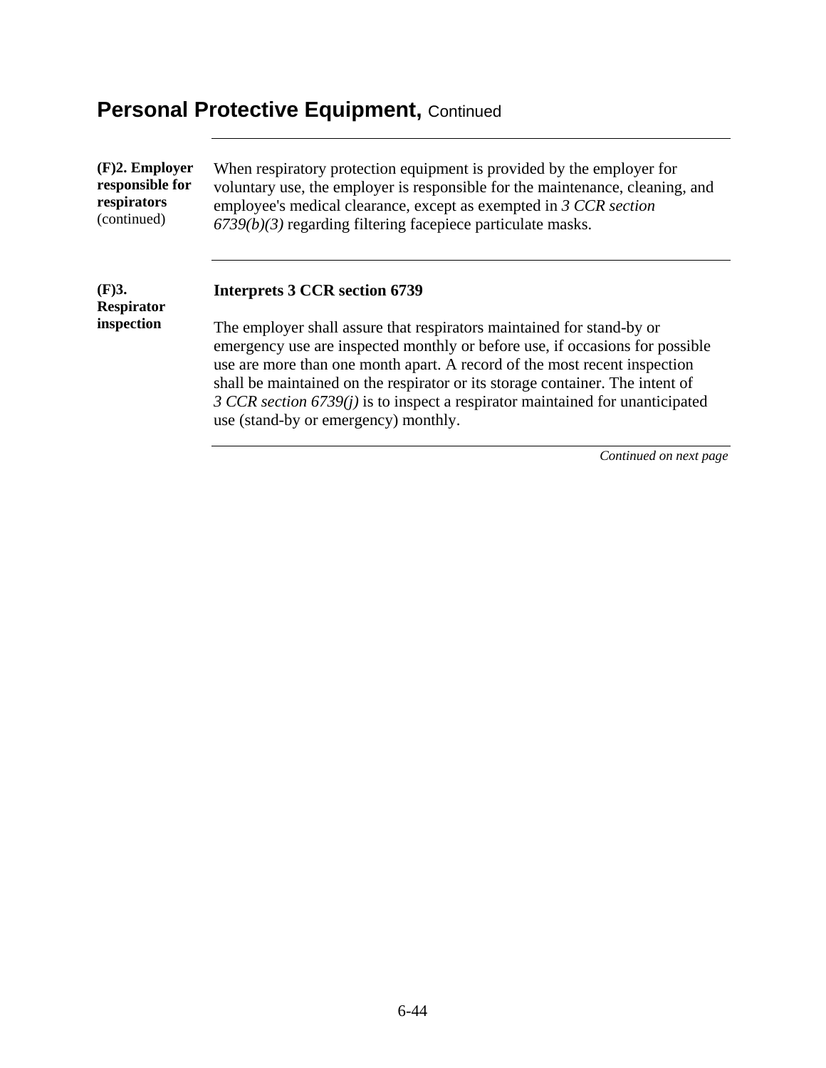# Personal Protective Equipment, Continued

---

**(F)2. Employer responsible for respirators** (continued)

When respiratory protection equipment is provided by the employer for voluntary use, the employer is responsible for the maintenance, cleaning, and employee's medical clearance, except as exempted in *3 CCR section 6739(b)(3)* regarding filtering facepiece particulate masks.

---

**(F)3. Respirator inspection**

**Interprets 3 CCR section 6739**

The employer shall assure that respirators maintained for stand-by or emergency use are inspected monthly or before use, if occasions for possible use are more than one month apart. A record of the most recent inspection shall be maintained on the respirator or its storage container. The intent of *3 CCR section 6739(j)* is to inspect a respirator maintained for unanticipated use (stand-by or emergency) monthly.

---

*Continued on next page*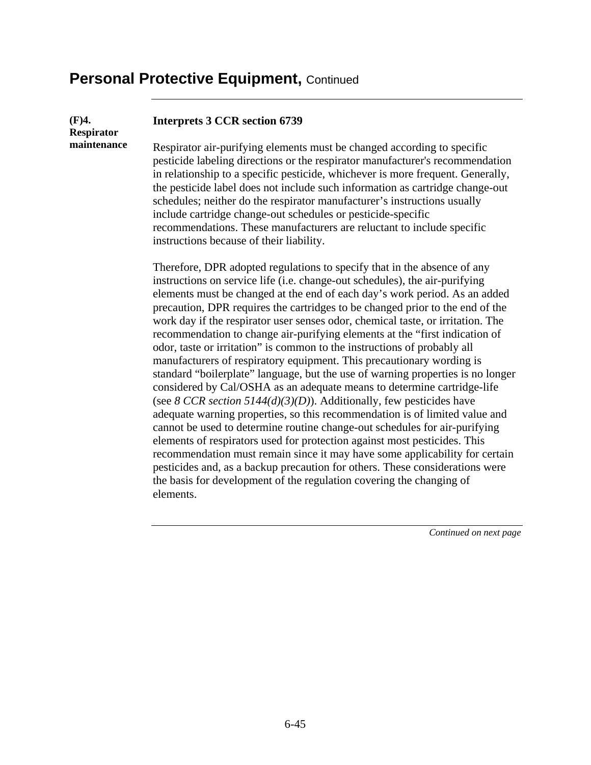# Personal Protective Equipment, Continued

**(F)4. Respirator maintenance**

**Interprets 3 CCR section 6739**

Respirator air-purifying elements must be changed according to specific pesticide labeling directions or the respirator manufacturer's recommendation in relationship to a specific pesticide, whichever is more frequent. Generally, the pesticide label does not include such information as cartridge change-out schedules; neither do the respirator manufacturer's instructions usually include cartridge change-out schedules or pesticide-specific recommendations. These manufacturers are reluctant to include specific instructions because of their liability.

Therefore, DPR adopted regulations to specify that in the absence of any instructions on service life (i.e. change-out schedules), the air-purifying elements must be changed at the end of each day's work period. As an added precaution, DPR requires the cartridges to be changed prior to the end of the work day if the respirator user senses odor, chemical taste, or irritation. The recommendation to change air-purifying elements at the "first indication of odor, taste or irritation" is common to the instructions of probably all manufacturers of respiratory equipment. This precautionary wording is standard "boilerplate" language, but the use of warning properties is no longer considered by Cal/OSHA as an adequate means to determine cartridge-life (see *8 CCR section 5144(d)(3)(D)*). Additionally, few pesticides have adequate warning properties, so this recommendation is of limited value and cannot be used to determine routine change-out schedules for air-purifying elements of respirators used for protection against most pesticides. This recommendation must remain since it may have some applicability for certain pesticides and, as a backup precaution for others. These considerations were the basis for development of the regulation covering the changing of elements.

*Continued on next page*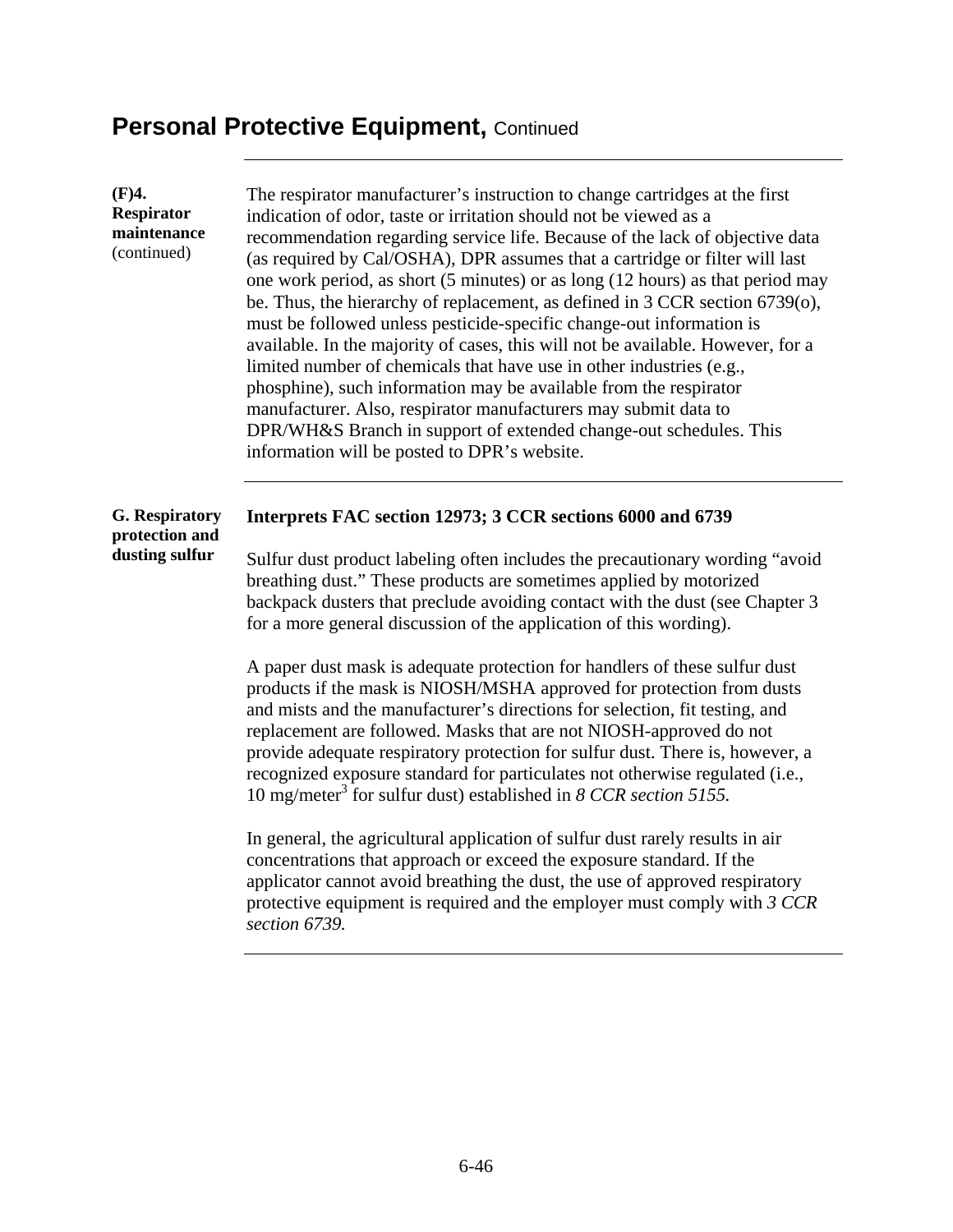## Personal Protective Equipment, Continued

**(F)4. Respirator maintenance** (continued)

The respirator manufacturer's instruction to change cartridges at the first indication of odor, taste or irritation should not be viewed as a recommendation regarding service life. Because of the lack of objective data (as required by Cal/OSHA), DPR assumes that a cartridge or filter will last one work period, as short (5 minutes) or as long (12 hours) as that period may be. Thus, the hierarchy of replacement, as defined in 3 CCR section 6739(o), must be followed unless pesticide-specific change-out information is available. In the majority of cases, this will not be available. However, for a limited number of chemicals that have use in other industries (e.g., phosphine), such information may be available from the respirator manufacturer. Also, respirator manufacturers may submit data to DPR/WH&S Branch in support of extended change-out schedules. This information will be posted to DPR's website.

---

**G. Respiratory protection and dusting sulfur**

**Interprets FAC section 12973; 3 CCR sections 6000 and 6739**

Sulfur dust product labeling often includes the precautionary wording "avoid breathing dust." These products are sometimes applied by motorized backpack dusters that preclude avoiding contact with the dust (see Chapter 3 for a more general discussion of the application of this wording).

A paper dust mask is adequate protection for handlers of these sulfur dust products if the mask is NIOSH/MSHA approved for protection from dusts and mists and the manufacturer's directions for selection, fit testing, and replacement are followed. Masks that are not NIOSH-approved do not provide adequate respiratory protection for sulfur dust. There is, however, a recognized exposure standard for particulates not otherwise regulated (i.e., 10 mg/meter$^3$ for sulfur dust) established in *8 CCR section 5155.*

In general, the agricultural application of sulfur dust rarely results in air concentrations that approach or exceed the exposure standard. If the applicator cannot avoid breathing the dust, the use of approved respiratory protective equipment is required and the employer must comply with *3 CCR section 6739.*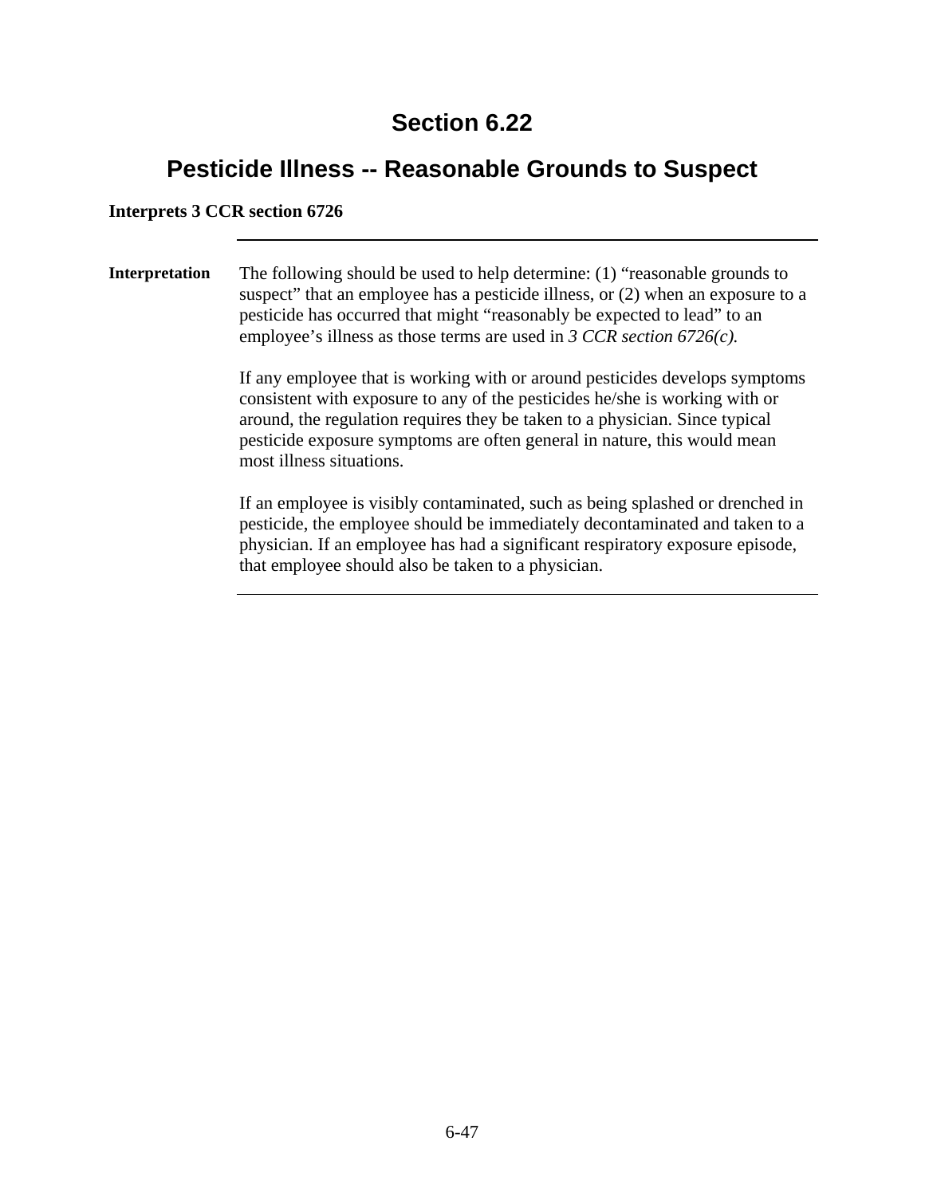# Section 6.22

## Pesticide Illness -- Reasonable Grounds to Suspect

**Interprets 3 CCR section 6726**

---

**Interpretation**

The following should be used to help determine: (1) “reasonable grounds to suspect” that an employee has a pesticide illness, or (2) when an exposure to a pesticide has occurred that might “reasonably be expected to lead” to an employee’s illness as those terms are used in *3 CCR section 6726(c).*

If any employee that is working with or around pesticides develops symptoms consistent with exposure to any of the pesticides he/she is working with or around, the regulation requires they be taken to a physician. Since typical pesticide exposure symptoms are often general in nature, this would mean most illness situations.

If an employee is visibly contaminated, such as being splashed or drenched in pesticide, the employee should be immediately decontaminated and taken to a physician. If an employee has had a significant respiratory exposure episode, that employee should also be taken to a physician.

---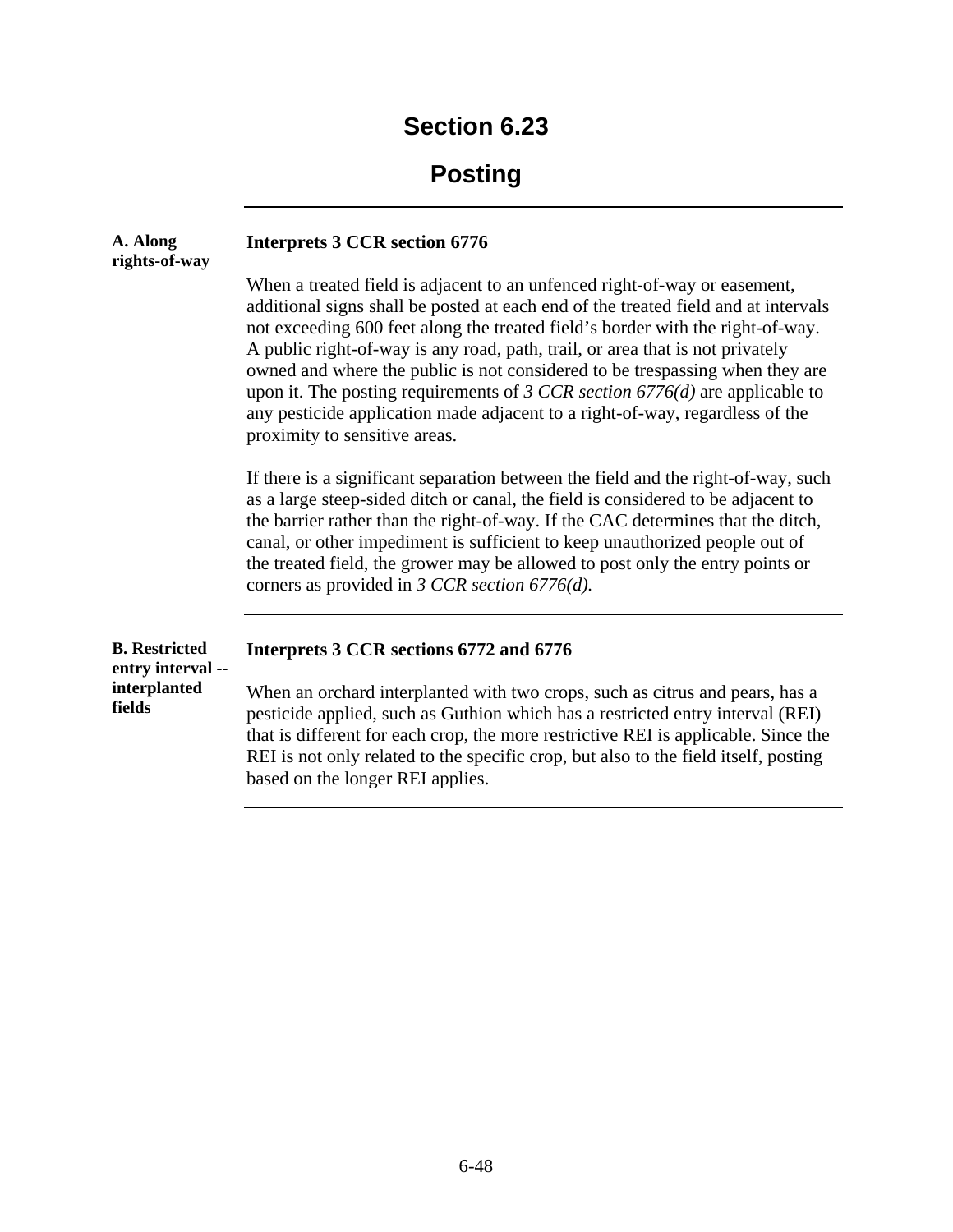# Section 6.23

# Posting

---

### A. Along rights-of-way

**Interprets 3 CCR section 6776**

When a treated field is adjacent to an unfenced right-of-way or easement, additional signs shall be posted at each end of the treated field and at intervals not exceeding 600 feet along the treated field's border with the right-of-way. A public right-of-way is any road, path, trail, or area that is not privately owned and where the public is not considered to be trespassing when they are upon it. The posting requirements of *3 CCR section 6776(d)* are applicable to any pesticide application made adjacent to a right-of-way, regardless of the proximity to sensitive areas.

If there is a significant separation between the field and the right-of-way, such as a large steep-sided ditch or canal, the field is considered to be adjacent to the barrier rather than the right-of-way. If the CAC determines that the ditch, canal, or other impediment is sufficient to keep unauthorized people out of the treated field, the grower may be allowed to post only the entry points or corners as provided in *3 CCR section 6776(d).*

---

### B. Restricted entry interval -- interplanted fields

**Interprets 3 CCR sections 6772 and 6776**

When an orchard interplanted with two crops, such as citrus and pears, has a pesticide applied, such as Guthion which has a restricted entry interval (REI) that is different for each crop, the more restrictive REI is applicable. Since the REI is not only related to the specific crop, but also to the field itself, posting based on the longer REI applies.

---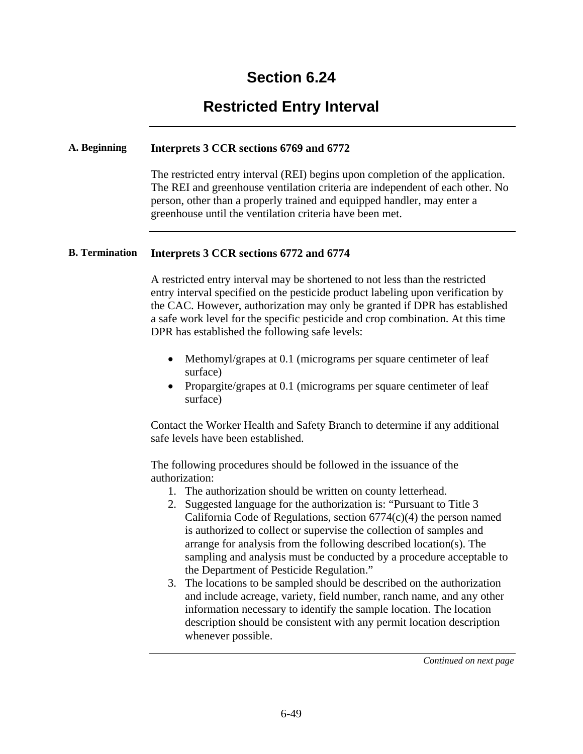# Section 6.24

## Restricted Entry Interval

### A. Beginning

**Interprets 3 CCR sections 6769 and 6772**

The restricted entry interval (REI) begins upon completion of the application. The REI and greenhouse ventilation criteria are independent of each other. No person, other than a properly trained and equipped handler, may enter a greenhouse until the ventilation criteria have been met.

### B. Termination

**Interprets 3 CCR sections 6772 and 6774**

A restricted entry interval may be shortened to not less than the restricted entry interval specified on the pesticide product labeling upon verification by the CAC. However, authorization may only be granted if DPR has established a safe work level for the specific pesticide and crop combination. At this time DPR has established the following safe levels:

- Methomyl/grapes at 0.1 (micrograms per square centimeter of leaf surface)
- Propargite/grapes at 0.1 (micrograms per square centimeter of leaf surface)

Contact the Worker Health and Safety Branch to determine if any additional safe levels have been established.

The following procedures should be followed in the issuance of the authorization:

1. The authorization should be written on county letterhead.
2. Suggested language for the authorization is: "Pursuant to Title 3 California Code of Regulations, section 6774(c)(4) the person named is authorized to collect or supervise the collection of samples and arrange for analysis from the following described location(s). The sampling and analysis must be conducted by a procedure acceptable to the Department of Pesticide Regulation."
3. The locations to be sampled should be described on the authorization and include acreage, variety, field number, ranch name, and any other information necessary to identify the sample location. The location description should be consistent with any permit location description whenever possible.

*Continued on next page*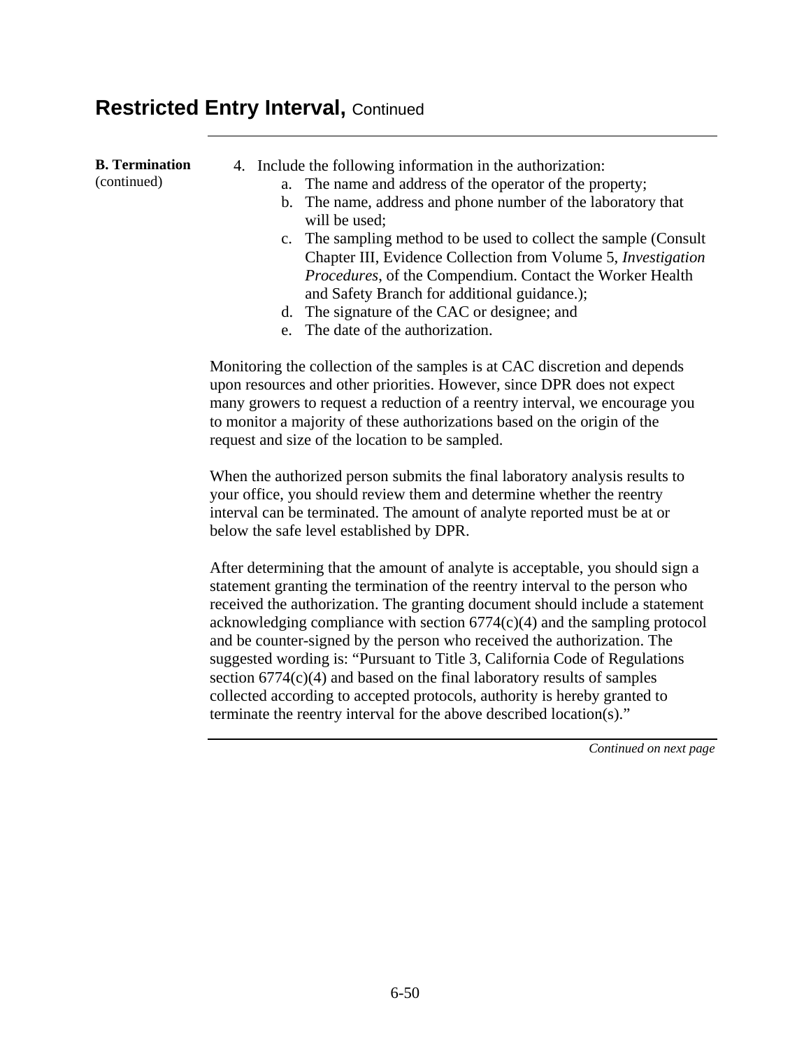# Restricted Entry Interval, Continued

**B. Termination** (continued)

4. Include the following information in the authorization:
   a. The name and address of the operator of the property;
   b. The name, address and phone number of the laboratory that will be used;
   c. The sampling method to be used to collect the sample (Consult Chapter III, Evidence Collection from Volume 5, *Investigation Procedures*, of the Compendium. Contact the Worker Health and Safety Branch for additional guidance.);
   d. The signature of the CAC or designee; and
   e. The date of the authorization.

Monitoring the collection of the samples is at CAC discretion and depends upon resources and other priorities. However, since DPR does not expect many growers to request a reduction of a reentry interval, we encourage you to monitor a majority of these authorizations based on the origin of the request and size of the location to be sampled.

When the authorized person submits the final laboratory analysis results to your office, you should review them and determine whether the reentry interval can be terminated. The amount of analyte reported must be at or below the safe level established by DPR.

After determining that the amount of analyte is acceptable, you should sign a statement granting the termination of the reentry interval to the person who received the authorization. The granting document should include a statement acknowledging compliance with section 6774(c)(4) and the sampling protocol and be counter-signed by the person who received the authorization. The suggested wording is: "Pursuant to Title 3, California Code of Regulations section 6774(c)(4) and based on the final laboratory results of samples collected according to accepted protocols, authority is hereby granted to terminate the reentry interval for the above described location(s)."

*Continued on next page*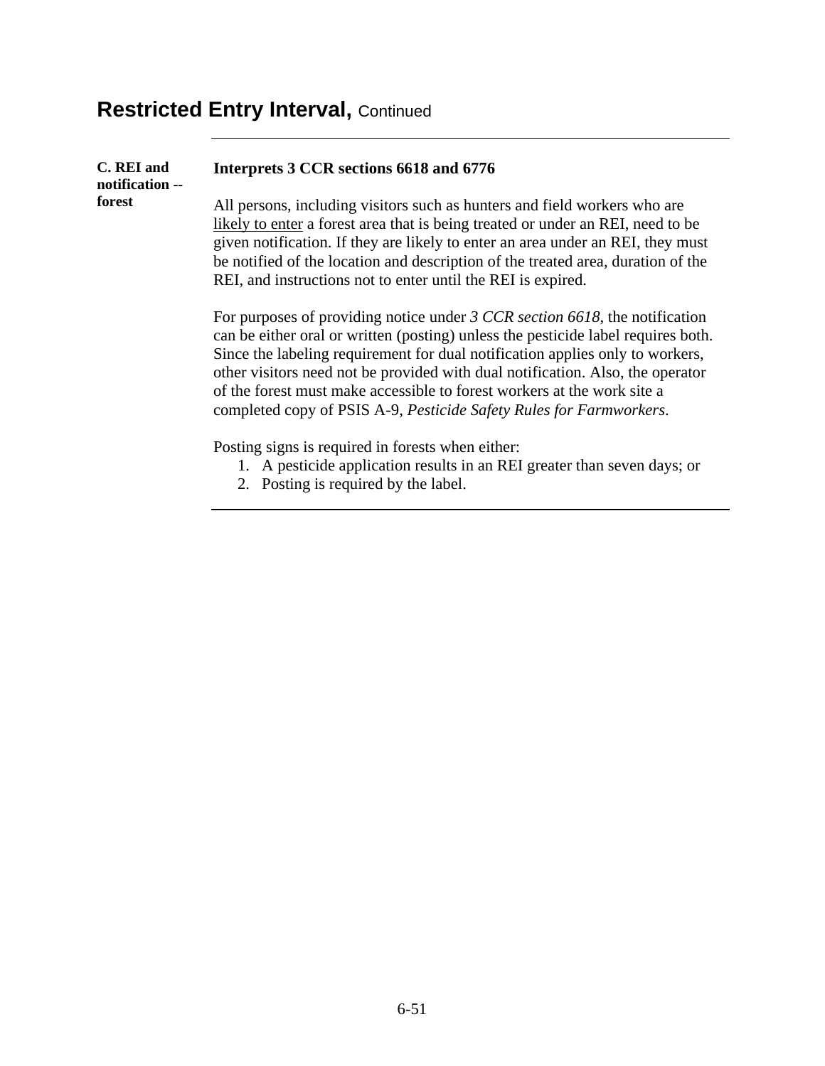# Restricted Entry Interval, Continued

**C. REI and notification -- forest**

**Interprets 3 CCR sections 6618 and 6776**

All persons, including visitors such as hunters and field workers who are likely to enter a forest area that is being treated or under an REI, need to be given notification. If they are likely to enter an area under an REI, they must be notified of the location and description of the treated area, duration of the REI, and instructions not to enter until the REI is expired.

For purposes of providing notice under *3 CCR section 6618*, the notification can be either oral or written (posting) unless the pesticide label requires both. Since the labeling requirement for dual notification applies only to workers, other visitors need not be provided with dual notification. Also, the operator of the forest must make accessible to forest workers at the work site a completed copy of PSIS A-9, *Pesticide Safety Rules for Farmworkers*.

Posting signs is required in forests when either:

1. A pesticide application results in an REI greater than seven days; or
2. Posting is required by the label.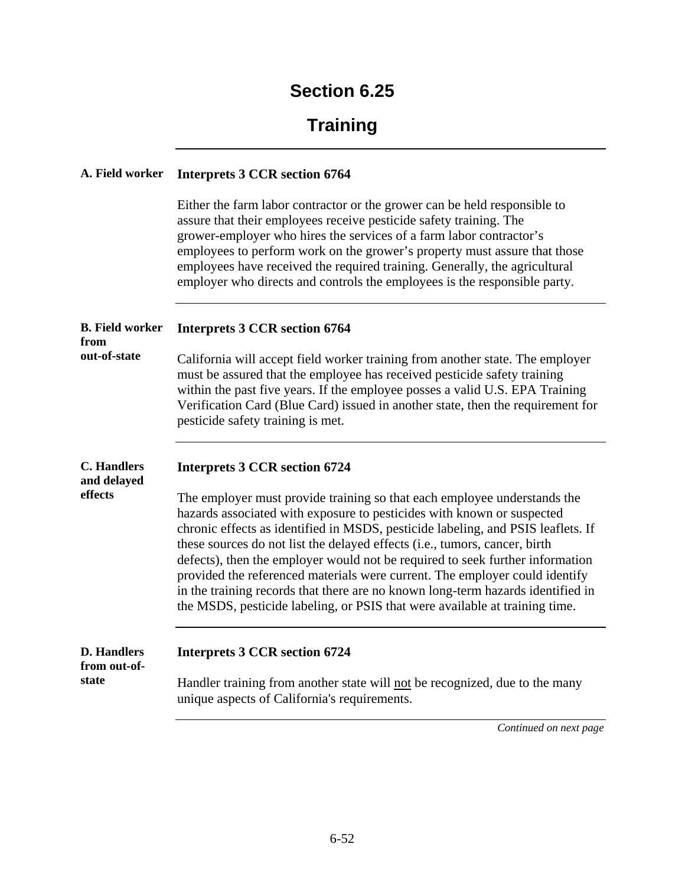# Section 6.25

## Training

---

**A. Field worker**

**Interprets 3 CCR section 6764**

Either the farm labor contractor or the grower can be held responsible to assure that their employees receive pesticide safety training. The grower-employer who hires the services of a farm labor contractor's employees to perform work on the grower's property must assure that those employees have received the required training. Generally, the agricultural employer who directs and controls the employees is the responsible party.

---

**B. Field worker from out-of-state**

**Interprets 3 CCR section 6764**

California will accept field worker training from another state. The employer must be assured that the employee has received pesticide safety training within the past five years. If the employee posses a valid U.S. EPA Training Verification Card (Blue Card) issued in another state, then the requirement for pesticide safety training is met.

---

**C. Handlers and delayed effects**

**Interprets 3 CCR section 6724**

The employer must provide training so that each employee understands the hazards associated with exposure to pesticides with known or suspected chronic effects as identified in MSDS, pesticide labeling, and PSIS leaflets. If these sources do not list the delayed effects (i.e., tumors, cancer, birth defects), then the employer would not be required to seek further information provided the referenced materials were current. The employer could identify in the training records that there are no known long-term hazards identified in the MSDS, pesticide labeling, or PSIS that were available at training time.

---

**D. Handlers from out-of-state**

**Interprets 3 CCR section 6724**

Handler training from another state will <u>not</u> be recognized, due to the many unique aspects of California's requirements.

---

*Continued on next page*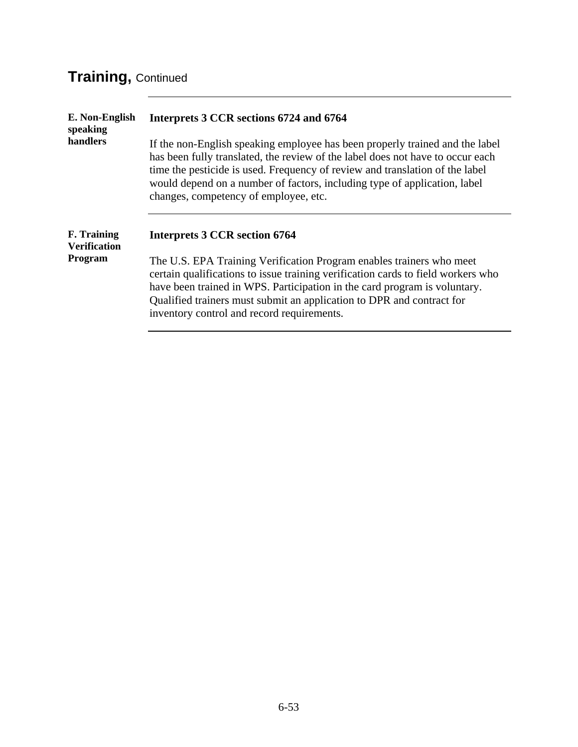## Training, Continued

### E. Non-English speaking handlers

**Interprets 3 CCR sections 6724 and 6764**

If the non-English speaking employee has been properly trained and the label has been fully translated, the review of the label does not have to occur each time the pesticide is used. Frequency of review and translation of the label would depend on a number of factors, including type of application, label changes, competency of employee, etc.

### F. Training Verification Program

**Interprets 3 CCR section 6764**

The U.S. EPA Training Verification Program enables trainers who meet certain qualifications to issue training verification cards to field workers who have been trained in WPS. Participation in the card program is voluntary. Qualified trainers must submit an application to DPR and contract for inventory control and record requirements.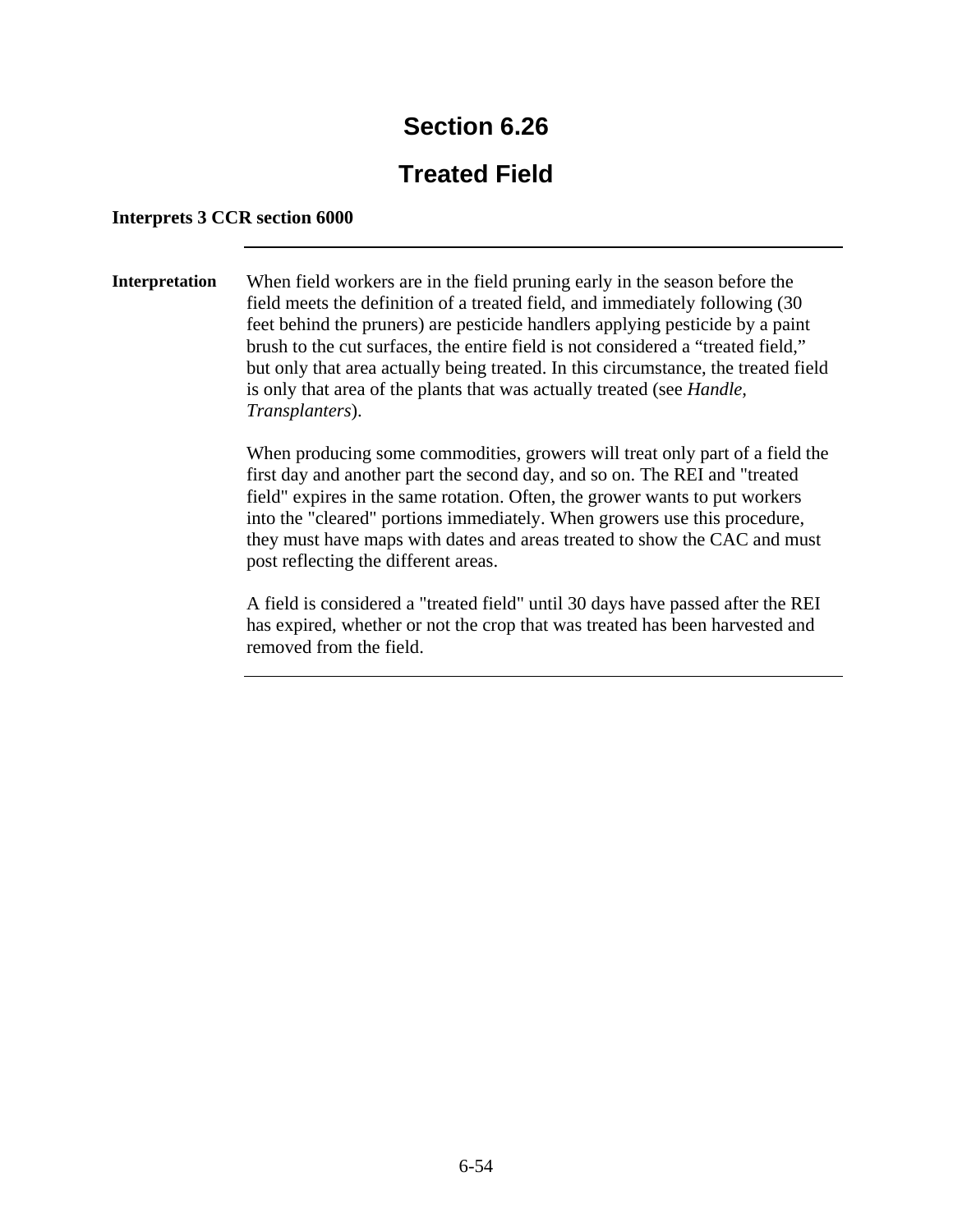# Section 6.26

# Treated Field

**Interprets 3 CCR section 6000**

---

**Interpretation**

When field workers are in the field pruning early in the season before the field meets the definition of a treated field, and immediately following (30 feet behind the pruners) are pesticide handlers applying pesticide by a paint brush to the cut surfaces, the entire field is not considered a “treated field,” but only that area actually being treated. In this circumstance, the treated field is only that area of the plants that was actually treated (see *Handle, Transplanters*).

When producing some commodities, growers will treat only part of a field the first day and another part the second day, and so on. The REI and "treated field" expires in the same rotation. Often, the grower wants to put workers into the "cleared" portions immediately. When growers use this procedure, they must have maps with dates and areas treated to show the CAC and must post reflecting the different areas.

A field is considered a "treated field" until 30 days have passed after the REI has expired, whether or not the crop that was treated has been harvested and removed from the field.

---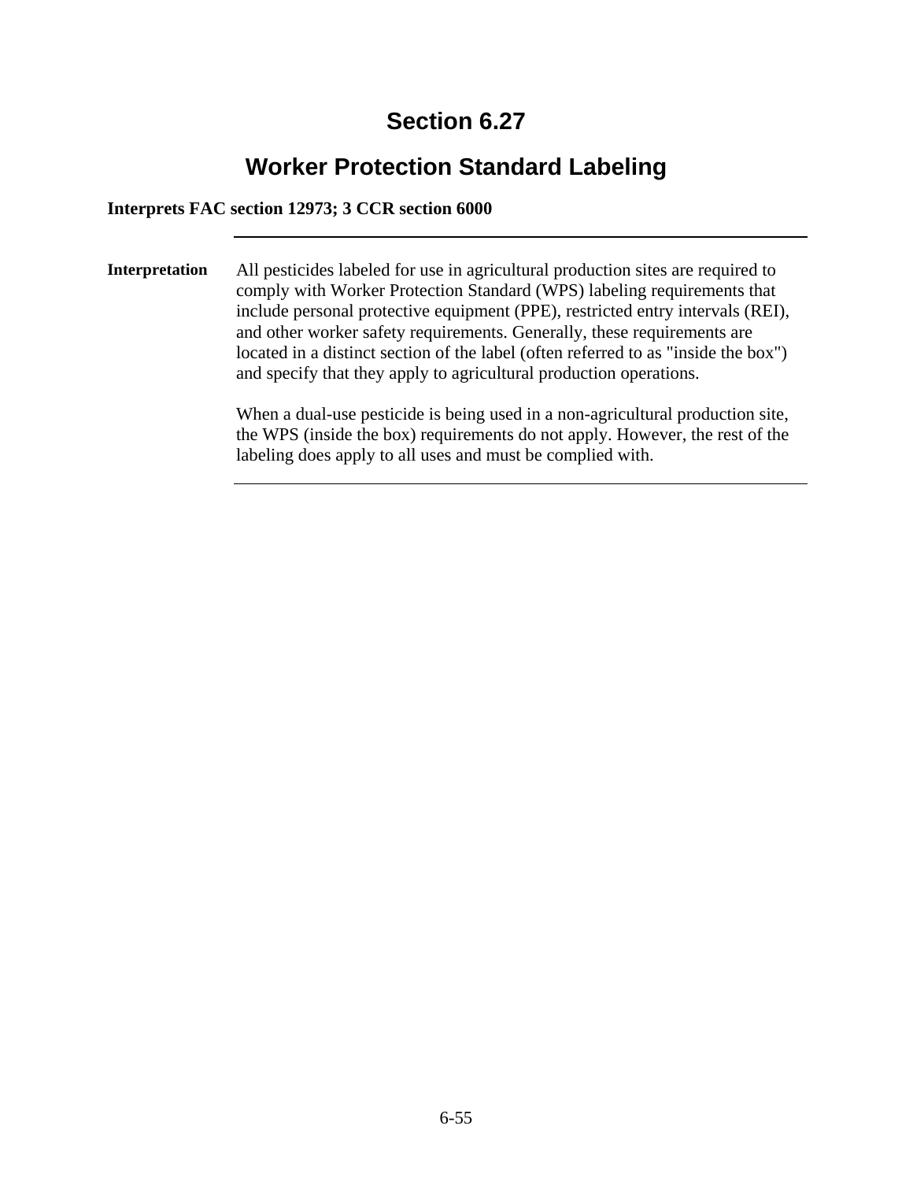# Section 6.27

## Worker Protection Standard Labeling

**Interprets FAC section 12973; 3 CCR section 6000**

---

**Interpretation**

All pesticides labeled for use in agricultural production sites are required to comply with Worker Protection Standard (WPS) labeling requirements that include personal protective equipment (PPE), restricted entry intervals (REI), and other worker safety requirements. Generally, these requirements are located in a distinct section of the label (often referred to as "inside the box") and specify that they apply to agricultural production operations.

When a dual-use pesticide is being used in a non-agricultural production site, the WPS (inside the box) requirements do not apply. However, the rest of the labeling does apply to all uses and must be complied with.

---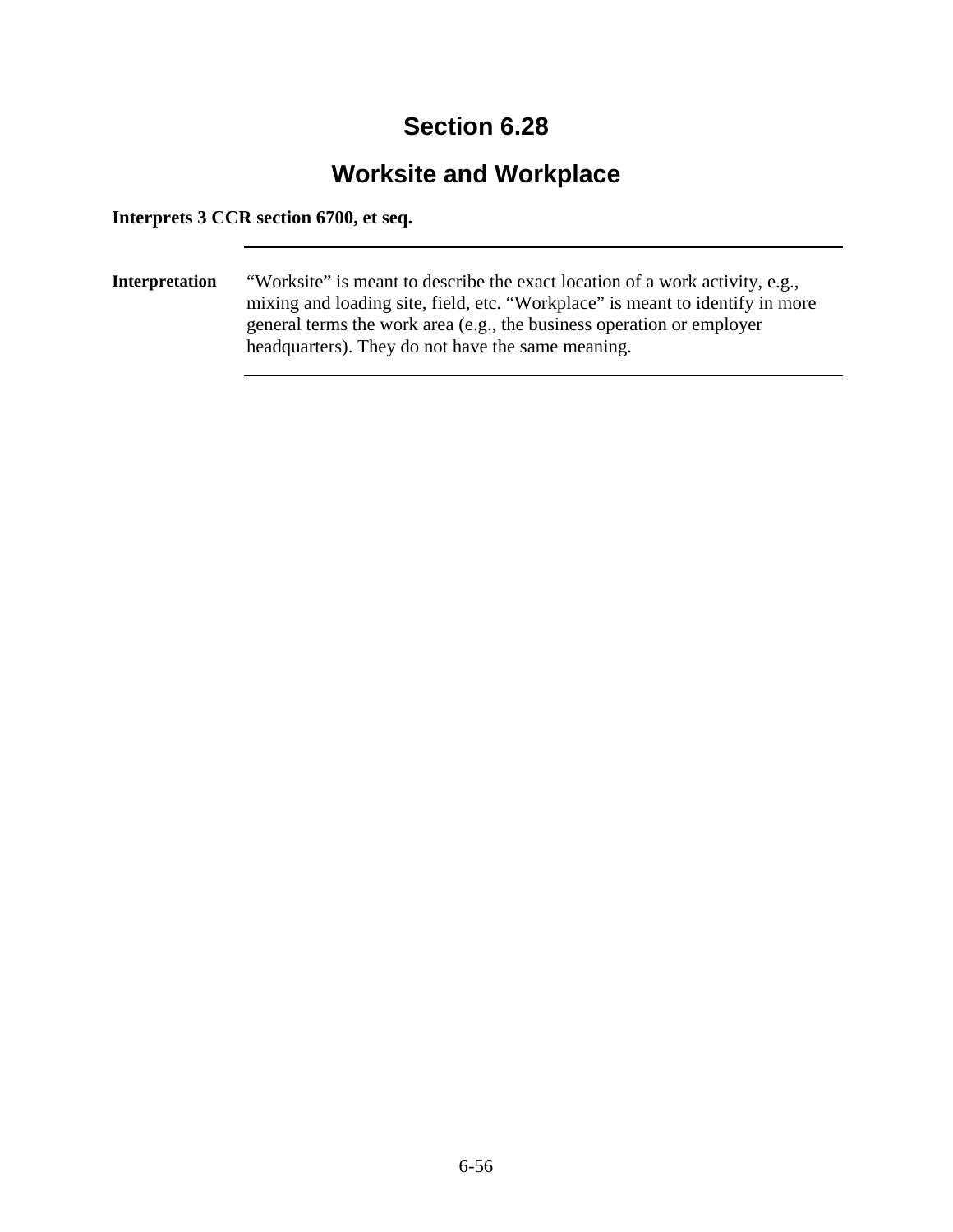# Section 6.28

## Worksite and Workplace

**Interprets 3 CCR section 6700, et seq.**

---

**Interpretation**

"Worksite" is meant to describe the exact location of a work activity, e.g., mixing and loading site, field, etc. "Workplace" is meant to identify in more general terms the work area (e.g., the business operation or employer headquarters). They do not have the same meaning.

---